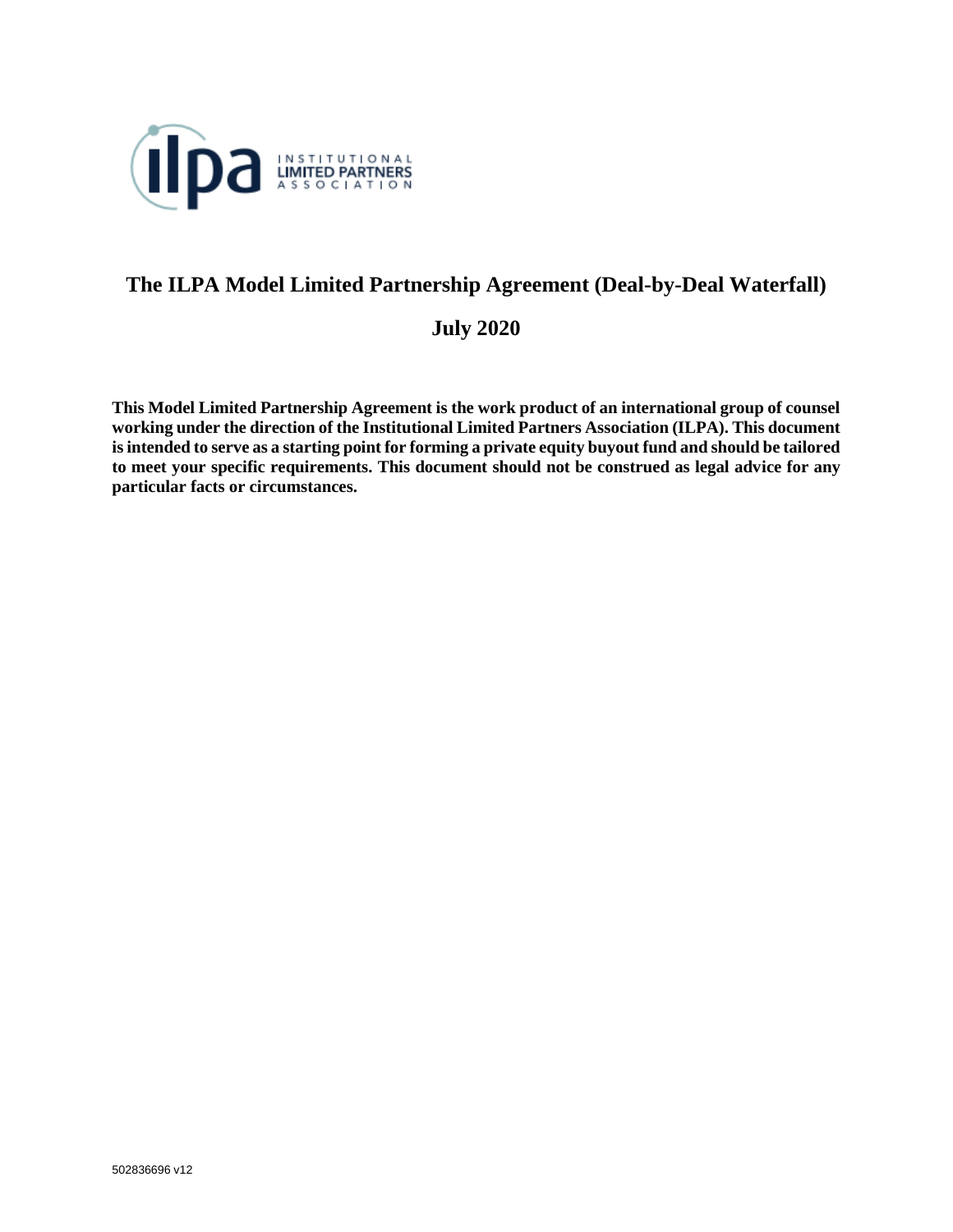# The ILPA Model Limited Partnership Agreement (Deal-by-Deal Waterfall)

## July 2020

**This Model Limited Partnership Agreement is the work product of an international group of counsel working under the direction of the Institutional Limited Partners Association (ILPA). This document is intended to serve as a starting point for forming a private equity buyout fund and should be tailored to meet your specific requirements. This document should not be construed as legal advice for any particular facts or circumstances.**

502836696 v12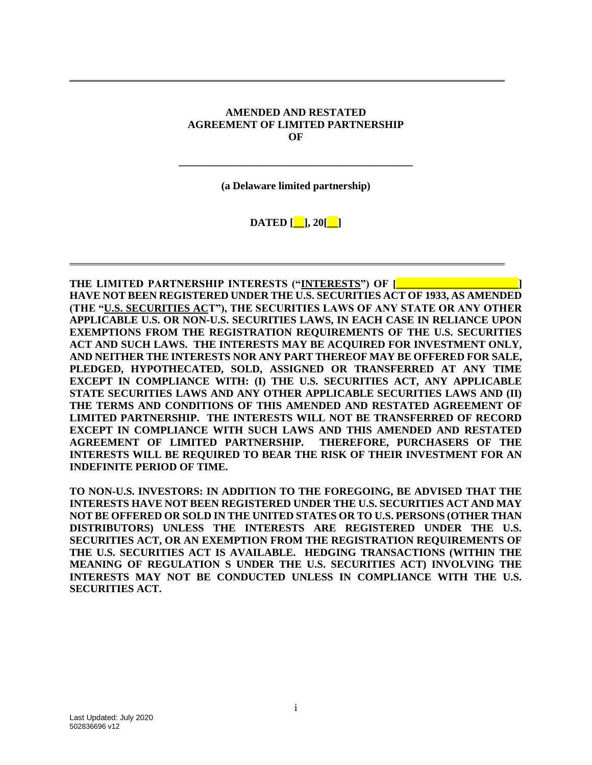---

**AMENDED AND RESTATED**
**AGREEMENT OF LIMITED PARTNERSHIP**
**OF**

**______________________________________________**

**(a Delaware limited partnership)**

**DATED [__], 20[__]**

---

**THE LIMITED PARTNERSHIP INTERESTS ("<u>INTERESTS</u>") OF [______________________] HAVE NOT BEEN REGISTERED UNDER THE U.S. SECURITIES ACT OF 1933, AS AMENDED (THE "<u>U.S. SECURITIES ACT</u>"), THE SECURITIES LAWS OF ANY STATE OR ANY OTHER APPLICABLE U.S. OR NON-U.S. SECURITIES LAWS, IN EACH CASE IN RELIANCE UPON EXEMPTIONS FROM THE REGISTRATION REQUIREMENTS OF THE U.S. SECURITIES ACT AND SUCH LAWS. THE INTERESTS MAY BE ACQUIRED FOR INVESTMENT ONLY, AND NEITHER THE INTERESTS NOR ANY PART THEREOF MAY BE OFFERED FOR SALE, PLEDGED, HYPOTHECATED, SOLD, ASSIGNED OR TRANSFERRED AT ANY TIME EXCEPT IN COMPLIANCE WITH: (I) THE U.S. SECURITIES ACT, ANY APPLICABLE STATE SECURITIES LAWS AND ANY OTHER APPLICABLE SECURITIES LAWS AND (II) THE TERMS AND CONDITIONS OF THIS AMENDED AND RESTATED AGREEMENT OF LIMITED PARTNERSHIP. THE INTERESTS WILL NOT BE TRANSFERRED OF RECORD EXCEPT IN COMPLIANCE WITH SUCH LAWS AND THIS AMENDED AND RESTATED AGREEMENT OF LIMITED PARTNERSHIP. THEREFORE, PURCHASERS OF THE INTERESTS WILL BE REQUIRED TO BEAR THE RISK OF THEIR INVESTMENT FOR AN INDEFINITE PERIOD OF TIME.**

**TO NON-U.S. INVESTORS: IN ADDITION TO THE FOREGOING, BE ADVISED THAT THE INTERESTS HAVE NOT BEEN REGISTERED UNDER THE U.S. SECURITIES ACT AND MAY NOT BE OFFERED OR SOLD IN THE UNITED STATES OR TO U.S. PERSONS (OTHER THAN DISTRIBUTORS) UNLESS THE INTERESTS ARE REGISTERED UNDER THE U.S. SECURITIES ACT, OR AN EXEMPTION FROM THE REGISTRATION REQUIREMENTS OF THE U.S. SECURITIES ACT IS AVAILABLE. HEDGING TRANSACTIONS (WITHIN THE MEANING OF REGULATION S UNDER THE U.S. SECURITIES ACT) INVOLVING THE INTERESTS MAY NOT BE CONDUCTED UNLESS IN COMPLIANCE WITH THE U.S. SECURITIES ACT.**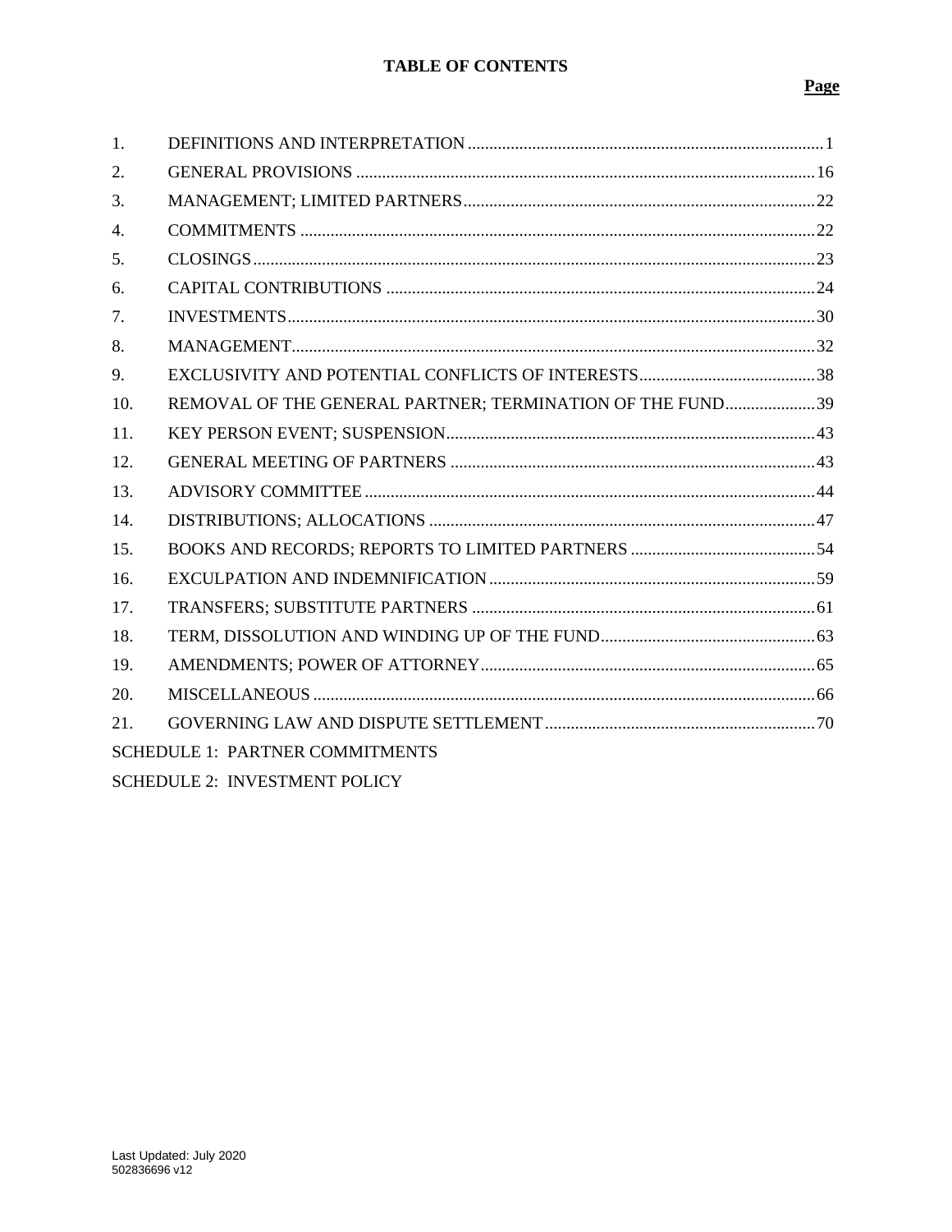# TABLE OF CONTENTS

| | | Page |
|---|---|---|
| 1. | DEFINITIONS AND INTERPRETATION | 1 |
| 2. | GENERAL PROVISIONS | 16 |
| 3. | MANAGEMENT; LIMITED PARTNERS | 22 |
| 4. | COMMITMENTS | 22 |
| 5. | CLOSINGS | 23 |
| 6. | CAPITAL CONTRIBUTIONS | 24 |
| 7. | INVESTMENTS | 30 |
| 8. | MANAGEMENT | 32 |
| 9. | EXCLUSIVITY AND POTENTIAL CONFLICTS OF INTERESTS | 38 |
| 10. | REMOVAL OF THE GENERAL PARTNER; TERMINATION OF THE FUND | 39 |
| 11. | KEY PERSON EVENT; SUSPENSION | 43 |
| 12. | GENERAL MEETING OF PARTNERS | 43 |
| 13. | ADVISORY COMMITTEE | 44 |
| 14. | DISTRIBUTIONS; ALLOCATIONS | 47 |
| 15. | BOOKS AND RECORDS; REPORTS TO LIMITED PARTNERS | 54 |
| 16. | EXCULPATION AND INDEMNIFICATION | 59 |
| 17. | TRANSFERS; SUBSTITUTE PARTNERS | 61 |
| 18. | TERM, DISSOLUTION AND WINDING UP OF THE FUND | 63 |
| 19. | AMENDMENTS; POWER OF ATTORNEY | 65 |
| 20. | MISCELLANEOUS | 66 |
| 21. | GOVERNING LAW AND DISPUTE SETTLEMENT | 70 |

SCHEDULE 1: PARTNER COMMITMENTS

SCHEDULE 2: INVESTMENT POLICY

Last Updated: July 2020
502836696 v12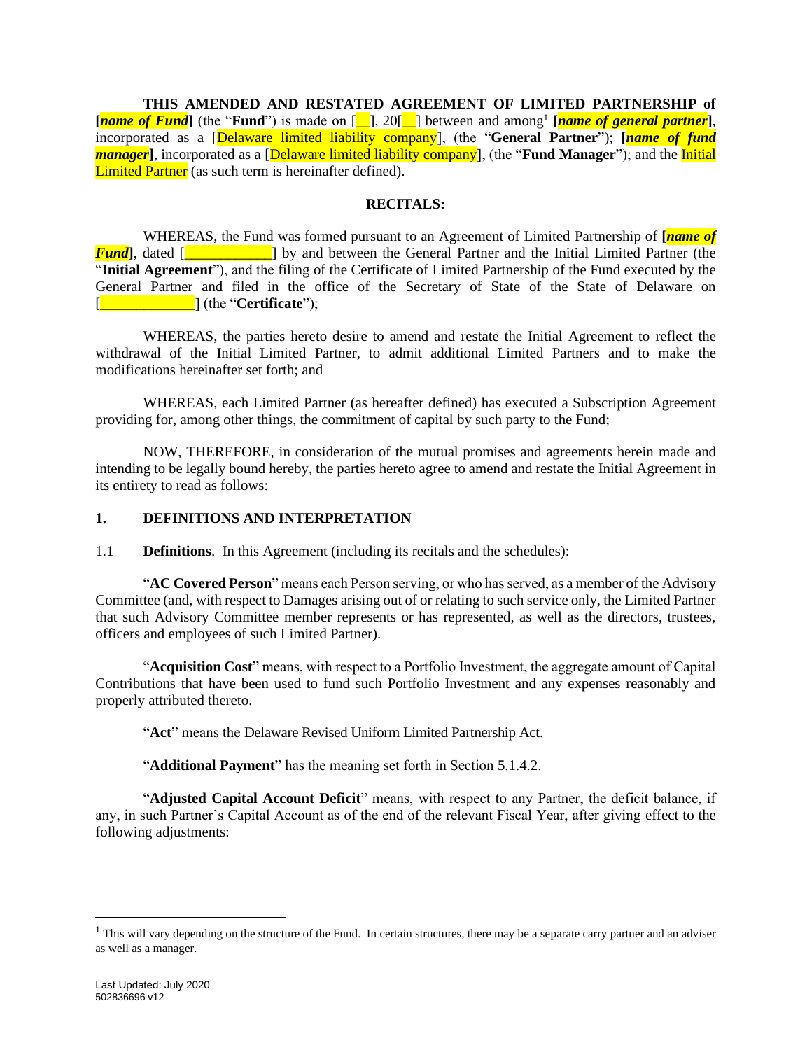**THIS AMENDED AND RESTATED AGREEMENT OF LIMITED PARTNERSHIP of [*name of Fund*]** (the "**Fund**") is made on [__], 20[__] between and among[1] **[*name of general partner*]**, incorporated as a [Delaware limited liability company], (the "**General Partner**"); **[*name of fund manager*]**, incorporated as a [Delaware limited liability company], (the "**Fund Manager**"); and the Initial Limited Partner (as such term is hereinafter defined).

**RECITALS:**

WHEREAS, the Fund was formed pursuant to an Agreement of Limited Partnership of **[*name of Fund*]**, dated [____________] by and between the General Partner and the Initial Limited Partner (the "**Initial Agreement**"), and the filing of the Certificate of Limited Partnership of the Fund executed by the General Partner and filed in the office of the Secretary of State of the State of Delaware on [_____________] (the "**Certificate**");

WHEREAS, the parties hereto desire to amend and restate the Initial Agreement to reflect the withdrawal of the Initial Limited Partner, to admit additional Limited Partners and to make the modifications hereinafter set forth; and

WHEREAS, each Limited Partner (as hereafter defined) has executed a Subscription Agreement providing for, among other things, the commitment of capital by such party to the Fund;

NOW, THEREFORE, in consideration of the mutual promises and agreements herein made and intending to be legally bound hereby, the parties hereto agree to amend and restate the Initial Agreement in its entirety to read as follows:

## 1. DEFINITIONS AND INTERPRETATION

1.1 **Definitions**. In this Agreement (including its recitals and the schedules):

"**AC Covered Person**" means each Person serving, or who has served, as a member of the Advisory Committee (and, with respect to Damages arising out of or relating to such service only, the Limited Partner that such Advisory Committee member represents or has represented, as well as the directors, trustees, officers and employees of such Limited Partner).

"**Acquisition Cost**" means, with respect to a Portfolio Investment, the aggregate amount of Capital Contributions that have been used to fund such Portfolio Investment and any expenses reasonably and properly attributed thereto.

"**Act**" means the Delaware Revised Uniform Limited Partnership Act.

"**Additional Payment**" has the meaning set forth in Section 5.1.4.2.

"**Adjusted Capital Account Deficit**" means, with respect to any Partner, the deficit balance, if any, in such Partner's Capital Account as of the end of the relevant Fiscal Year, after giving effect to the following adjustments:

---

[1] This will vary depending on the structure of the Fund. In certain structures, there may be a separate carry partner and an adviser as well as a manager.

Last Updated: July 2020
502836696 v12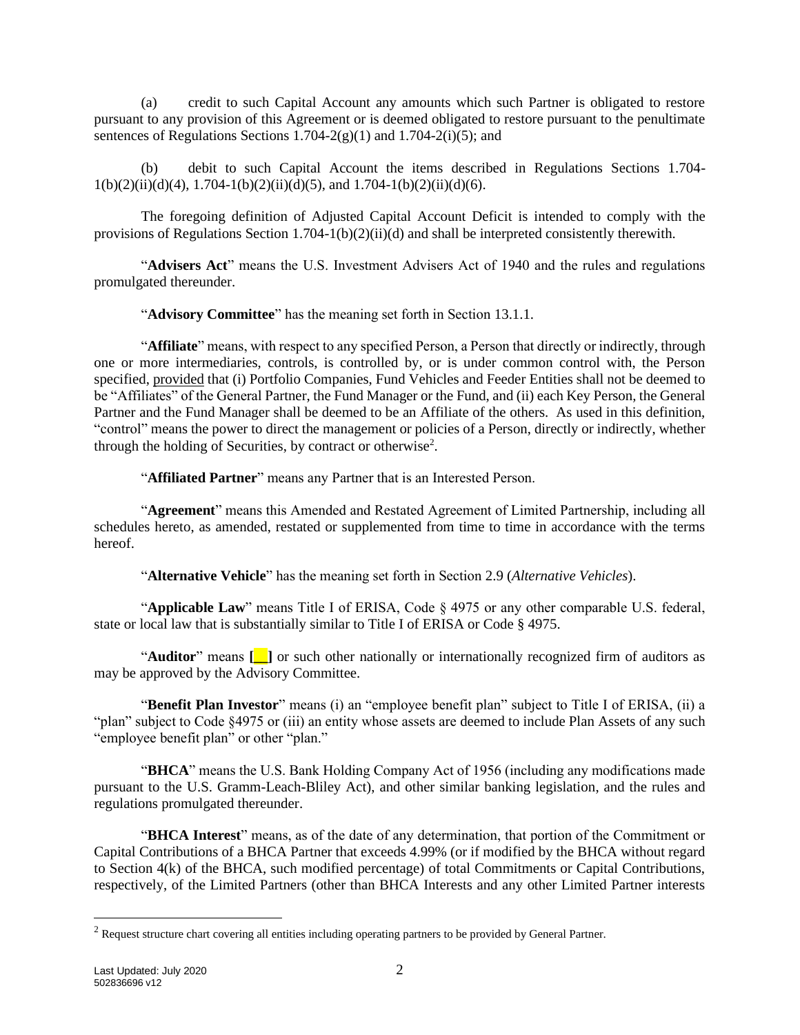(a) credit to such Capital Account any amounts which such Partner is obligated to restore pursuant to any provision of this Agreement or is deemed obligated to restore pursuant to the penultimate sentences of Regulations Sections 1.704-2(g)(1) and 1.704-2(i)(5); and

(b) debit to such Capital Account the items described in Regulations Sections 1.704-1(b)(2)(ii)(d)(4), 1.704-1(b)(2)(ii)(d)(5), and 1.704-1(b)(2)(ii)(d)(6).

The foregoing definition of Adjusted Capital Account Deficit is intended to comply with the provisions of Regulations Section 1.704-1(b)(2)(ii)(d) and shall be interpreted consistently therewith.

"**Advisers Act**" means the U.S. Investment Advisers Act of 1940 and the rules and regulations promulgated thereunder.

"**Advisory Committee**" has the meaning set forth in Section 13.1.1.

"**Affiliate**" means, with respect to any specified Person, a Person that directly or indirectly, through one or more intermediaries, controls, is controlled by, or is under common control with, the Person specified, provided that (i) Portfolio Companies, Fund Vehicles and Feeder Entities shall not be deemed to be "Affiliates" of the General Partner, the Fund Manager or the Fund, and (ii) each Key Person, the General Partner and the Fund Manager shall be deemed to be an Affiliate of the others. As used in this definition, "control" means the power to direct the management or policies of a Person, directly or indirectly, whether through the holding of Securities, by contract or otherwise[2].

"**Affiliated Partner**" means any Partner that is an Interested Person.

"**Agreement**" means this Amended and Restated Agreement of Limited Partnership, including all schedules hereto, as amended, restated or supplemented from time to time in accordance with the terms hereof.

"**Alternative Vehicle**" has the meaning set forth in Section 2.9 (*Alternative Vehicles*).

"**Applicable Law**" means Title I of ERISA, Code § 4975 or any other comparable U.S. federal, state or local law that is substantially similar to Title I of ERISA or Code § 4975.

"**Auditor**" means **[__]** or such other nationally or internationally recognized firm of auditors as may be approved by the Advisory Committee.

"**Benefit Plan Investor**" means (i) an "employee benefit plan" subject to Title I of ERISA, (ii) a "plan" subject to Code §4975 or (iii) an entity whose assets are deemed to include Plan Assets of any such "employee benefit plan" or other "plan."

"**BHCA**" means the U.S. Bank Holding Company Act of 1956 (including any modifications made pursuant to the U.S. Gramm-Leach-Bliley Act), and other similar banking legislation, and the rules and regulations promulgated thereunder.

"**BHCA Interest**" means, as of the date of any determination, that portion of the Commitment or Capital Contributions of a BHCA Partner that exceeds 4.99% (or if modified by the BHCA without regard to Section 4(k) of the BHCA, such modified percentage) of total Commitments or Capital Contributions, respectively, of the Limited Partners (other than BHCA Interests and any other Limited Partner interests

[2] Request structure chart covering all entities including operating partners to be provided by General Partner.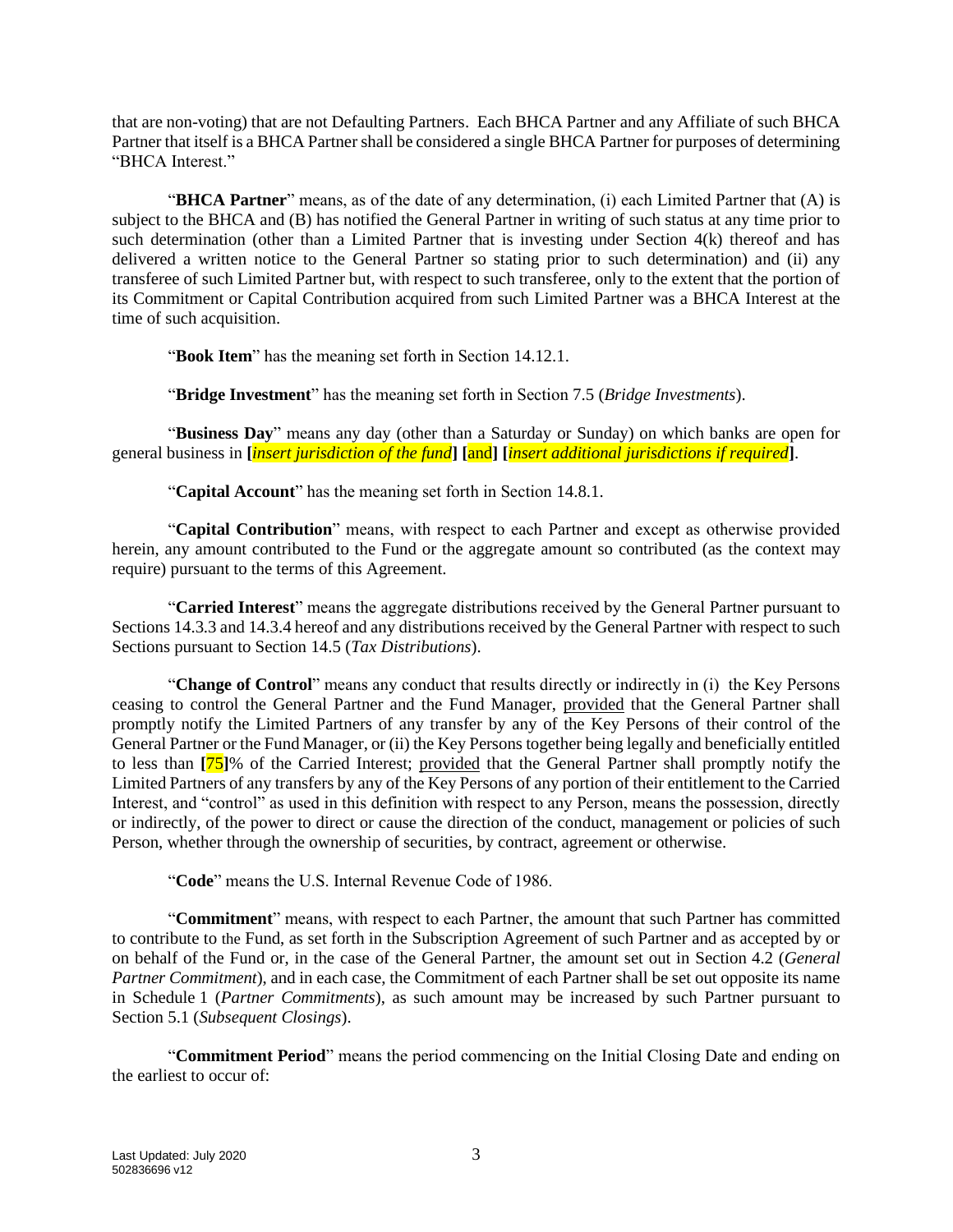that are non-voting) that are not Defaulting Partners. Each BHCA Partner and any Affiliate of such BHCA Partner that itself is a BHCA Partner shall be considered a single BHCA Partner for purposes of determining "BHCA Interest."

"**BHCA Partner**" means, as of the date of any determination, (i) each Limited Partner that (A) is subject to the BHCA and (B) has notified the General Partner in writing of such status at any time prior to such determination (other than a Limited Partner that is investing under Section 4(k) thereof and has delivered a written notice to the General Partner so stating prior to such determination) and (ii) any transferee of such Limited Partner but, with respect to such transferee, only to the extent that the portion of its Commitment or Capital Contribution acquired from such Limited Partner was a BHCA Interest at the time of such acquisition.

"**Book Item**" has the meaning set forth in Section 14.12.1.

"**Bridge Investment**" has the meaning set forth in Section 7.5 (*Bridge Investments*).

"**Business Day**" means any day (other than a Saturday or Sunday) on which banks are open for general business in **[***insert jurisdiction of the fund***]** **[**and**]** **[***insert additional jurisdictions if required***]**.

"**Capital Account**" has the meaning set forth in Section 14.8.1.

"**Capital Contribution**" means, with respect to each Partner and except as otherwise provided herein, any amount contributed to the Fund or the aggregate amount so contributed (as the context may require) pursuant to the terms of this Agreement.

"**Carried Interest**" means the aggregate distributions received by the General Partner pursuant to Sections 14.3.3 and 14.3.4 hereof and any distributions received by the General Partner with respect to such Sections pursuant to Section 14.5 (*Tax Distributions*).

"**Change of Control**" means any conduct that results directly or indirectly in (i) the Key Persons ceasing to control the General Partner and the Fund Manager, provided that the General Partner shall promptly notify the Limited Partners of any transfer by any of the Key Persons of their control of the General Partner or the Fund Manager, or (ii) the Key Persons together being legally and beneficially entitled to less than **[**75**]**% of the Carried Interest; provided that the General Partner shall promptly notify the Limited Partners of any transfers by any of the Key Persons of any portion of their entitlement to the Carried Interest, and "control" as used in this definition with respect to any Person, means the possession, directly or indirectly, of the power to direct or cause the direction of the conduct, management or policies of such Person, whether through the ownership of securities, by contract, agreement or otherwise.

"**Code**" means the U.S. Internal Revenue Code of 1986.

"**Commitment**" means, with respect to each Partner, the amount that such Partner has committed to contribute to the Fund, as set forth in the Subscription Agreement of such Partner and as accepted by or on behalf of the Fund or, in the case of the General Partner, the amount set out in Section 4.2 (*General Partner Commitment*), and in each case, the Commitment of each Partner shall be set out opposite its name in Schedule 1 (*Partner Commitments*), as such amount may be increased by such Partner pursuant to Section 5.1 (*Subsequent Closings*).

"**Commitment Period**" means the period commencing on the Initial Closing Date and ending on the earliest to occur of: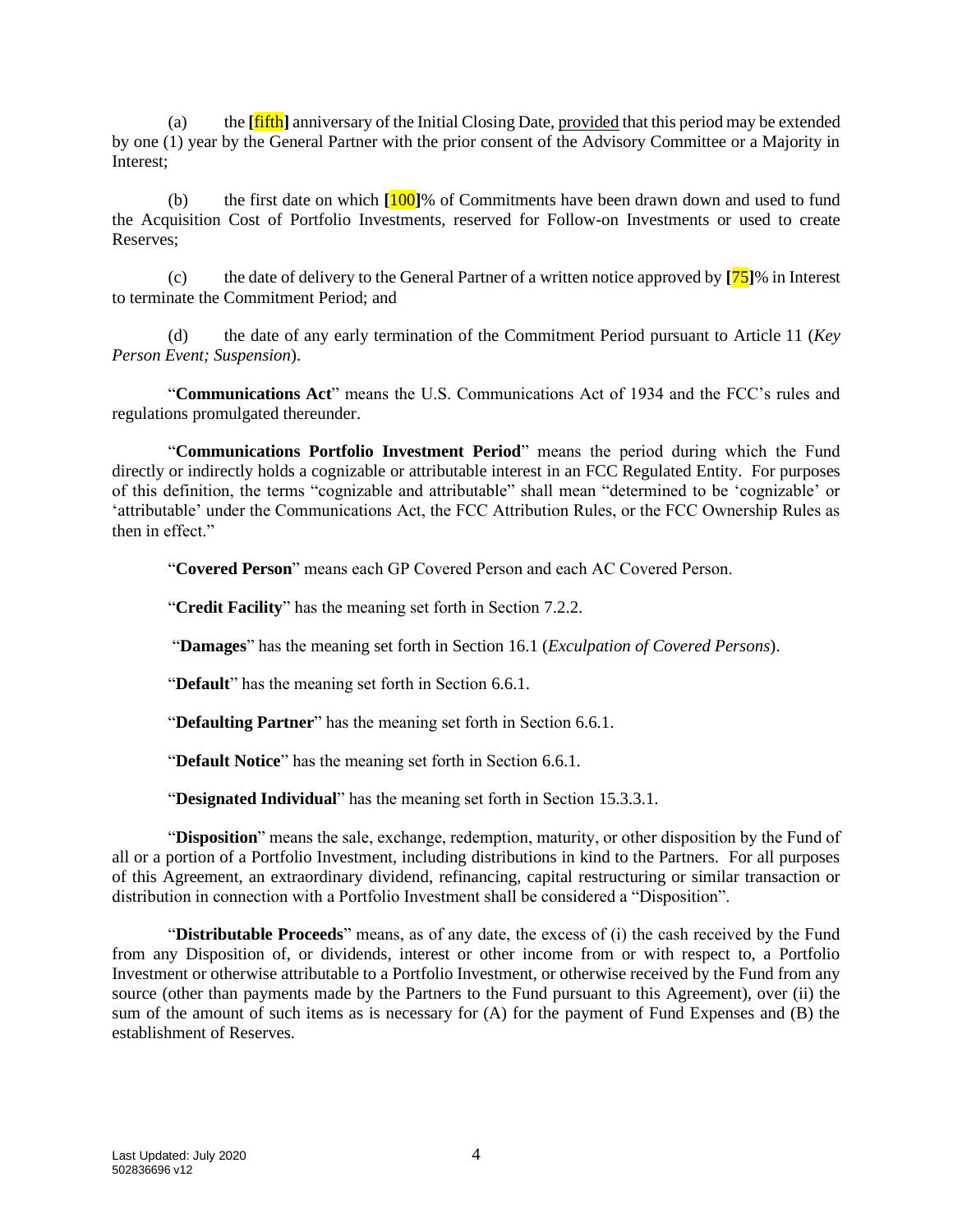(a) the **[**fifth**]** anniversary of the Initial Closing Date, provided that this period may be extended by one (1) year by the General Partner with the prior consent of the Advisory Committee or a Majority in Interest;

(b) the first date on which **[**100**]**% of Commitments have been drawn down and used to fund the Acquisition Cost of Portfolio Investments, reserved for Follow-on Investments or used to create Reserves;

(c) the date of delivery to the General Partner of a written notice approved by **[**75**]**% in Interest to terminate the Commitment Period; and

(d) the date of any early termination of the Commitment Period pursuant to Article 11 (*Key Person Event; Suspension*).

"**Communications Act**" means the U.S. Communications Act of 1934 and the FCC's rules and regulations promulgated thereunder.

"**Communications Portfolio Investment Period**" means the period during which the Fund directly or indirectly holds a cognizable or attributable interest in an FCC Regulated Entity. For purposes of this definition, the terms "cognizable and attributable" shall mean "determined to be 'cognizable' or 'attributable' under the Communications Act, the FCC Attribution Rules, or the FCC Ownership Rules as then in effect."

"**Covered Person**" means each GP Covered Person and each AC Covered Person.

"**Credit Facility**" has the meaning set forth in Section 7.2.2.

"**Damages**" has the meaning set forth in Section 16.1 (*Exculpation of Covered Persons*).

"**Default**" has the meaning set forth in Section 6.6.1.

"**Defaulting Partner**" has the meaning set forth in Section 6.6.1.

"**Default Notice**" has the meaning set forth in Section 6.6.1.

"**Designated Individual**" has the meaning set forth in Section 15.3.3.1.

"**Disposition**" means the sale, exchange, redemption, maturity, or other disposition by the Fund of all or a portion of a Portfolio Investment, including distributions in kind to the Partners. For all purposes of this Agreement, an extraordinary dividend, refinancing, capital restructuring or similar transaction or distribution in connection with a Portfolio Investment shall be considered a "Disposition".

"**Distributable Proceeds**" means, as of any date, the excess of (i) the cash received by the Fund from any Disposition of, or dividends, interest or other income from or with respect to, a Portfolio Investment or otherwise attributable to a Portfolio Investment, or otherwise received by the Fund from any source (other than payments made by the Partners to the Fund pursuant to this Agreement), over (ii) the sum of the amount of such items as is necessary for (A) for the payment of Fund Expenses and (B) the establishment of Reserves.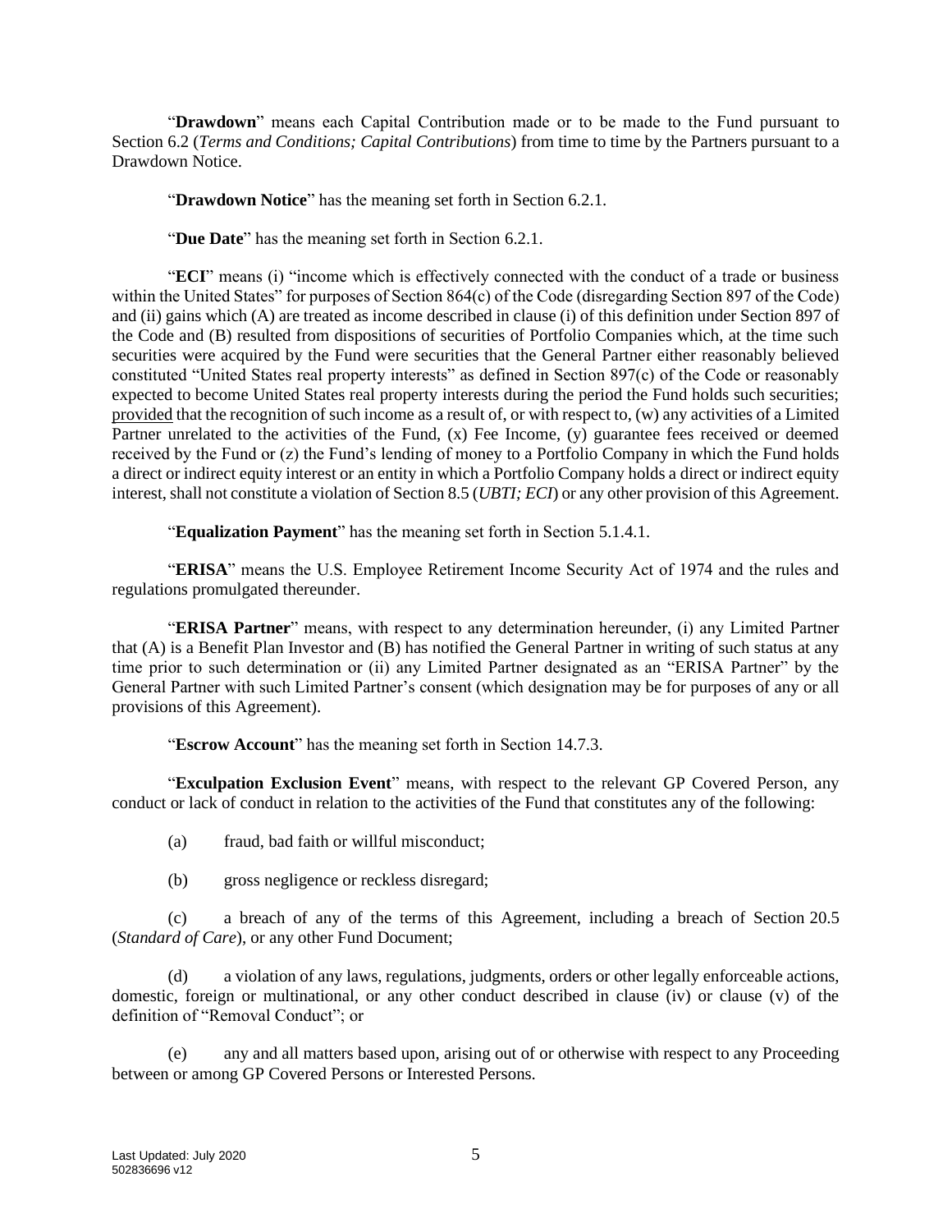"**Drawdown**" means each Capital Contribution made or to be made to the Fund pursuant to Section 6.2 (*Terms and Conditions; Capital Contributions*) from time to time by the Partners pursuant to a Drawdown Notice.

"**Drawdown Notice**" has the meaning set forth in Section 6.2.1.

"**Due Date**" has the meaning set forth in Section 6.2.1.

"**ECI**" means (i) "income which is effectively connected with the conduct of a trade or business within the United States" for purposes of Section 864(c) of the Code (disregarding Section 897 of the Code) and (ii) gains which (A) are treated as income described in clause (i) of this definition under Section 897 of the Code and (B) resulted from dispositions of securities of Portfolio Companies which, at the time such securities were acquired by the Fund were securities that the General Partner either reasonably believed constituted "United States real property interests" as defined in Section 897(c) of the Code or reasonably expected to become United States real property interests during the period the Fund holds such securities; provided that the recognition of such income as a result of, or with respect to, (w) any activities of a Limited Partner unrelated to the activities of the Fund, (x) Fee Income, (y) guarantee fees received or deemed received by the Fund or (z) the Fund's lending of money to a Portfolio Company in which the Fund holds a direct or indirect equity interest or an entity in which a Portfolio Company holds a direct or indirect equity interest, shall not constitute a violation of Section 8.5 (*UBTI; ECI*) or any other provision of this Agreement.

"**Equalization Payment**" has the meaning set forth in Section 5.1.4.1.

"**ERISA**" means the U.S. Employee Retirement Income Security Act of 1974 and the rules and regulations promulgated thereunder.

"**ERISA Partner**" means, with respect to any determination hereunder, (i) any Limited Partner that (A) is a Benefit Plan Investor and (B) has notified the General Partner in writing of such status at any time prior to such determination or (ii) any Limited Partner designated as an "ERISA Partner" by the General Partner with such Limited Partner's consent (which designation may be for purposes of any or all provisions of this Agreement).

"**Escrow Account**" has the meaning set forth in Section 14.7.3.

"**Exculpation Exclusion Event**" means, with respect to the relevant GP Covered Person, any conduct or lack of conduct in relation to the activities of the Fund that constitutes any of the following:

(a) fraud, bad faith or willful misconduct;

(b) gross negligence or reckless disregard;

(c) a breach of any of the terms of this Agreement, including a breach of Section 20.5 (*Standard of Care*), or any other Fund Document;

(d) a violation of any laws, regulations, judgments, orders or other legally enforceable actions, domestic, foreign or multinational, or any other conduct described in clause (iv) or clause (v) of the definition of "Removal Conduct"; or

(e) any and all matters based upon, arising out of or otherwise with respect to any Proceeding between or among GP Covered Persons or Interested Persons.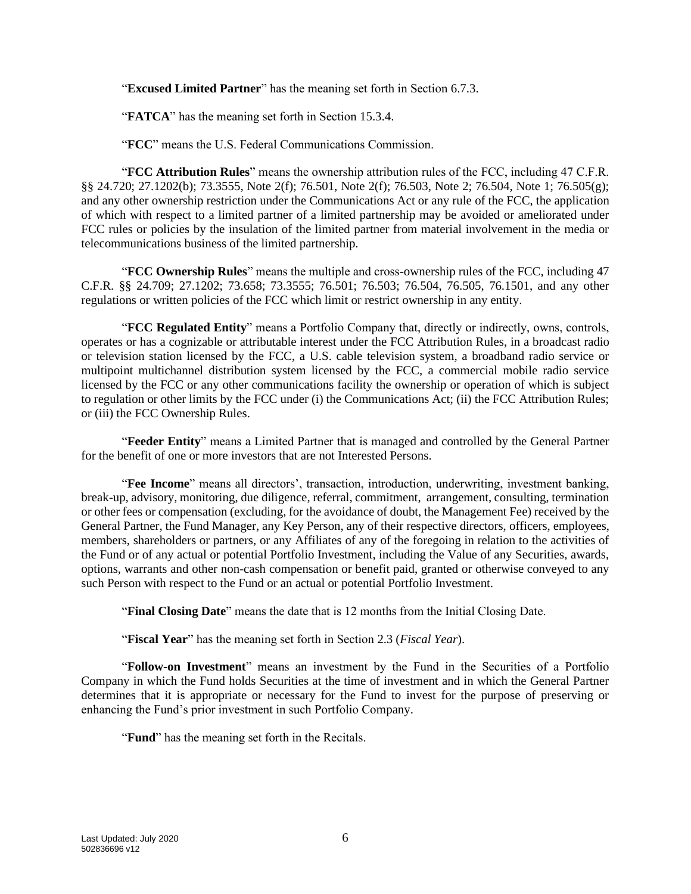"**Excused Limited Partner**" has the meaning set forth in Section 6.7.3.

"**FATCA**" has the meaning set forth in Section 15.3.4.

"**FCC**" means the U.S. Federal Communications Commission.

"**FCC Attribution Rules**" means the ownership attribution rules of the FCC, including 47 C.F.R. §§ 24.720; 27.1202(b); 73.3555, Note 2(f); 76.501, Note 2(f); 76.503, Note 2; 76.504, Note 1; 76.505(g); and any other ownership restriction under the Communications Act or any rule of the FCC, the application of which with respect to a limited partner of a limited partnership may be avoided or ameliorated under FCC rules or policies by the insulation of the limited partner from material involvement in the media or telecommunications business of the limited partnership.

"**FCC Ownership Rules**" means the multiple and cross-ownership rules of the FCC, including 47 C.F.R. §§ 24.709; 27.1202; 73.658; 73.3555; 76.501; 76.503; 76.504, 76.505, 76.1501, and any other regulations or written policies of the FCC which limit or restrict ownership in any entity.

"**FCC Regulated Entity**" means a Portfolio Company that, directly or indirectly, owns, controls, operates or has a cognizable or attributable interest under the FCC Attribution Rules, in a broadcast radio or television station licensed by the FCC, a U.S. cable television system, a broadband radio service or multipoint multichannel distribution system licensed by the FCC, a commercial mobile radio service licensed by the FCC or any other communications facility the ownership or operation of which is subject to regulation or other limits by the FCC under (i) the Communications Act; (ii) the FCC Attribution Rules; or (iii) the FCC Ownership Rules.

"**Feeder Entity**" means a Limited Partner that is managed and controlled by the General Partner for the benefit of one or more investors that are not Interested Persons.

"**Fee Income**" means all directors', transaction, introduction, underwriting, investment banking, break-up, advisory, monitoring, due diligence, referral, commitment, arrangement, consulting, termination or other fees or compensation (excluding, for the avoidance of doubt, the Management Fee) received by the General Partner, the Fund Manager, any Key Person, any of their respective directors, officers, employees, members, shareholders or partners, or any Affiliates of any of the foregoing in relation to the activities of the Fund or of any actual or potential Portfolio Investment, including the Value of any Securities, awards, options, warrants and other non-cash compensation or benefit paid, granted or otherwise conveyed to any such Person with respect to the Fund or an actual or potential Portfolio Investment.

"**Final Closing Date**" means the date that is 12 months from the Initial Closing Date.

"**Fiscal Year**" has the meaning set forth in Section 2.3 (*Fiscal Year*).

"**Follow-on Investment**" means an investment by the Fund in the Securities of a Portfolio Company in which the Fund holds Securities at the time of investment and in which the General Partner determines that it is appropriate or necessary for the Fund to invest for the purpose of preserving or enhancing the Fund's prior investment in such Portfolio Company.

"**Fund**" has the meaning set forth in the Recitals.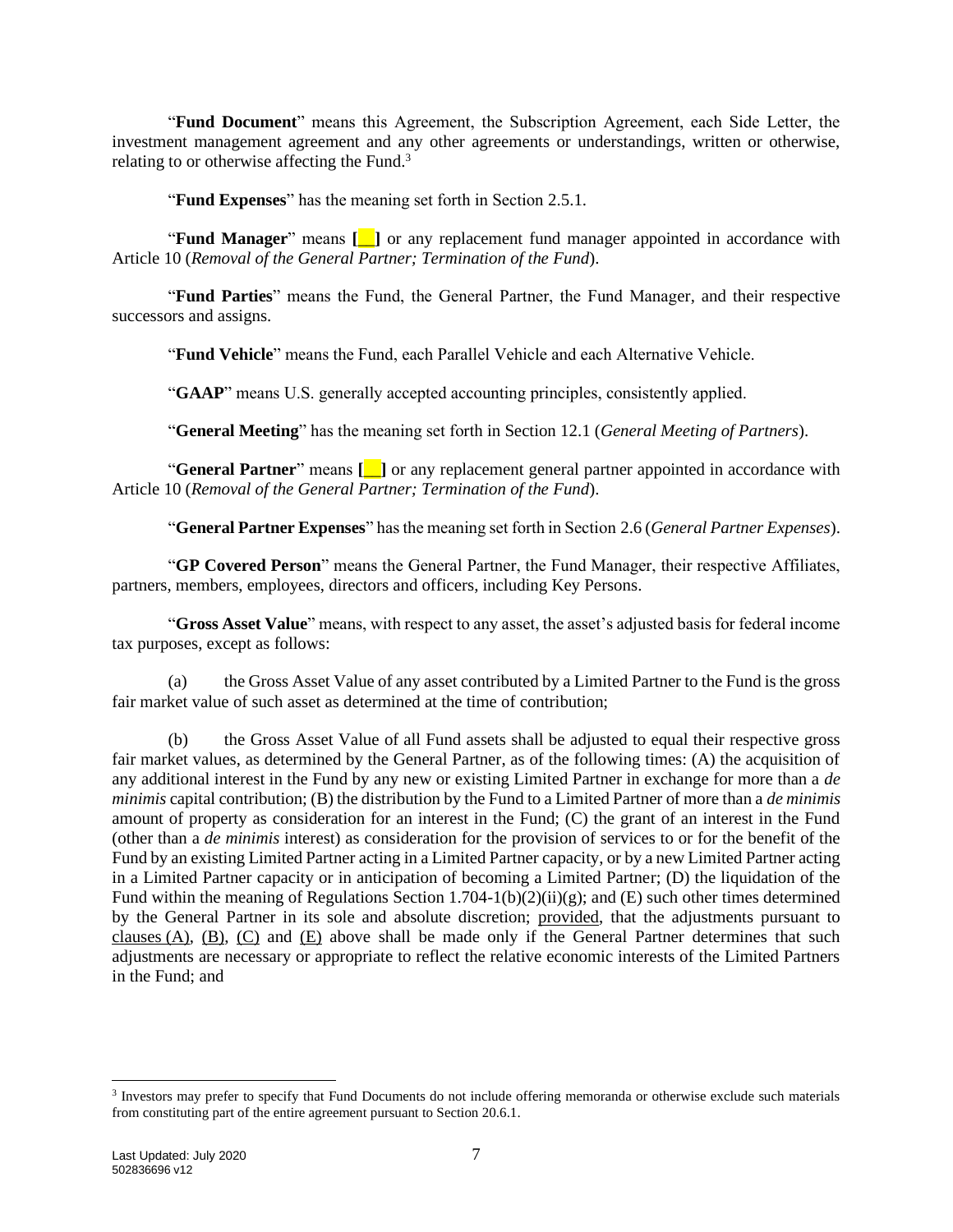"**Fund Document**" means this Agreement, the Subscription Agreement, each Side Letter, the investment management agreement and any other agreements or understandings, written or otherwise, relating to or otherwise affecting the Fund.[3]

"**Fund Expenses**" has the meaning set forth in Section 2.5.1.

"**Fund Manager**" means **[__]** or any replacement fund manager appointed in accordance with Article 10 (*Removal of the General Partner; Termination of the Fund*).

"**Fund Parties**" means the Fund, the General Partner, the Fund Manager, and their respective successors and assigns.

"**Fund Vehicle**" means the Fund, each Parallel Vehicle and each Alternative Vehicle.

"**GAAP**" means U.S. generally accepted accounting principles, consistently applied.

"**General Meeting**" has the meaning set forth in Section 12.1 (*General Meeting of Partners*).

"**General Partner**" means **[__]** or any replacement general partner appointed in accordance with Article 10 (*Removal of the General Partner; Termination of the Fund*).

"**General Partner Expenses**" has the meaning set forth in Section 2.6 (*General Partner Expenses*).

"**GP Covered Person**" means the General Partner, the Fund Manager, their respective Affiliates, partners, members, employees, directors and officers, including Key Persons.

"**Gross Asset Value**" means, with respect to any asset, the asset's adjusted basis for federal income tax purposes, except as follows:

(a) the Gross Asset Value of any asset contributed by a Limited Partner to the Fund is the gross fair market value of such asset as determined at the time of contribution;

(b) the Gross Asset Value of all Fund assets shall be adjusted to equal their respective gross fair market values, as determined by the General Partner, as of the following times: (A) the acquisition of any additional interest in the Fund by any new or existing Limited Partner in exchange for more than a *de minimis* capital contribution; (B) the distribution by the Fund to a Limited Partner of more than a *de minimis* amount of property as consideration for an interest in the Fund; (C) the grant of an interest in the Fund (other than a *de minimis* interest) as consideration for the provision of services to or for the benefit of the Fund by an existing Limited Partner acting in a Limited Partner capacity, or by a new Limited Partner acting in a Limited Partner capacity or in anticipation of becoming a Limited Partner; (D) the liquidation of the Fund within the meaning of Regulations Section 1.704-1(b)(2)(ii)(g); and (E) such other times determined by the General Partner in its sole and absolute discretion; provided, that the adjustments pursuant to clauses (A), (B), (C) and (E) above shall be made only if the General Partner determines that such adjustments are necessary or appropriate to reflect the relative economic interests of the Limited Partners in the Fund; and

[3] Investors may prefer to specify that Fund Documents do not include offering memoranda or otherwise exclude such materials from constituting part of the entire agreement pursuant to Section 20.6.1.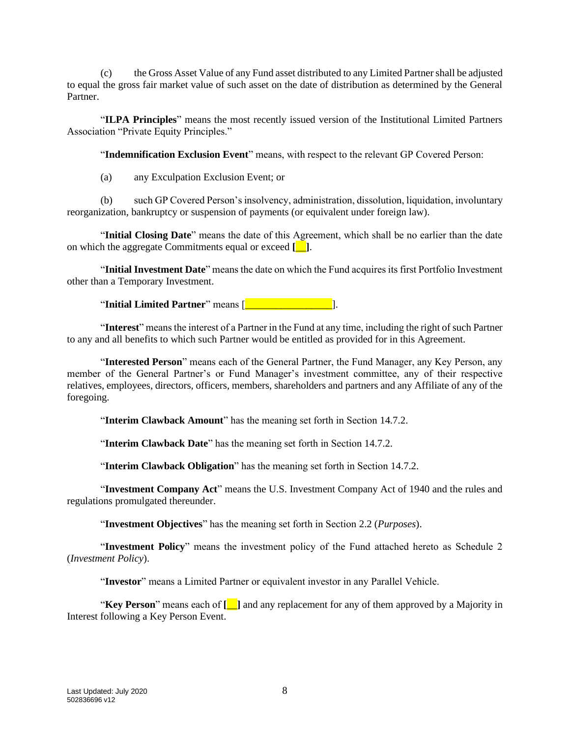(c) the Gross Asset Value of any Fund asset distributed to any Limited Partner shall be adjusted to equal the gross fair market value of such asset on the date of distribution as determined by the General Partner.

"**ILPA Principles**" means the most recently issued version of the Institutional Limited Partners Association "Private Equity Principles."

"**Indemnification Exclusion Event**" means, with respect to the relevant GP Covered Person:

(a) any Exculpation Exclusion Event; or

(b) such GP Covered Person's insolvency, administration, dissolution, liquidation, involuntary reorganization, bankruptcy or suspension of payments (or equivalent under foreign law).

"**Initial Closing Date**" means the date of this Agreement, which shall be no earlier than the date on which the aggregate Commitments equal or exceed **[__]**.

"**Initial Investment Date**" means the date on which the Fund acquires its first Portfolio Investment other than a Temporary Investment.

"**Initial Limited Partner**" means [________________].

"**Interest**" means the interest of a Partner in the Fund at any time, including the right of such Partner to any and all benefits to which such Partner would be entitled as provided for in this Agreement.

"**Interested Person**" means each of the General Partner, the Fund Manager, any Key Person, any member of the General Partner's or Fund Manager's investment committee, any of their respective relatives, employees, directors, officers, members, shareholders and partners and any Affiliate of any of the foregoing.

"**Interim Clawback Amount**" has the meaning set forth in Section 14.7.2.

"**Interim Clawback Date**" has the meaning set forth in Section 14.7.2.

"**Interim Clawback Obligation**" has the meaning set forth in Section 14.7.2.

"**Investment Company Act**" means the U.S. Investment Company Act of 1940 and the rules and regulations promulgated thereunder.

"**Investment Objectives**" has the meaning set forth in Section 2.2 (*Purposes*).

"**Investment Policy**" means the investment policy of the Fund attached hereto as Schedule 2 (*Investment Policy*).

"**Investor**" means a Limited Partner or equivalent investor in any Parallel Vehicle.

"**Key Person**" means each of **[__]** and any replacement for any of them approved by a Majority in Interest following a Key Person Event.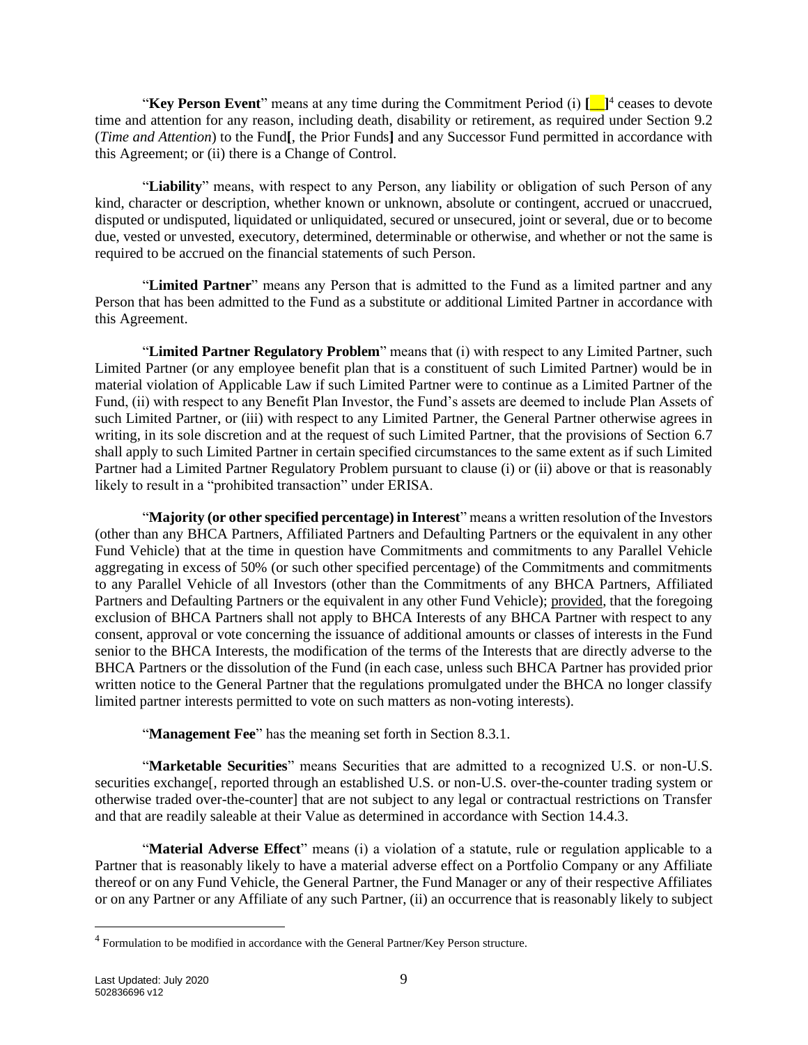"**Key Person Event**" means at any time during the Commitment Period (i) **[__]**[4] ceases to devote time and attention for any reason, including death, disability or retirement, as required under Section 9.2 (*Time and Attention*) to the Fund**[**, the Prior Funds**]** and any Successor Fund permitted in accordance with this Agreement; or (ii) there is a Change of Control.

"**Liability**" means, with respect to any Person, any liability or obligation of such Person of any kind, character or description, whether known or unknown, absolute or contingent, accrued or unaccrued, disputed or undisputed, liquidated or unliquidated, secured or unsecured, joint or several, due or to become due, vested or unvested, executory, determined, determinable or otherwise, and whether or not the same is required to be accrued on the financial statements of such Person.

"**Limited Partner**" means any Person that is admitted to the Fund as a limited partner and any Person that has been admitted to the Fund as a substitute or additional Limited Partner in accordance with this Agreement.

"**Limited Partner Regulatory Problem**" means that (i) with respect to any Limited Partner, such Limited Partner (or any employee benefit plan that is a constituent of such Limited Partner) would be in material violation of Applicable Law if such Limited Partner were to continue as a Limited Partner of the Fund, (ii) with respect to any Benefit Plan Investor, the Fund's assets are deemed to include Plan Assets of such Limited Partner, or (iii) with respect to any Limited Partner, the General Partner otherwise agrees in writing, in its sole discretion and at the request of such Limited Partner, that the provisions of Section 6.7 shall apply to such Limited Partner in certain specified circumstances to the same extent as if such Limited Partner had a Limited Partner Regulatory Problem pursuant to clause (i) or (ii) above or that is reasonably likely to result in a "prohibited transaction" under ERISA.

"**Majority (or other specified percentage) in Interest**" means a written resolution of the Investors (other than any BHCA Partners, Affiliated Partners and Defaulting Partners or the equivalent in any other Fund Vehicle) that at the time in question have Commitments and commitments to any Parallel Vehicle aggregating in excess of 50% (or such other specified percentage) of the Commitments and commitments to any Parallel Vehicle of all Investors (other than the Commitments of any BHCA Partners, Affiliated Partners and Defaulting Partners or the equivalent in any other Fund Vehicle); provided, that the foregoing exclusion of BHCA Partners shall not apply to BHCA Interests of any BHCA Partner with respect to any consent, approval or vote concerning the issuance of additional amounts or classes of interests in the Fund senior to the BHCA Interests, the modification of the terms of the Interests that are directly adverse to the BHCA Partners or the dissolution of the Fund (in each case, unless such BHCA Partner has provided prior written notice to the General Partner that the regulations promulgated under the BHCA no longer classify limited partner interests permitted to vote on such matters as non-voting interests).

"**Management Fee**" has the meaning set forth in Section 8.3.1.

"**Marketable Securities**" means Securities that are admitted to a recognized U.S. or non-U.S. securities exchange[, reported through an established U.S. or non-U.S. over-the-counter trading system or otherwise traded over-the-counter] that are not subject to any legal or contractual restrictions on Transfer and that are readily saleable at their Value as determined in accordance with Section 14.4.3.

"**Material Adverse Effect**" means (i) a violation of a statute, rule or regulation applicable to a Partner that is reasonably likely to have a material adverse effect on a Portfolio Company or any Affiliate thereof or on any Fund Vehicle, the General Partner, the Fund Manager or any of their respective Affiliates or on any Partner or any Affiliate of any such Partner, (ii) an occurrence that is reasonably likely to subject

[4] Formulation to be modified in accordance with the General Partner/Key Person structure.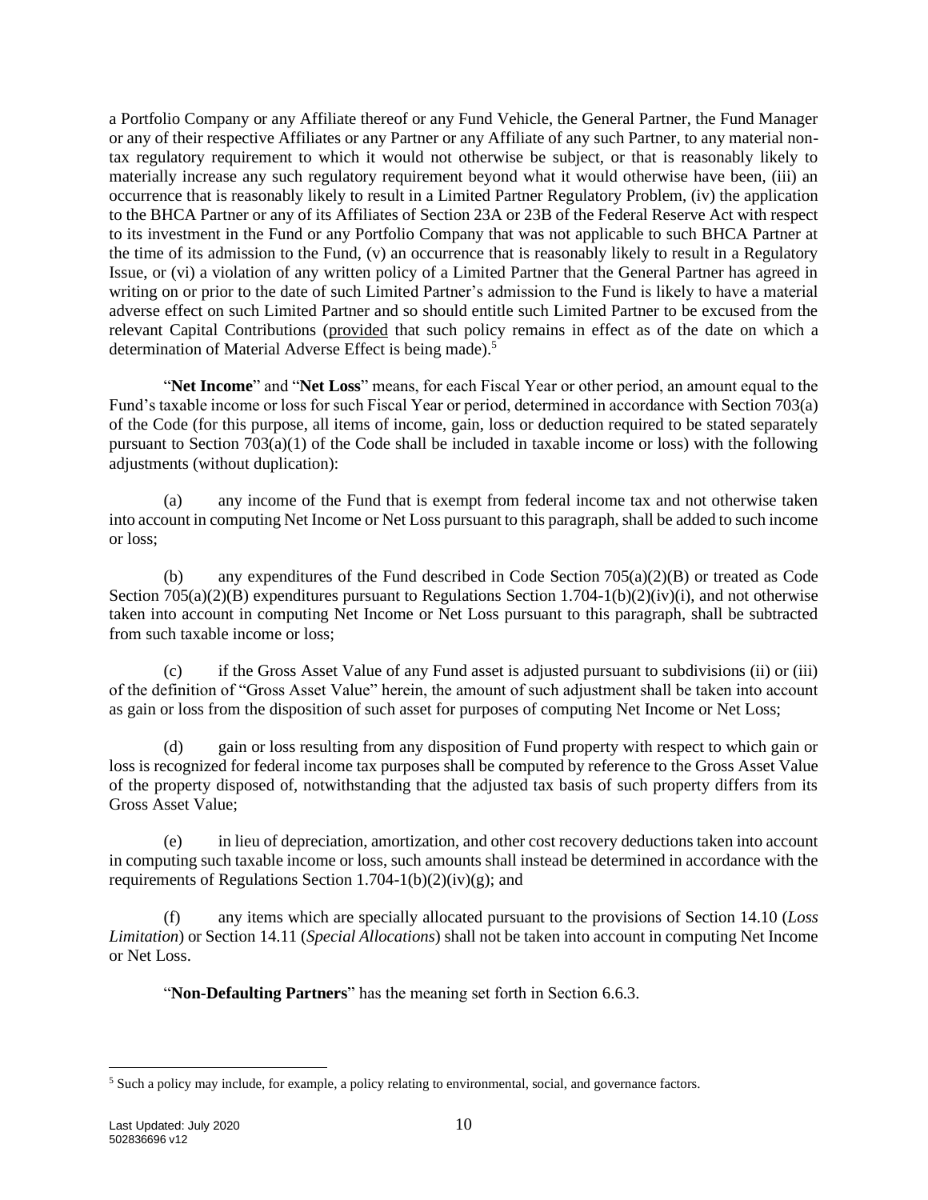a Portfolio Company or any Affiliate thereof or any Fund Vehicle, the General Partner, the Fund Manager or any of their respective Affiliates or any Partner or any Affiliate of any such Partner, to any material non-tax regulatory requirement to which it would not otherwise be subject, or that is reasonably likely to materially increase any such regulatory requirement beyond what it would otherwise have been, (iii) an occurrence that is reasonably likely to result in a Limited Partner Regulatory Problem, (iv) the application to the BHCA Partner or any of its Affiliates of Section 23A or 23B of the Federal Reserve Act with respect to its investment in the Fund or any Portfolio Company that was not applicable to such BHCA Partner at the time of its admission to the Fund, (v) an occurrence that is reasonably likely to result in a Regulatory Issue, or (vi) a violation of any written policy of a Limited Partner that the General Partner has agreed in writing on or prior to the date of such Limited Partner's admission to the Fund is likely to have a material adverse effect on such Limited Partner and so should entitle such Limited Partner to be excused from the relevant Capital Contributions (provided that such policy remains in effect as of the date on which a determination of Material Adverse Effect is being made).[5]

"**Net Income**" and "**Net Loss**" means, for each Fiscal Year or other period, an amount equal to the Fund's taxable income or loss for such Fiscal Year or period, determined in accordance with Section 703(a) of the Code (for this purpose, all items of income, gain, loss or deduction required to be stated separately pursuant to Section 703(a)(1) of the Code shall be included in taxable income or loss) with the following adjustments (without duplication):

(a) any income of the Fund that is exempt from federal income tax and not otherwise taken into account in computing Net Income or Net Loss pursuant to this paragraph, shall be added to such income or loss;

(b) any expenditures of the Fund described in Code Section 705(a)(2)(B) or treated as Code Section 705(a)(2)(B) expenditures pursuant to Regulations Section 1.704-1(b)(2)(iv)(i), and not otherwise taken into account in computing Net Income or Net Loss pursuant to this paragraph, shall be subtracted from such taxable income or loss;

(c) if the Gross Asset Value of any Fund asset is adjusted pursuant to subdivisions (ii) or (iii) of the definition of "Gross Asset Value" herein, the amount of such adjustment shall be taken into account as gain or loss from the disposition of such asset for purposes of computing Net Income or Net Loss;

(d) gain or loss resulting from any disposition of Fund property with respect to which gain or loss is recognized for federal income tax purposes shall be computed by reference to the Gross Asset Value of the property disposed of, notwithstanding that the adjusted tax basis of such property differs from its Gross Asset Value;

(e) in lieu of depreciation, amortization, and other cost recovery deductions taken into account in computing such taxable income or loss, such amounts shall instead be determined in accordance with the requirements of Regulations Section 1.704-1(b)(2)(iv)(g); and

(f) any items which are specially allocated pursuant to the provisions of Section 14.10 (*Loss Limitation*) or Section 14.11 (*Special Allocations*) shall not be taken into account in computing Net Income or Net Loss.

"**Non-Defaulting Partners**" has the meaning set forth in Section 6.6.3.

[5] Such a policy may include, for example, a policy relating to environmental, social, and governance factors.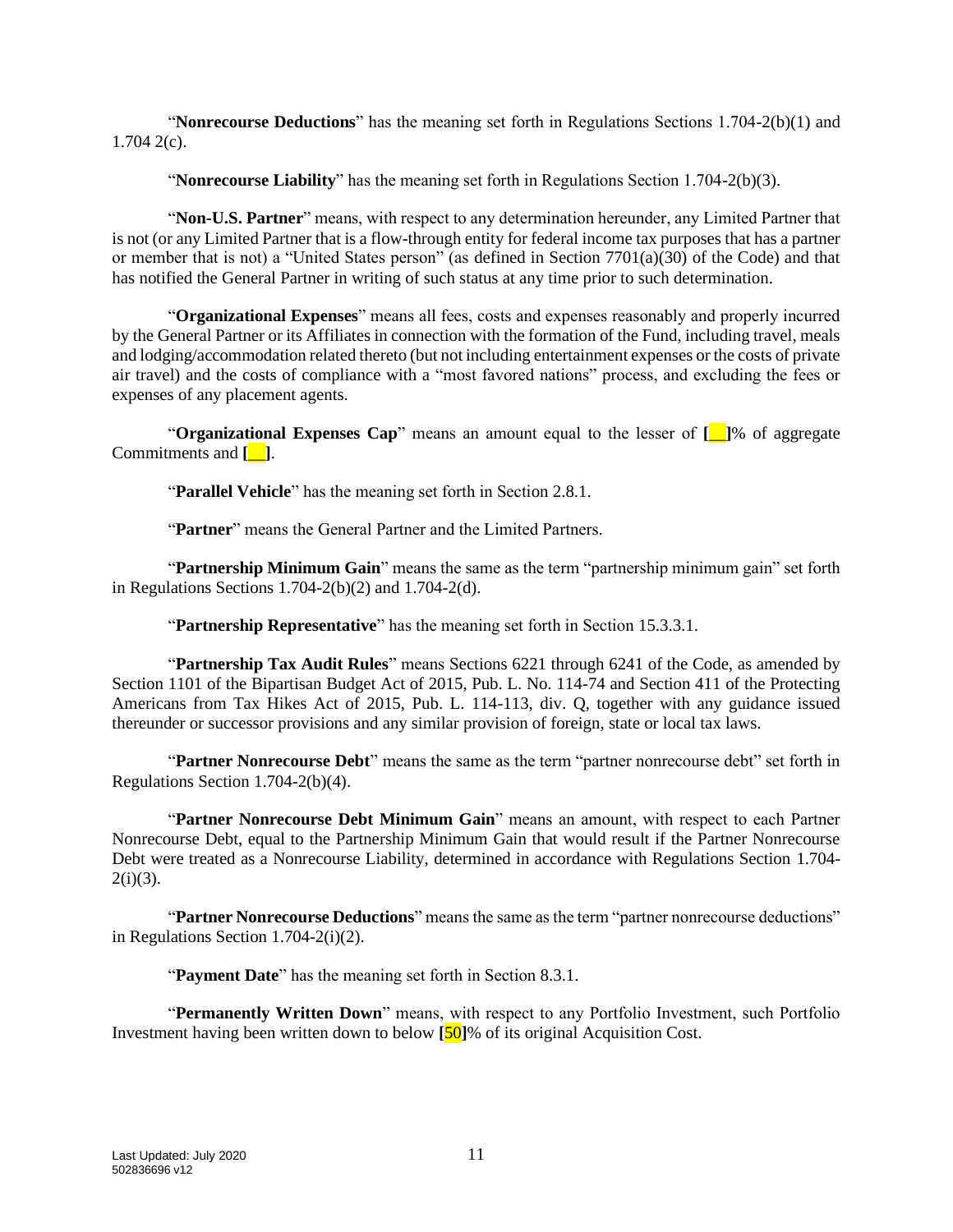"**Nonrecourse Deductions**" has the meaning set forth in Regulations Sections 1.704-2(b)(1) and 1.704 2(c).

"**Nonrecourse Liability**" has the meaning set forth in Regulations Section 1.704-2(b)(3).

"**Non-U.S. Partner**" means, with respect to any determination hereunder, any Limited Partner that is not (or any Limited Partner that is a flow-through entity for federal income tax purposes that has a partner or member that is not) a "United States person" (as defined in Section 7701(a)(30) of the Code) and that has notified the General Partner in writing of such status at any time prior to such determination.

"**Organizational Expenses**" means all fees, costs and expenses reasonably and properly incurred by the General Partner or its Affiliates in connection with the formation of the Fund, including travel, meals and lodging/accommodation related thereto (but not including entertainment expenses or the costs of private air travel) and the costs of compliance with a "most favored nations" process, and excluding the fees or expenses of any placement agents.

"**Organizational Expenses Cap**" means an amount equal to the lesser of **[__]**% of aggregate Commitments and **[__]**.

"**Parallel Vehicle**" has the meaning set forth in Section 2.8.1.

"**Partner**" means the General Partner and the Limited Partners.

"**Partnership Minimum Gain**" means the same as the term "partnership minimum gain" set forth in Regulations Sections 1.704-2(b)(2) and 1.704-2(d).

"**Partnership Representative**" has the meaning set forth in Section 15.3.3.1.

"**Partnership Tax Audit Rules**" means Sections 6221 through 6241 of the Code, as amended by Section 1101 of the Bipartisan Budget Act of 2015, Pub. L. No. 114-74 and Section 411 of the Protecting Americans from Tax Hikes Act of 2015, Pub. L. 114-113, div. Q, together with any guidance issued thereunder or successor provisions and any similar provision of foreign, state or local tax laws.

"**Partner Nonrecourse Debt**" means the same as the term "partner nonrecourse debt" set forth in Regulations Section 1.704-2(b)(4).

"**Partner Nonrecourse Debt Minimum Gain**" means an amount, with respect to each Partner Nonrecourse Debt, equal to the Partnership Minimum Gain that would result if the Partner Nonrecourse Debt were treated as a Nonrecourse Liability, determined in accordance with Regulations Section 1.704-2(i)(3).

"**Partner Nonrecourse Deductions**" means the same as the term "partner nonrecourse deductions" in Regulations Section 1.704-2(i)(2).

"**Payment Date**" has the meaning set forth in Section 8.3.1.

"**Permanently Written Down**" means, with respect to any Portfolio Investment, such Portfolio Investment having been written down to below **[50]**% of its original Acquisition Cost.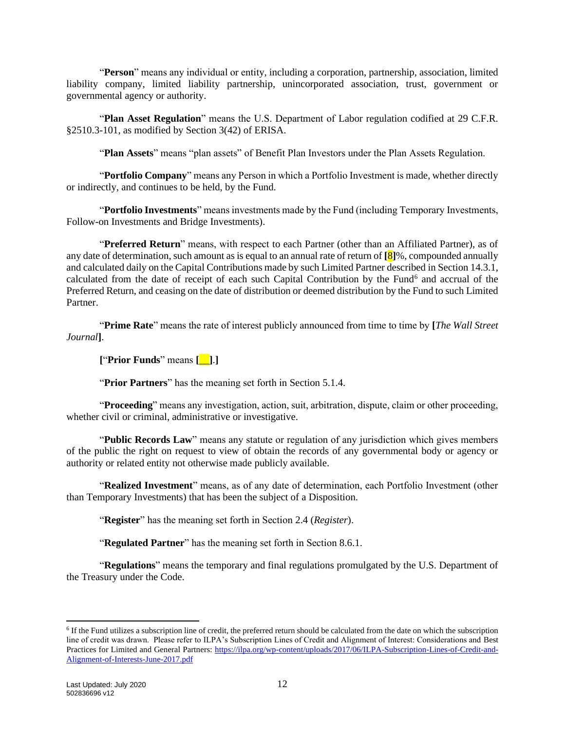"**Person**" means any individual or entity, including a corporation, partnership, association, limited liability company, limited liability partnership, unincorporated association, trust, government or governmental agency or authority.

"**Plan Asset Regulation**" means the U.S. Department of Labor regulation codified at 29 C.F.R. §2510.3-101, as modified by Section 3(42) of ERISA.

"**Plan Assets**" means "plan assets" of Benefit Plan Investors under the Plan Assets Regulation.

"**Portfolio Company**" means any Person in which a Portfolio Investment is made, whether directly or indirectly, and continues to be held, by the Fund.

"**Portfolio Investments**" means investments made by the Fund (including Temporary Investments, Follow-on Investments and Bridge Investments).

"**Preferred Return**" means, with respect to each Partner (other than an Affiliated Partner), as of any date of determination, such amount as is equal to an annual rate of return of **[8]**%, compounded annually and calculated daily on the Capital Contributions made by such Limited Partner described in Section 14.3.1, calculated from the date of receipt of each such Capital Contribution by the Fund[6] and accrual of the Preferred Return, and ceasing on the date of distribution or deemed distribution by the Fund to such Limited Partner.

"**Prime Rate**" means the rate of interest publicly announced from time to time by **[***The Wall Street Journal***]**.

**[**"**Prior Funds**" means **[__].]**

"**Prior Partners**" has the meaning set forth in Section 5.1.4.

"**Proceeding**" means any investigation, action, suit, arbitration, dispute, claim or other proceeding, whether civil or criminal, administrative or investigative.

"**Public Records Law**" means any statute or regulation of any jurisdiction which gives members of the public the right on request to view of obtain the records of any governmental body or agency or authority or related entity not otherwise made publicly available.

"**Realized Investment**" means, as of any date of determination, each Portfolio Investment (other than Temporary Investments) that has been the subject of a Disposition.

"**Register**" has the meaning set forth in Section 2.4 (*Register*).

"**Regulated Partner**" has the meaning set forth in Section 8.6.1.

"**Regulations**" means the temporary and final regulations promulgated by the U.S. Department of the Treasury under the Code.

---

[6] If the Fund utilizes a subscription line of credit, the preferred return should be calculated from the date on which the subscription line of credit was drawn. Please refer to ILPA's Subscription Lines of Credit and Alignment of Interest: Considerations and Best Practices for Limited and General Partners: https://ilpa.org/wp-content/uploads/2017/06/ILPA-Subscription-Lines-of-Credit-and-Alignment-of-Interests-June-2017.pdf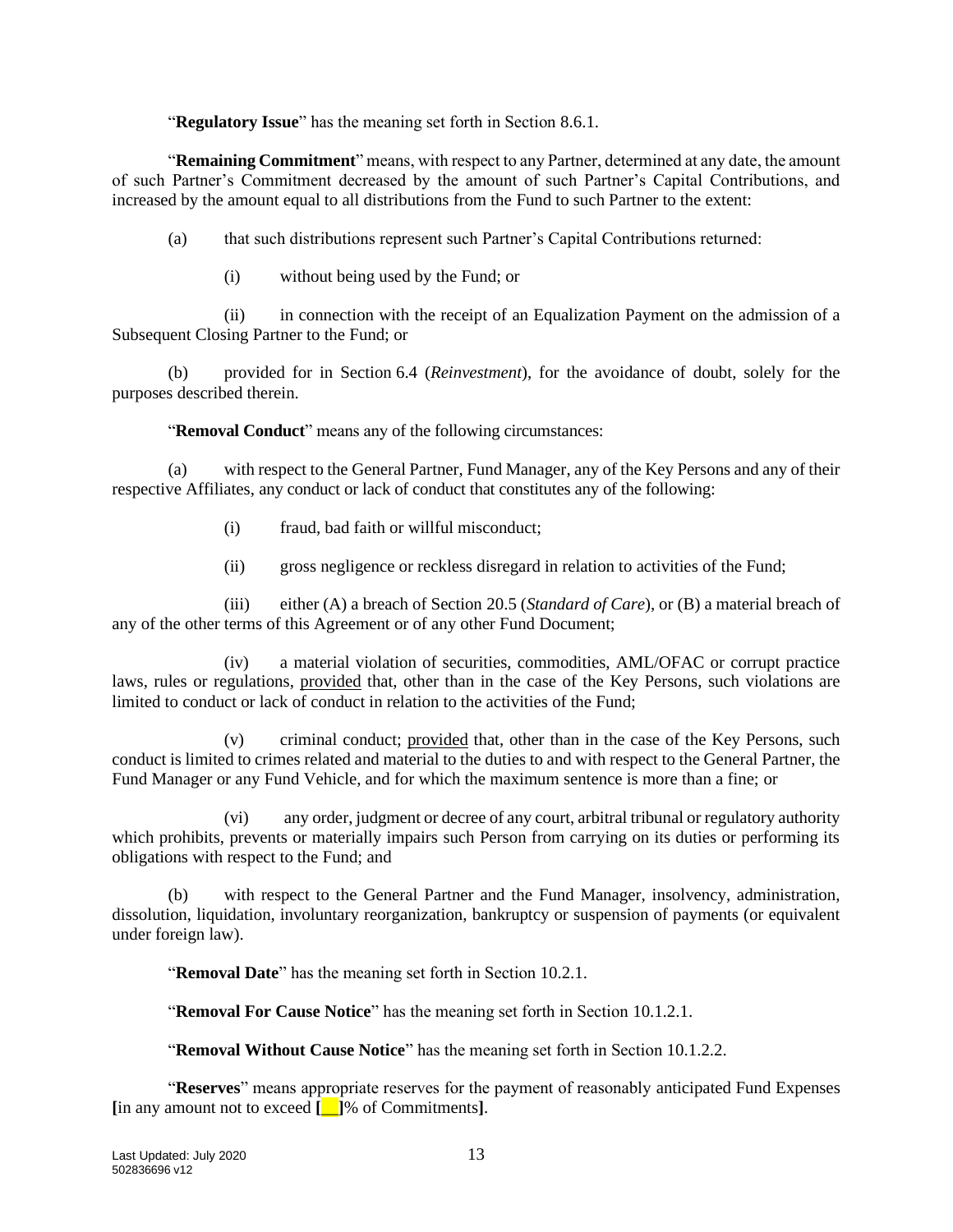"**Regulatory Issue**" has the meaning set forth in Section 8.6.1.

"**Remaining Commitment**" means, with respect to any Partner, determined at any date, the amount of such Partner's Commitment decreased by the amount of such Partner's Capital Contributions, and increased by the amount equal to all distributions from the Fund to such Partner to the extent:

(a) that such distributions represent such Partner's Capital Contributions returned:

(i) without being used by the Fund; or

(ii) in connection with the receipt of an Equalization Payment on the admission of a Subsequent Closing Partner to the Fund; or

(b) provided for in Section 6.4 (*Reinvestment*), for the avoidance of doubt, solely for the purposes described therein.

"**Removal Conduct**" means any of the following circumstances:

(a) with respect to the General Partner, Fund Manager, any of the Key Persons and any of their respective Affiliates, any conduct or lack of conduct that constitutes any of the following:

(i) fraud, bad faith or willful misconduct;

(ii) gross negligence or reckless disregard in relation to activities of the Fund;

(iii) either (A) a breach of Section 20.5 (*Standard of Care*), or (B) a material breach of any of the other terms of this Agreement or of any other Fund Document;

(iv) a material violation of securities, commodities, AML/OFAC or corrupt practice laws, rules or regulations, provided that, other than in the case of the Key Persons, such violations are limited to conduct or lack of conduct in relation to the activities of the Fund;

(v) criminal conduct; provided that, other than in the case of the Key Persons, such conduct is limited to crimes related and material to the duties to and with respect to the General Partner, the Fund Manager or any Fund Vehicle, and for which the maximum sentence is more than a fine; or

(vi) any order, judgment or decree of any court, arbitral tribunal or regulatory authority which prohibits, prevents or materially impairs such Person from carrying on its duties or performing its obligations with respect to the Fund; and

(b) with respect to the General Partner and the Fund Manager, insolvency, administration, dissolution, liquidation, involuntary reorganization, bankruptcy or suspension of payments (or equivalent under foreign law).

"**Removal Date**" has the meaning set forth in Section 10.2.1.

"**Removal For Cause Notice**" has the meaning set forth in Section 10.1.2.1.

"**Removal Without Cause Notice**" has the meaning set forth in Section 10.1.2.2.

"**Reserves**" means appropriate reserves for the payment of reasonably anticipated Fund Expenses **[**in any amount not to exceed **[__]**% of Commitments**]**.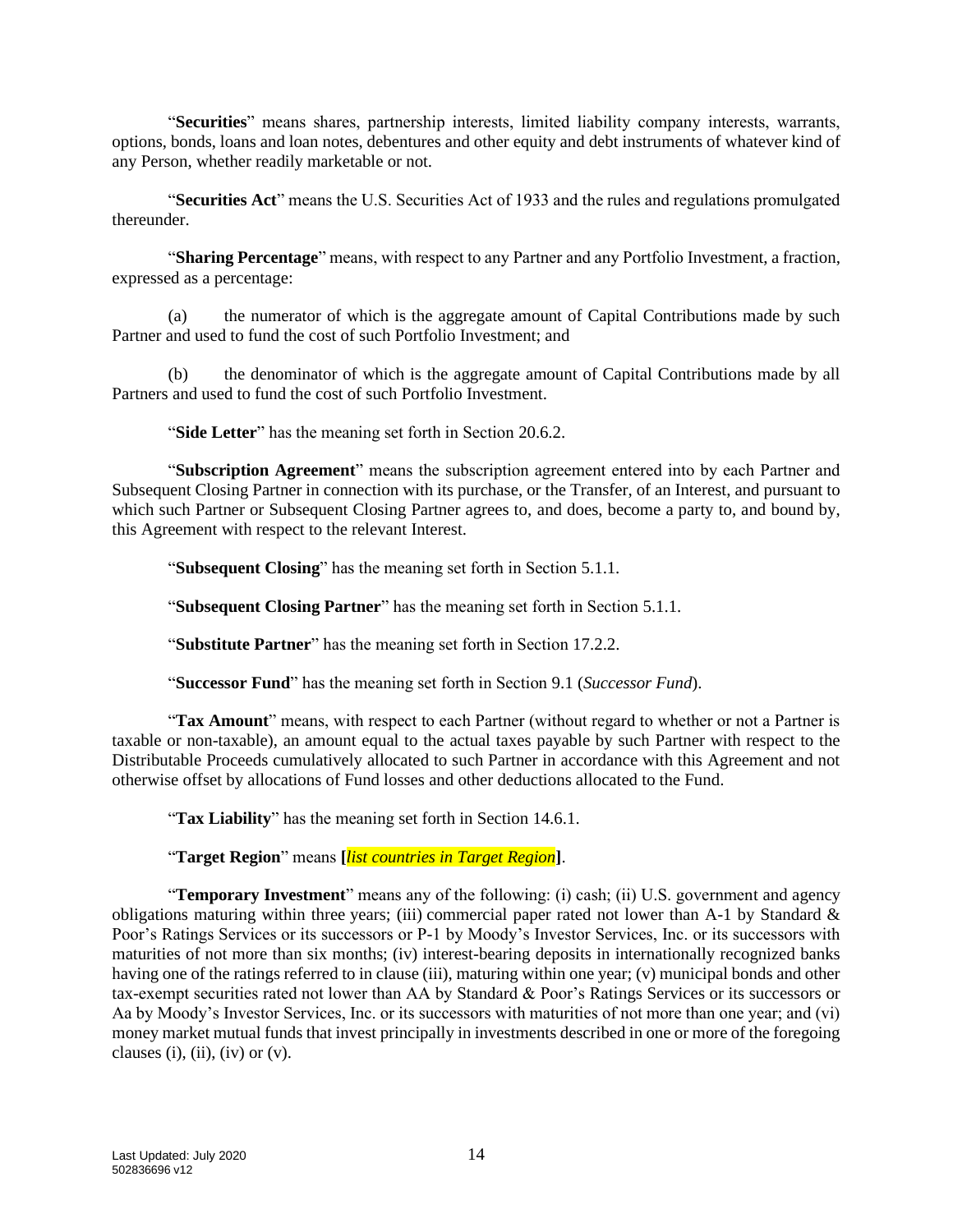"**Securities**" means shares, partnership interests, limited liability company interests, warrants, options, bonds, loans and loan notes, debentures and other equity and debt instruments of whatever kind of any Person, whether readily marketable or not.

"**Securities Act**" means the U.S. Securities Act of 1933 and the rules and regulations promulgated thereunder.

"**Sharing Percentage**" means, with respect to any Partner and any Portfolio Investment, a fraction, expressed as a percentage:

(a) the numerator of which is the aggregate amount of Capital Contributions made by such Partner and used to fund the cost of such Portfolio Investment; and

(b) the denominator of which is the aggregate amount of Capital Contributions made by all Partners and used to fund the cost of such Portfolio Investment.

"**Side Letter**" has the meaning set forth in Section 20.6.2.

"**Subscription Agreement**" means the subscription agreement entered into by each Partner and Subsequent Closing Partner in connection with its purchase, or the Transfer, of an Interest, and pursuant to which such Partner or Subsequent Closing Partner agrees to, and does, become a party to, and bound by, this Agreement with respect to the relevant Interest.

"**Subsequent Closing**" has the meaning set forth in Section 5.1.1.

"**Subsequent Closing Partner**" has the meaning set forth in Section 5.1.1.

"**Substitute Partner**" has the meaning set forth in Section 17.2.2.

"**Successor Fund**" has the meaning set forth in Section 9.1 (*Successor Fund*).

"**Tax Amount**" means, with respect to each Partner (without regard to whether or not a Partner is taxable or non-taxable), an amount equal to the actual taxes payable by such Partner with respect to the Distributable Proceeds cumulatively allocated to such Partner in accordance with this Agreement and not otherwise offset by allocations of Fund losses and other deductions allocated to the Fund.

"**Tax Liability**" has the meaning set forth in Section 14.6.1.

"**Target Region**" means **[***list countries in Target Region***]**.

"**Temporary Investment**" means any of the following: (i) cash; (ii) U.S. government and agency obligations maturing within three years; (iii) commercial paper rated not lower than A-1 by Standard & Poor's Ratings Services or its successors or P-1 by Moody's Investor Services, Inc. or its successors with maturities of not more than six months; (iv) interest-bearing deposits in internationally recognized banks having one of the ratings referred to in clause (iii), maturing within one year; (v) municipal bonds and other tax-exempt securities rated not lower than AA by Standard & Poor's Ratings Services or its successors or Aa by Moody's Investor Services, Inc. or its successors with maturities of not more than one year; and (vi) money market mutual funds that invest principally in investments described in one or more of the foregoing clauses (i), (ii), (iv) or (v).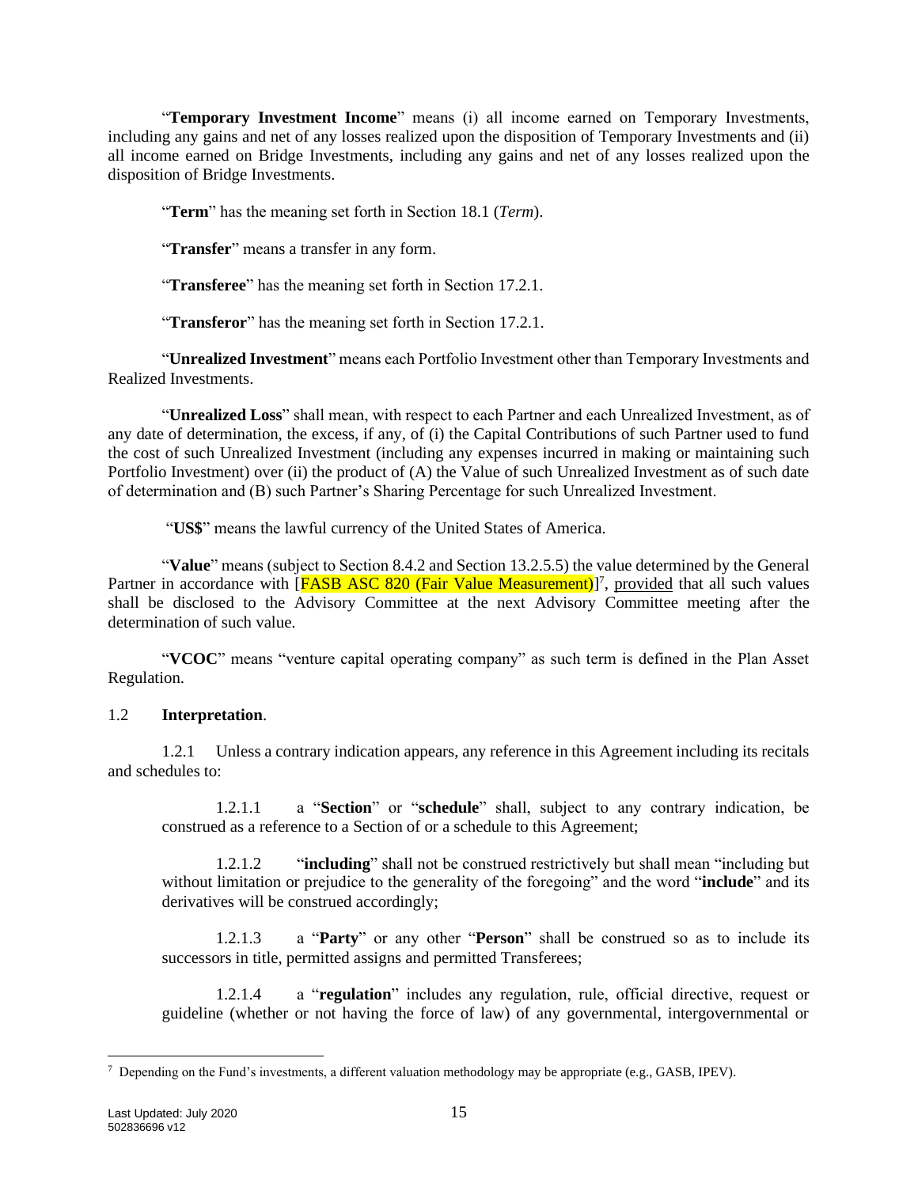"**Temporary Investment Income**" means (i) all income earned on Temporary Investments, including any gains and net of any losses realized upon the disposition of Temporary Investments and (ii) all income earned on Bridge Investments, including any gains and net of any losses realized upon the disposition of Bridge Investments.

"**Term**" has the meaning set forth in Section 18.1 (*Term*).

"**Transfer**" means a transfer in any form.

"**Transferee**" has the meaning set forth in Section 17.2.1.

"**Transferor**" has the meaning set forth in Section 17.2.1.

"**Unrealized Investment**" means each Portfolio Investment other than Temporary Investments and Realized Investments.

"**Unrealized Loss**" shall mean, with respect to each Partner and each Unrealized Investment, as of any date of determination, the excess, if any, of (i) the Capital Contributions of such Partner used to fund the cost of such Unrealized Investment (including any expenses incurred in making or maintaining such Portfolio Investment) over (ii) the product of (A) the Value of such Unrealized Investment as of such date of determination and (B) such Partner's Sharing Percentage for such Unrealized Investment.

"**US$**" means the lawful currency of the United States of America.

"**Value**" means (subject to Section 8.4.2 and Section 13.2.5.5) the value determined by the General Partner in accordance with [FASB ASC 820 (Fair Value Measurement)][7], provided that all such values shall be disclosed to the Advisory Committee at the next Advisory Committee meeting after the determination of such value.

"**VCOC**" means "venture capital operating company" as such term is defined in the Plan Asset Regulation.

1.2 **Interpretation**.

1.2.1 Unless a contrary indication appears, any reference in this Agreement including its recitals and schedules to:

1.2.1.1 a "**Section**" or "**schedule**" shall, subject to any contrary indication, be construed as a reference to a Section of or a schedule to this Agreement;

1.2.1.2 "**including**" shall not be construed restrictively but shall mean "including but without limitation or prejudice to the generality of the foregoing" and the word "**include**" and its derivatives will be construed accordingly;

1.2.1.3 a "**Party**" or any other "**Person**" shall be construed so as to include its successors in title, permitted assigns and permitted Transferees;

1.2.1.4 a "**regulation**" includes any regulation, rule, official directive, request or guideline (whether or not having the force of law) of any governmental, intergovernmental or

[7] Depending on the Fund's investments, a different valuation methodology may be appropriate (e.g., GASB, IPEV).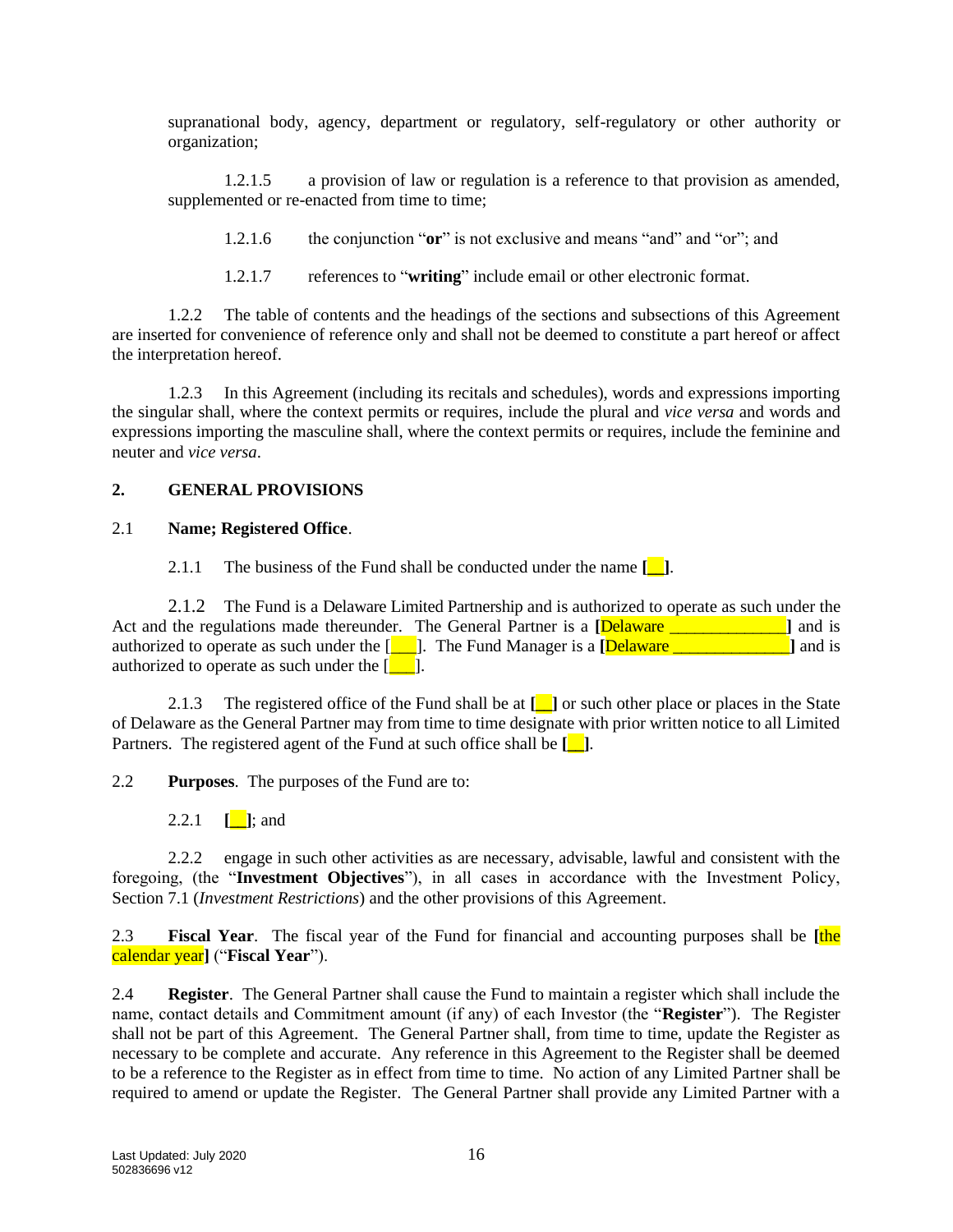supranational body, agency, department or regulatory, self-regulatory or other authority or organization;

1.2.1.5 a provision of law or regulation is a reference to that provision as amended, supplemented or re-enacted from time to time;

1.2.1.6 the conjunction "**or**" is not exclusive and means "and" and "or"; and

1.2.1.7 references to "**writing**" include email or other electronic format.

1.2.2 The table of contents and the headings of the sections and subsections of this Agreement are inserted for convenience of reference only and shall not be deemed to constitute a part hereof or affect the interpretation hereof.

1.2.3 In this Agreement (including its recitals and schedules), words and expressions importing the singular shall, where the context permits or requires, include the plural and *vice versa* and words and expressions importing the masculine shall, where the context permits or requires, include the feminine and neuter and *vice versa*.

## 2. GENERAL PROVISIONS

2.1 **Name; Registered Office**.

2.1.1 The business of the Fund shall be conducted under the name **[__]**.

2.1.2 The Fund is a Delaware Limited Partnership and is authorized to operate as such under the Act and the regulations made thereunder. The General Partner is a **[**Delaware _____________**]** and is authorized to operate as such under the [___]. The Fund Manager is a **[**Delaware _____________**]** and is authorized to operate as such under the [___].

2.1.3 The registered office of the Fund shall be at **[__]** or such other place or places in the State of Delaware as the General Partner may from time to time designate with prior written notice to all Limited Partners. The registered agent of the Fund at such office shall be **[__]**.

2.2 **Purposes**. The purposes of the Fund are to:

2.2.1 **[__]**; and

2.2.2 engage in such other activities as are necessary, advisable, lawful and consistent with the foregoing, (the "**Investment Objectives**"), in all cases in accordance with the Investment Policy, Section 7.1 (*Investment Restrictions*) and the other provisions of this Agreement.

2.3 **Fiscal Year**. The fiscal year of the Fund for financial and accounting purposes shall be **[**the calendar year**]** ("**Fiscal Year**").

2.4 **Register**. The General Partner shall cause the Fund to maintain a register which shall include the name, contact details and Commitment amount (if any) of each Investor (the "**Register**"). The Register shall not be part of this Agreement. The General Partner shall, from time to time, update the Register as necessary to be complete and accurate. Any reference in this Agreement to the Register shall be deemed to be a reference to the Register as in effect from time to time. No action of any Limited Partner shall be required to amend or update the Register. The General Partner shall provide any Limited Partner with a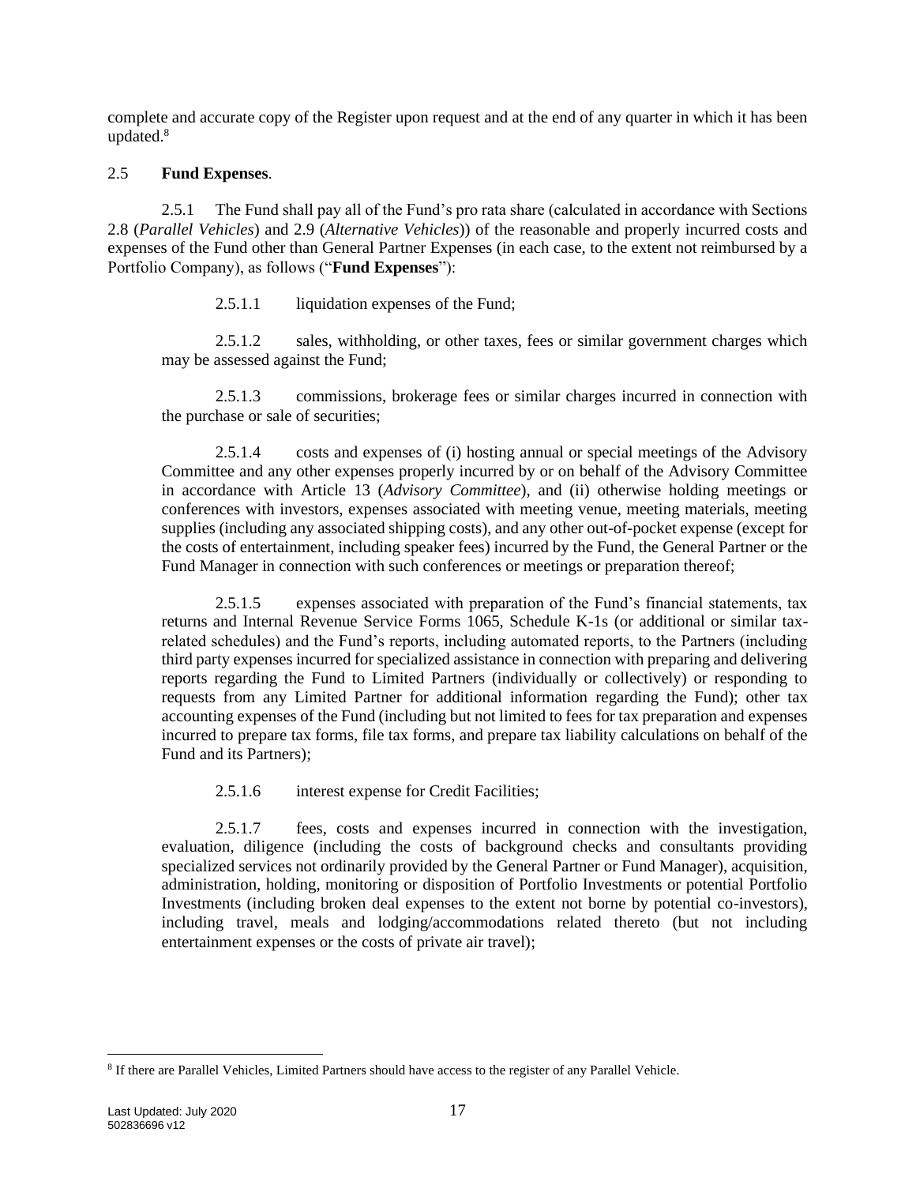complete and accurate copy of the Register upon request and at the end of any quarter in which it has been updated.[8]

2.5 **Fund Expenses**.

2.5.1 The Fund shall pay all of the Fund's pro rata share (calculated in accordance with Sections 2.8 (*Parallel Vehicles*) and 2.9 (*Alternative Vehicles*)) of the reasonable and properly incurred costs and expenses of the Fund other than General Partner Expenses (in each case, to the extent not reimbursed by a Portfolio Company), as follows ("**Fund Expenses**"):

2.5.1.1 liquidation expenses of the Fund;

2.5.1.2 sales, withholding, or other taxes, fees or similar government charges which may be assessed against the Fund;

2.5.1.3 commissions, brokerage fees or similar charges incurred in connection with the purchase or sale of securities;

2.5.1.4 costs and expenses of (i) hosting annual or special meetings of the Advisory Committee and any other expenses properly incurred by or on behalf of the Advisory Committee in accordance with Article 13 (*Advisory Committee*), and (ii) otherwise holding meetings or conferences with investors, expenses associated with meeting venue, meeting materials, meeting supplies (including any associated shipping costs), and any other out-of-pocket expense (except for the costs of entertainment, including speaker fees) incurred by the Fund, the General Partner or the Fund Manager in connection with such conferences or meetings or preparation thereof;

2.5.1.5 expenses associated with preparation of the Fund's financial statements, tax returns and Internal Revenue Service Forms 1065, Schedule K-1s (or additional or similar tax-related schedules) and the Fund's reports, including automated reports, to the Partners (including third party expenses incurred for specialized assistance in connection with preparing and delivering reports regarding the Fund to Limited Partners (individually or collectively) or responding to requests from any Limited Partner for additional information regarding the Fund); other tax accounting expenses of the Fund (including but not limited to fees for tax preparation and expenses incurred to prepare tax forms, file tax forms, and prepare tax liability calculations on behalf of the Fund and its Partners);

2.5.1.6 interest expense for Credit Facilities;

2.5.1.7 fees, costs and expenses incurred in connection with the investigation, evaluation, diligence (including the costs of background checks and consultants providing specialized services not ordinarily provided by the General Partner or Fund Manager), acquisition, administration, holding, monitoring or disposition of Portfolio Investments or potential Portfolio Investments (including broken deal expenses to the extent not borne by potential co-investors), including travel, meals and lodging/accommodations related thereto (but not including entertainment expenses or the costs of private air travel);

[8] If there are Parallel Vehicles, Limited Partners should have access to the register of any Parallel Vehicle.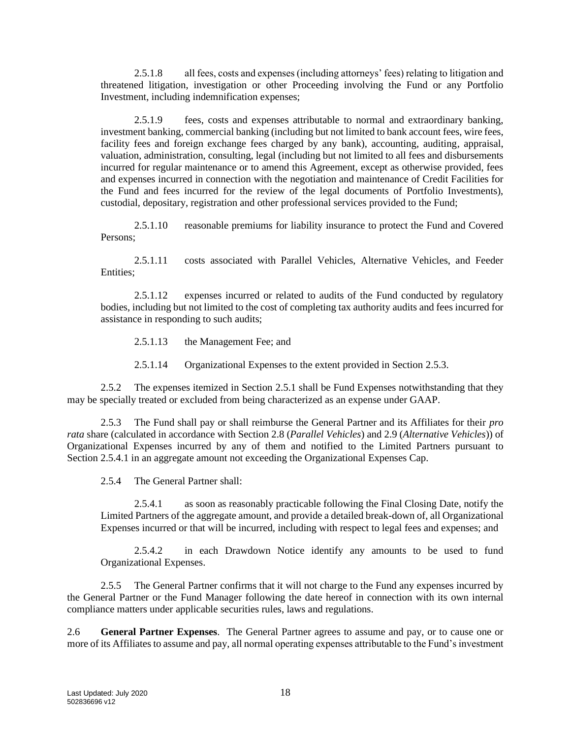2.5.1.8 all fees, costs and expenses (including attorneys' fees) relating to litigation and threatened litigation, investigation or other Proceeding involving the Fund or any Portfolio Investment, including indemnification expenses;

2.5.1.9 fees, costs and expenses attributable to normal and extraordinary banking, investment banking, commercial banking (including but not limited to bank account fees, wire fees, facility fees and foreign exchange fees charged by any bank), accounting, auditing, appraisal, valuation, administration, consulting, legal (including but not limited to all fees and disbursements incurred for regular maintenance or to amend this Agreement, except as otherwise provided, fees and expenses incurred in connection with the negotiation and maintenance of Credit Facilities for the Fund and fees incurred for the review of the legal documents of Portfolio Investments), custodial, depositary, registration and other professional services provided to the Fund;

2.5.1.10 reasonable premiums for liability insurance to protect the Fund and Covered Persons;

2.5.1.11 costs associated with Parallel Vehicles, Alternative Vehicles, and Feeder Entities;

2.5.1.12 expenses incurred or related to audits of the Fund conducted by regulatory bodies, including but not limited to the cost of completing tax authority audits and fees incurred for assistance in responding to such audits;

2.5.1.13 the Management Fee; and

2.5.1.14 Organizational Expenses to the extent provided in Section 2.5.3.

2.5.2 The expenses itemized in Section 2.5.1 shall be Fund Expenses notwithstanding that they may be specially treated or excluded from being characterized as an expense under GAAP.

2.5.3 The Fund shall pay or shall reimburse the General Partner and its Affiliates for their *pro rata* share (calculated in accordance with Section 2.8 (*Parallel Vehicles*) and 2.9 (*Alternative Vehicles*)) of Organizational Expenses incurred by any of them and notified to the Limited Partners pursuant to Section 2.5.4.1 in an aggregate amount not exceeding the Organizational Expenses Cap.

2.5.4 The General Partner shall:

2.5.4.1 as soon as reasonably practicable following the Final Closing Date, notify the Limited Partners of the aggregate amount, and provide a detailed break-down of, all Organizational Expenses incurred or that will be incurred, including with respect to legal fees and expenses; and

2.5.4.2 in each Drawdown Notice identify any amounts to be used to fund Organizational Expenses.

2.5.5 The General Partner confirms that it will not charge to the Fund any expenses incurred by the General Partner or the Fund Manager following the date hereof in connection with its own internal compliance matters under applicable securities rules, laws and regulations.

2.6 **General Partner Expenses**. The General Partner agrees to assume and pay, or to cause one or more of its Affiliates to assume and pay, all normal operating expenses attributable to the Fund's investment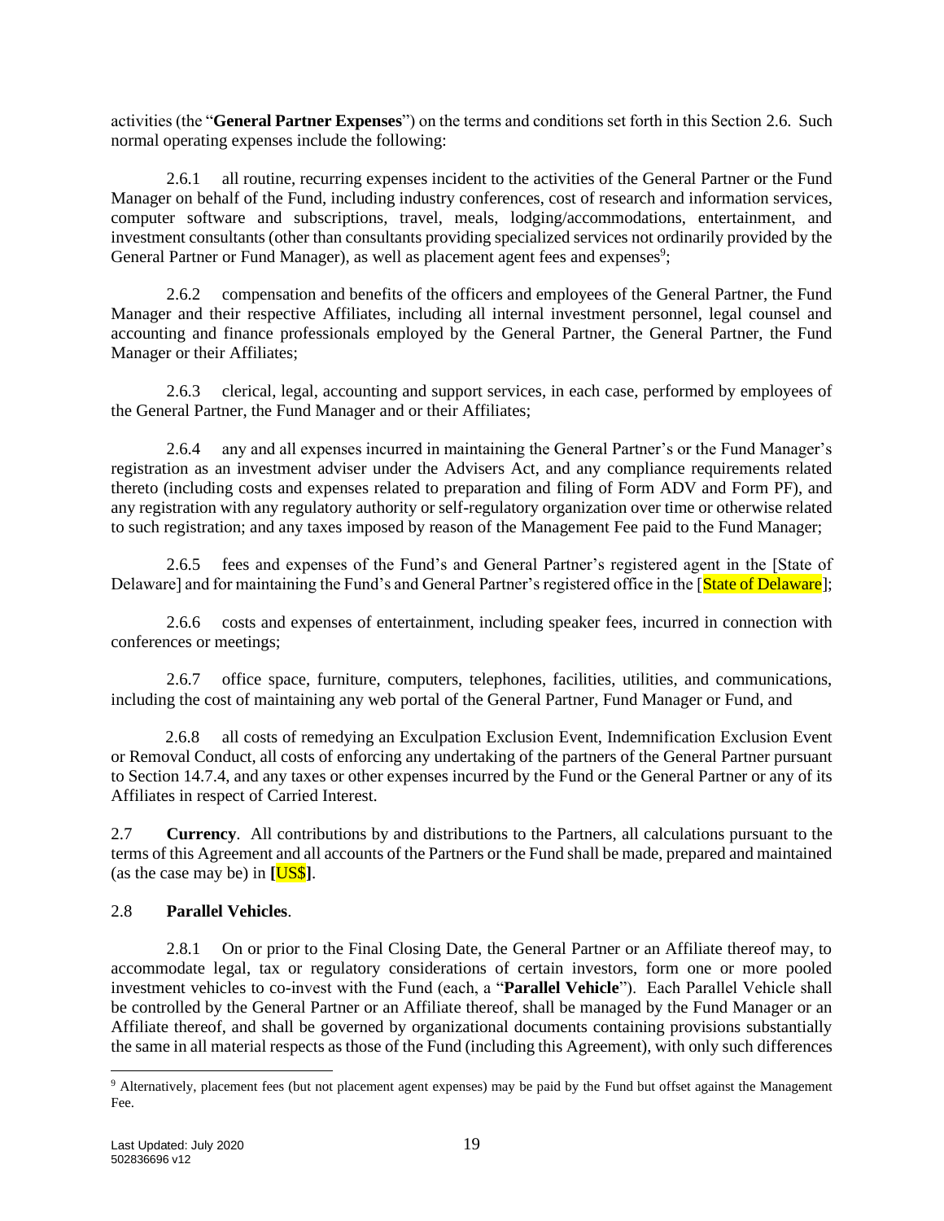activities (the "**General Partner Expenses**") on the terms and conditions set forth in this Section 2.6. Such normal operating expenses include the following:

2.6.1 all routine, recurring expenses incident to the activities of the General Partner or the Fund Manager on behalf of the Fund, including industry conferences, cost of research and information services, computer software and subscriptions, travel, meals, lodging/accommodations, entertainment, and investment consultants (other than consultants providing specialized services not ordinarily provided by the General Partner or Fund Manager), as well as placement agent fees and expenses[9];

2.6.2 compensation and benefits of the officers and employees of the General Partner, the Fund Manager and their respective Affiliates, including all internal investment personnel, legal counsel and accounting and finance professionals employed by the General Partner, the General Partner, the Fund Manager or their Affiliates;

2.6.3 clerical, legal, accounting and support services, in each case, performed by employees of the General Partner, the Fund Manager and or their Affiliates;

2.6.4 any and all expenses incurred in maintaining the General Partner's or the Fund Manager's registration as an investment adviser under the Advisers Act, and any compliance requirements related thereto (including costs and expenses related to preparation and filing of Form ADV and Form PF), and any registration with any regulatory authority or self-regulatory organization over time or otherwise related to such registration; and any taxes imposed by reason of the Management Fee paid to the Fund Manager;

2.6.5 fees and expenses of the Fund's and General Partner's registered agent in the [State of Delaware] and for maintaining the Fund's and General Partner's registered office in the [State of Delaware];

2.6.6 costs and expenses of entertainment, including speaker fees, incurred in connection with conferences or meetings;

2.6.7 office space, furniture, computers, telephones, facilities, utilities, and communications, including the cost of maintaining any web portal of the General Partner, Fund Manager or Fund, and

2.6.8 all costs of remedying an Exculpation Exclusion Event, Indemnification Exclusion Event or Removal Conduct, all costs of enforcing any undertaking of the partners of the General Partner pursuant to Section 14.7.4, and any taxes or other expenses incurred by the Fund or the General Partner or any of its Affiliates in respect of Carried Interest.

2.7 **Currency**. All contributions by and distributions to the Partners, all calculations pursuant to the terms of this Agreement and all accounts of the Partners or the Fund shall be made, prepared and maintained (as the case may be) in **[US$]**.

2.8 **Parallel Vehicles**.

2.8.1 On or prior to the Final Closing Date, the General Partner or an Affiliate thereof may, to accommodate legal, tax or regulatory considerations of certain investors, form one or more pooled investment vehicles to co-invest with the Fund (each, a "**Parallel Vehicle**"). Each Parallel Vehicle shall be controlled by the General Partner or an Affiliate thereof, shall be managed by the Fund Manager or an Affiliate thereof, and shall be governed by organizational documents containing provisions substantially the same in all material respects as those of the Fund (including this Agreement), with only such differences

[9] Alternatively, placement fees (but not placement agent expenses) may be paid by the Fund but offset against the Management Fee.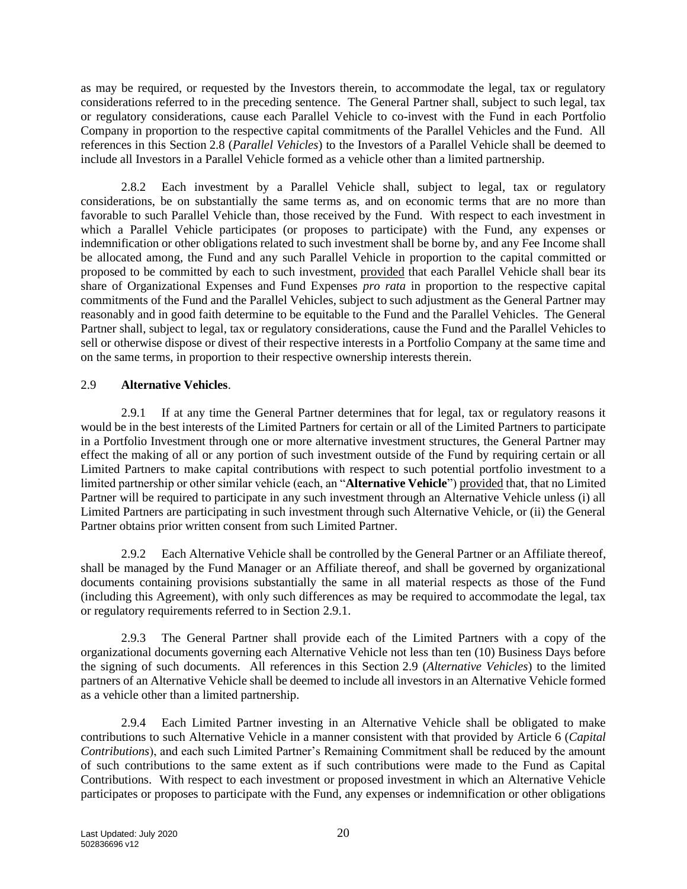as may be required, or requested by the Investors therein, to accommodate the legal, tax or regulatory considerations referred to in the preceding sentence. The General Partner shall, subject to such legal, tax or regulatory considerations, cause each Parallel Vehicle to co-invest with the Fund in each Portfolio Company in proportion to the respective capital commitments of the Parallel Vehicles and the Fund. All references in this Section 2.8 (*Parallel Vehicles*) to the Investors of a Parallel Vehicle shall be deemed to include all Investors in a Parallel Vehicle formed as a vehicle other than a limited partnership.

2.8.2 Each investment by a Parallel Vehicle shall, subject to legal, tax or regulatory considerations, be on substantially the same terms as, and on economic terms that are no more than favorable to such Parallel Vehicle than, those received by the Fund. With respect to each investment in which a Parallel Vehicle participates (or proposes to participate) with the Fund, any expenses or indemnification or other obligations related to such investment shall be borne by, and any Fee Income shall be allocated among, the Fund and any such Parallel Vehicle in proportion to the capital committed or proposed to be committed by each to such investment, provided that each Parallel Vehicle shall bear its share of Organizational Expenses and Fund Expenses *pro rata* in proportion to the respective capital commitments of the Fund and the Parallel Vehicles, subject to such adjustment as the General Partner may reasonably and in good faith determine to be equitable to the Fund and the Parallel Vehicles. The General Partner shall, subject to legal, tax or regulatory considerations, cause the Fund and the Parallel Vehicles to sell or otherwise dispose or divest of their respective interests in a Portfolio Company at the same time and on the same terms, in proportion to their respective ownership interests therein.

## 2.9 **Alternative Vehicles**.

2.9.1 If at any time the General Partner determines that for legal, tax or regulatory reasons it would be in the best interests of the Limited Partners for certain or all of the Limited Partners to participate in a Portfolio Investment through one or more alternative investment structures, the General Partner may effect the making of all or any portion of such investment outside of the Fund by requiring certain or all Limited Partners to make capital contributions with respect to such potential portfolio investment to a limited partnership or other similar vehicle (each, an "**Alternative Vehicle**") provided that, that no Limited Partner will be required to participate in any such investment through an Alternative Vehicle unless (i) all Limited Partners are participating in such investment through such Alternative Vehicle, or (ii) the General Partner obtains prior written consent from such Limited Partner.

2.9.2 Each Alternative Vehicle shall be controlled by the General Partner or an Affiliate thereof, shall be managed by the Fund Manager or an Affiliate thereof, and shall be governed by organizational documents containing provisions substantially the same in all material respects as those of the Fund (including this Agreement), with only such differences as may be required to accommodate the legal, tax or regulatory requirements referred to in Section 2.9.1.

2.9.3 The General Partner shall provide each of the Limited Partners with a copy of the organizational documents governing each Alternative Vehicle not less than ten (10) Business Days before the signing of such documents. All references in this Section 2.9 (*Alternative Vehicles*) to the limited partners of an Alternative Vehicle shall be deemed to include all investors in an Alternative Vehicle formed as a vehicle other than a limited partnership.

2.9.4 Each Limited Partner investing in an Alternative Vehicle shall be obligated to make contributions to such Alternative Vehicle in a manner consistent with that provided by Article 6 (*Capital Contributions*), and each such Limited Partner's Remaining Commitment shall be reduced by the amount of such contributions to the same extent as if such contributions were made to the Fund as Capital Contributions. With respect to each investment or proposed investment in which an Alternative Vehicle participates or proposes to participate with the Fund, any expenses or indemnification or other obligations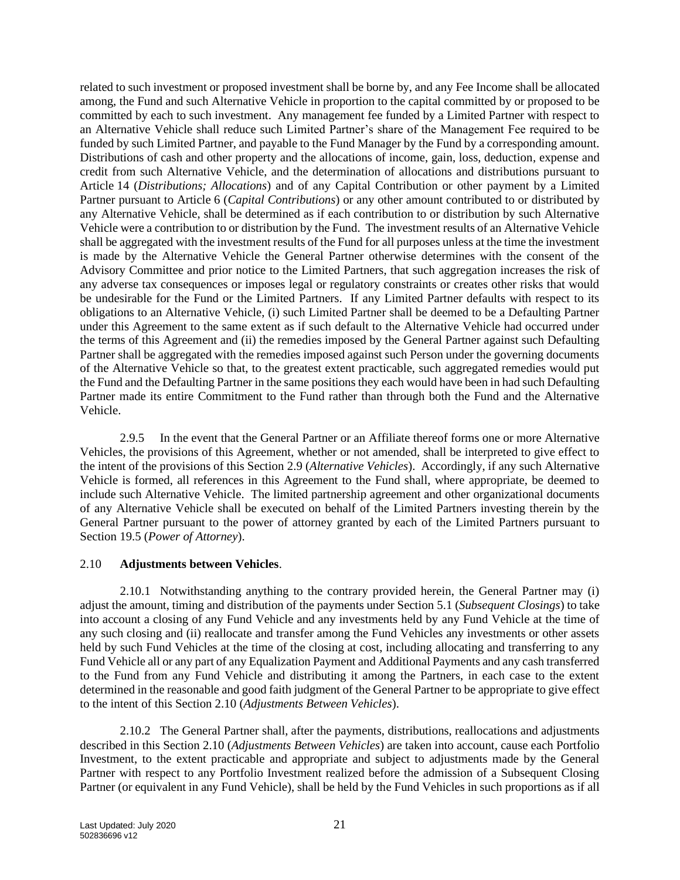related to such investment or proposed investment shall be borne by, and any Fee Income shall be allocated among, the Fund and such Alternative Vehicle in proportion to the capital committed by or proposed to be committed by each to such investment. Any management fee funded by a Limited Partner with respect to an Alternative Vehicle shall reduce such Limited Partner's share of the Management Fee required to be funded by such Limited Partner, and payable to the Fund Manager by the Fund by a corresponding amount. Distributions of cash and other property and the allocations of income, gain, loss, deduction, expense and credit from such Alternative Vehicle, and the determination of allocations and distributions pursuant to Article 14 (*Distributions; Allocations*) and of any Capital Contribution or other payment by a Limited Partner pursuant to Article 6 (*Capital Contributions*) or any other amount contributed to or distributed by any Alternative Vehicle, shall be determined as if each contribution to or distribution by such Alternative Vehicle were a contribution to or distribution by the Fund. The investment results of an Alternative Vehicle shall be aggregated with the investment results of the Fund for all purposes unless at the time the investment is made by the Alternative Vehicle the General Partner otherwise determines with the consent of the Advisory Committee and prior notice to the Limited Partners, that such aggregation increases the risk of any adverse tax consequences or imposes legal or regulatory constraints or creates other risks that would be undesirable for the Fund or the Limited Partners. If any Limited Partner defaults with respect to its obligations to an Alternative Vehicle, (i) such Limited Partner shall be deemed to be a Defaulting Partner under this Agreement to the same extent as if such default to the Alternative Vehicle had occurred under the terms of this Agreement and (ii) the remedies imposed by the General Partner against such Defaulting Partner shall be aggregated with the remedies imposed against such Person under the governing documents of the Alternative Vehicle so that, to the greatest extent practicable, such aggregated remedies would put the Fund and the Defaulting Partner in the same positions they each would have been in had such Defaulting Partner made its entire Commitment to the Fund rather than through both the Fund and the Alternative Vehicle.

2.9.5 In the event that the General Partner or an Affiliate thereof forms one or more Alternative Vehicles, the provisions of this Agreement, whether or not amended, shall be interpreted to give effect to the intent of the provisions of this Section 2.9 (*Alternative Vehicles*). Accordingly, if any such Alternative Vehicle is formed, all references in this Agreement to the Fund shall, where appropriate, be deemed to include such Alternative Vehicle. The limited partnership agreement and other organizational documents of any Alternative Vehicle shall be executed on behalf of the Limited Partners investing therein by the General Partner pursuant to the power of attorney granted by each of the Limited Partners pursuant to Section 19.5 (*Power of Attorney*).

2.10 **Adjustments between Vehicles**.

2.10.1 Notwithstanding anything to the contrary provided herein, the General Partner may (i) adjust the amount, timing and distribution of the payments under Section 5.1 (*Subsequent Closings*) to take into account a closing of any Fund Vehicle and any investments held by any Fund Vehicle at the time of any such closing and (ii) reallocate and transfer among the Fund Vehicles any investments or other assets held by such Fund Vehicles at the time of the closing at cost, including allocating and transferring to any Fund Vehicle all or any part of any Equalization Payment and Additional Payments and any cash transferred to the Fund from any Fund Vehicle and distributing it among the Partners, in each case to the extent determined in the reasonable and good faith judgment of the General Partner to be appropriate to give effect to the intent of this Section 2.10 (*Adjustments Between Vehicles*).

2.10.2 The General Partner shall, after the payments, distributions, reallocations and adjustments described in this Section 2.10 (*Adjustments Between Vehicles*) are taken into account, cause each Portfolio Investment, to the extent practicable and appropriate and subject to adjustments made by the General Partner with respect to any Portfolio Investment realized before the admission of a Subsequent Closing Partner (or equivalent in any Fund Vehicle), shall be held by the Fund Vehicles in such proportions as if all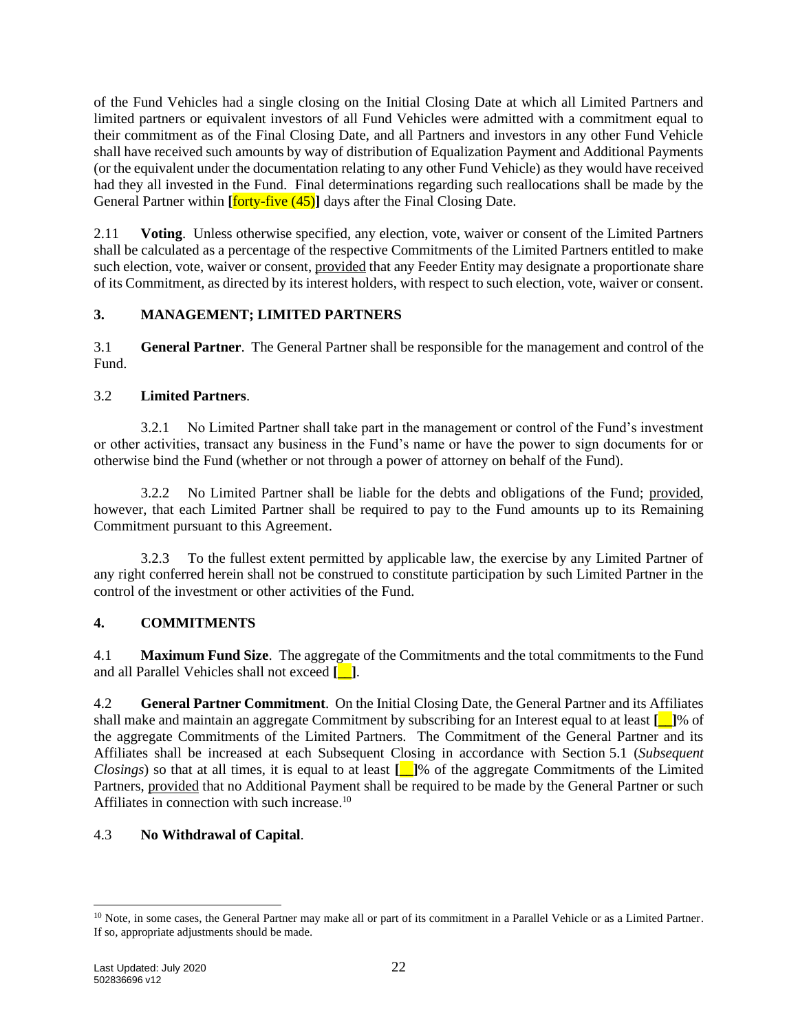of the Fund Vehicles had a single closing on the Initial Closing Date at which all Limited Partners and limited partners or equivalent investors of all Fund Vehicles were admitted with a commitment equal to their commitment as of the Final Closing Date, and all Partners and investors in any other Fund Vehicle shall have received such amounts by way of distribution of Equalization Payment and Additional Payments (or the equivalent under the documentation relating to any other Fund Vehicle) as they would have received had they all invested in the Fund. Final determinations regarding such reallocations shall be made by the General Partner within **[**forty-five (45)**]** days after the Final Closing Date.

2.11 **Voting**. Unless otherwise specified, any election, vote, waiver or consent of the Limited Partners shall be calculated as a percentage of the respective Commitments of the Limited Partners entitled to make such election, vote, waiver or consent, provided that any Feeder Entity may designate a proportionate share of its Commitment, as directed by its interest holders, with respect to such election, vote, waiver or consent.

## 3. MANAGEMENT; LIMITED PARTNERS

3.1 **General Partner**. The General Partner shall be responsible for the management and control of the Fund.

3.2 **Limited Partners**.

3.2.1 No Limited Partner shall take part in the management or control of the Fund's investment or other activities, transact any business in the Fund's name or have the power to sign documents for or otherwise bind the Fund (whether or not through a power of attorney on behalf of the Fund).

3.2.2 No Limited Partner shall be liable for the debts and obligations of the Fund; provided, however, that each Limited Partner shall be required to pay to the Fund amounts up to its Remaining Commitment pursuant to this Agreement.

3.2.3 To the fullest extent permitted by applicable law, the exercise by any Limited Partner of any right conferred herein shall not be construed to constitute participation by such Limited Partner in the control of the investment or other activities of the Fund.

## 4. COMMITMENTS

4.1 **Maximum Fund Size**. The aggregate of the Commitments and the total commitments to the Fund and all Parallel Vehicles shall not exceed **[\_\_]**.

4.2 **General Partner Commitment**. On the Initial Closing Date, the General Partner and its Affiliates shall make and maintain an aggregate Commitment by subscribing for an Interest equal to at least **[\_\_]**% of the aggregate Commitments of the Limited Partners. The Commitment of the General Partner and its Affiliates shall be increased at each Subsequent Closing in accordance with Section 5.1 (*Subsequent Closings*) so that at all times, it is equal to at least **[\_\_]**% of the aggregate Commitments of the Limited Partners, provided that no Additional Payment shall be required to be made by the General Partner or such Affiliates in connection with such increase.[10]

4.3 **No Withdrawal of Capital**.

[10] Note, in some cases, the General Partner may make all or part of its commitment in a Parallel Vehicle or as a Limited Partner. If so, appropriate adjustments should be made.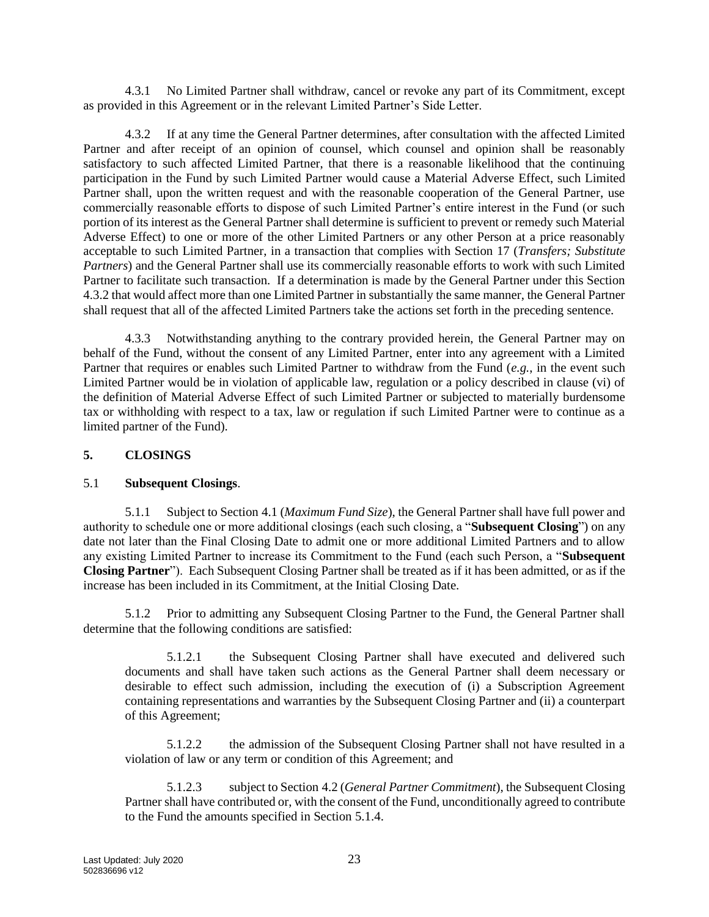4.3.1 No Limited Partner shall withdraw, cancel or revoke any part of its Commitment, except as provided in this Agreement or in the relevant Limited Partner's Side Letter.

4.3.2 If at any time the General Partner determines, after consultation with the affected Limited Partner and after receipt of an opinion of counsel, which counsel and opinion shall be reasonably satisfactory to such affected Limited Partner, that there is a reasonable likelihood that the continuing participation in the Fund by such Limited Partner would cause a Material Adverse Effect, such Limited Partner shall, upon the written request and with the reasonable cooperation of the General Partner, use commercially reasonable efforts to dispose of such Limited Partner's entire interest in the Fund (or such portion of its interest as the General Partner shall determine is sufficient to prevent or remedy such Material Adverse Effect) to one or more of the other Limited Partners or any other Person at a price reasonably acceptable to such Limited Partner, in a transaction that complies with Section 17 (*Transfers; Substitute Partners*) and the General Partner shall use its commercially reasonable efforts to work with such Limited Partner to facilitate such transaction. If a determination is made by the General Partner under this Section 4.3.2 that would affect more than one Limited Partner in substantially the same manner, the General Partner shall request that all of the affected Limited Partners take the actions set forth in the preceding sentence.

4.3.3 Notwithstanding anything to the contrary provided herein, the General Partner may on behalf of the Fund, without the consent of any Limited Partner, enter into any agreement with a Limited Partner that requires or enables such Limited Partner to withdraw from the Fund (*e.g.*, in the event such Limited Partner would be in violation of applicable law, regulation or a policy described in clause (vi) of the definition of Material Adverse Effect of such Limited Partner or subjected to materially burdensome tax or withholding with respect to a tax, law or regulation if such Limited Partner were to continue as a limited partner of the Fund).

## 5. CLOSINGS

### 5.1 Subsequent Closings.

5.1.1 Subject to Section 4.1 (*Maximum Fund Size*), the General Partner shall have full power and authority to schedule one or more additional closings (each such closing, a "**Subsequent Closing**") on any date not later than the Final Closing Date to admit one or more additional Limited Partners and to allow any existing Limited Partner to increase its Commitment to the Fund (each such Person, a "**Subsequent Closing Partner**"). Each Subsequent Closing Partner shall be treated as if it has been admitted, or as if the increase has been included in its Commitment, at the Initial Closing Date.

5.1.2 Prior to admitting any Subsequent Closing Partner to the Fund, the General Partner shall determine that the following conditions are satisfied:

5.1.2.1 the Subsequent Closing Partner shall have executed and delivered such documents and shall have taken such actions as the General Partner shall deem necessary or desirable to effect such admission, including the execution of (i) a Subscription Agreement containing representations and warranties by the Subsequent Closing Partner and (ii) a counterpart of this Agreement;

5.1.2.2 the admission of the Subsequent Closing Partner shall not have resulted in a violation of law or any term or condition of this Agreement; and

5.1.2.3 subject to Section 4.2 (*General Partner Commitment*), the Subsequent Closing Partner shall have contributed or, with the consent of the Fund, unconditionally agreed to contribute to the Fund the amounts specified in Section 5.1.4.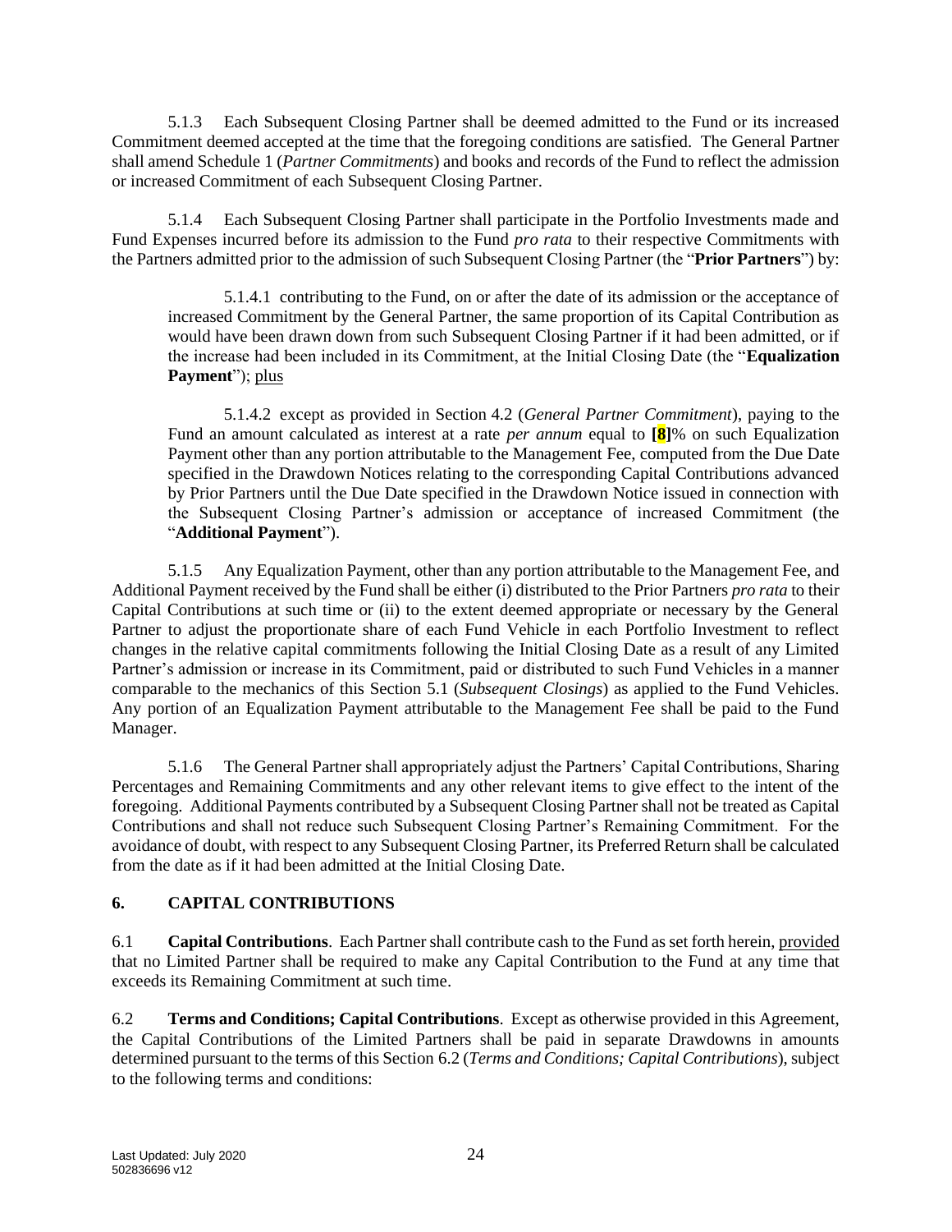5.1.3 Each Subsequent Closing Partner shall be deemed admitted to the Fund or its increased Commitment deemed accepted at the time that the foregoing conditions are satisfied. The General Partner shall amend Schedule 1 (*Partner Commitments*) and books and records of the Fund to reflect the admission or increased Commitment of each Subsequent Closing Partner.

5.1.4 Each Subsequent Closing Partner shall participate in the Portfolio Investments made and Fund Expenses incurred before its admission to the Fund *pro rata* to their respective Commitments with the Partners admitted prior to the admission of such Subsequent Closing Partner (the "**Prior Partners**") by:

5.1.4.1 contributing to the Fund, on or after the date of its admission or the acceptance of increased Commitment by the General Partner, the same proportion of its Capital Contribution as would have been drawn down from such Subsequent Closing Partner if it had been admitted, or if the increase had been included in its Commitment, at the Initial Closing Date (the "**Equalization Payment**"); plus

5.1.4.2 except as provided in Section 4.2 (*General Partner Commitment*), paying to the Fund an amount calculated as interest at a rate *per annum* equal to **[8]**% on such Equalization Payment other than any portion attributable to the Management Fee, computed from the Due Date specified in the Drawdown Notices relating to the corresponding Capital Contributions advanced by Prior Partners until the Due Date specified in the Drawdown Notice issued in connection with the Subsequent Closing Partner's admission or acceptance of increased Commitment (the "**Additional Payment**").

5.1.5 Any Equalization Payment, other than any portion attributable to the Management Fee, and Additional Payment received by the Fund shall be either (i) distributed to the Prior Partners *pro rata* to their Capital Contributions at such time or (ii) to the extent deemed appropriate or necessary by the General Partner to adjust the proportionate share of each Fund Vehicle in each Portfolio Investment to reflect changes in the relative capital commitments following the Initial Closing Date as a result of any Limited Partner's admission or increase in its Commitment, paid or distributed to such Fund Vehicles in a manner comparable to the mechanics of this Section 5.1 (*Subsequent Closings*) as applied to the Fund Vehicles. Any portion of an Equalization Payment attributable to the Management Fee shall be paid to the Fund Manager.

5.1.6 The General Partner shall appropriately adjust the Partners' Capital Contributions, Sharing Percentages and Remaining Commitments and any other relevant items to give effect to the intent of the foregoing. Additional Payments contributed by a Subsequent Closing Partner shall not be treated as Capital Contributions and shall not reduce such Subsequent Closing Partner's Remaining Commitment. For the avoidance of doubt, with respect to any Subsequent Closing Partner, its Preferred Return shall be calculated from the date as if it had been admitted at the Initial Closing Date.

## 6. CAPITAL CONTRIBUTIONS

6.1 **Capital Contributions**. Each Partner shall contribute cash to the Fund as set forth herein, provided that no Limited Partner shall be required to make any Capital Contribution to the Fund at any time that exceeds its Remaining Commitment at such time.

6.2 **Terms and Conditions; Capital Contributions**. Except as otherwise provided in this Agreement, the Capital Contributions of the Limited Partners shall be paid in separate Drawdowns in amounts determined pursuant to the terms of this Section 6.2 (*Terms and Conditions; Capital Contributions*), subject to the following terms and conditions: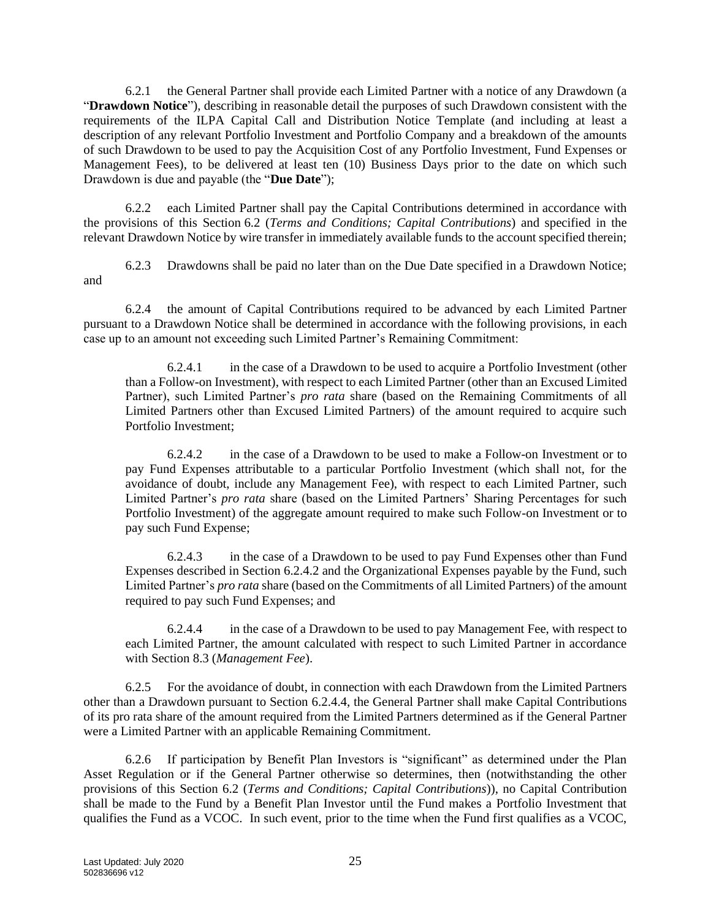6.2.1 the General Partner shall provide each Limited Partner with a notice of any Drawdown (a "**Drawdown Notice**"), describing in reasonable detail the purposes of such Drawdown consistent with the requirements of the ILPA Capital Call and Distribution Notice Template (and including at least a description of any relevant Portfolio Investment and Portfolio Company and a breakdown of the amounts of such Drawdown to be used to pay the Acquisition Cost of any Portfolio Investment, Fund Expenses or Management Fees), to be delivered at least ten (10) Business Days prior to the date on which such Drawdown is due and payable (the "**Due Date**");

6.2.2 each Limited Partner shall pay the Capital Contributions determined in accordance with the provisions of this Section 6.2 (*Terms and Conditions; Capital Contributions*) and specified in the relevant Drawdown Notice by wire transfer in immediately available funds to the account specified therein;

6.2.3 Drawdowns shall be paid no later than on the Due Date specified in a Drawdown Notice; and

6.2.4 the amount of Capital Contributions required to be advanced by each Limited Partner pursuant to a Drawdown Notice shall be determined in accordance with the following provisions, in each case up to an amount not exceeding such Limited Partner's Remaining Commitment:

> 6.2.4.1 in the case of a Drawdown to be used to acquire a Portfolio Investment (other than a Follow-on Investment), with respect to each Limited Partner (other than an Excused Limited Partner), such Limited Partner's *pro rata* share (based on the Remaining Commitments of all Limited Partners other than Excused Limited Partners) of the amount required to acquire such Portfolio Investment;
>
> 6.2.4.2 in the case of a Drawdown to be used to make a Follow-on Investment or to pay Fund Expenses attributable to a particular Portfolio Investment (which shall not, for the avoidance of doubt, include any Management Fee), with respect to each Limited Partner, such Limited Partner's *pro rata* share (based on the Limited Partners' Sharing Percentages for such Portfolio Investment) of the aggregate amount required to make such Follow-on Investment or to pay such Fund Expense;
>
> 6.2.4.3 in the case of a Drawdown to be used to pay Fund Expenses other than Fund Expenses described in Section 6.2.4.2 and the Organizational Expenses payable by the Fund, such Limited Partner's *pro rata* share (based on the Commitments of all Limited Partners) of the amount required to pay such Fund Expenses; and
>
> 6.2.4.4 in the case of a Drawdown to be used to pay Management Fee, with respect to each Limited Partner, the amount calculated with respect to such Limited Partner in accordance with Section 8.3 (*Management Fee*).

6.2.5 For the avoidance of doubt, in connection with each Drawdown from the Limited Partners other than a Drawdown pursuant to Section 6.2.4.4, the General Partner shall make Capital Contributions of its pro rata share of the amount required from the Limited Partners determined as if the General Partner were a Limited Partner with an applicable Remaining Commitment.

6.2.6 If participation by Benefit Plan Investors is "significant" as determined under the Plan Asset Regulation or if the General Partner otherwise so determines, then (notwithstanding the other provisions of this Section 6.2 (*Terms and Conditions; Capital Contributions*)), no Capital Contribution shall be made to the Fund by a Benefit Plan Investor until the Fund makes a Portfolio Investment that qualifies the Fund as a VCOC. In such event, prior to the time when the Fund first qualifies as a VCOC,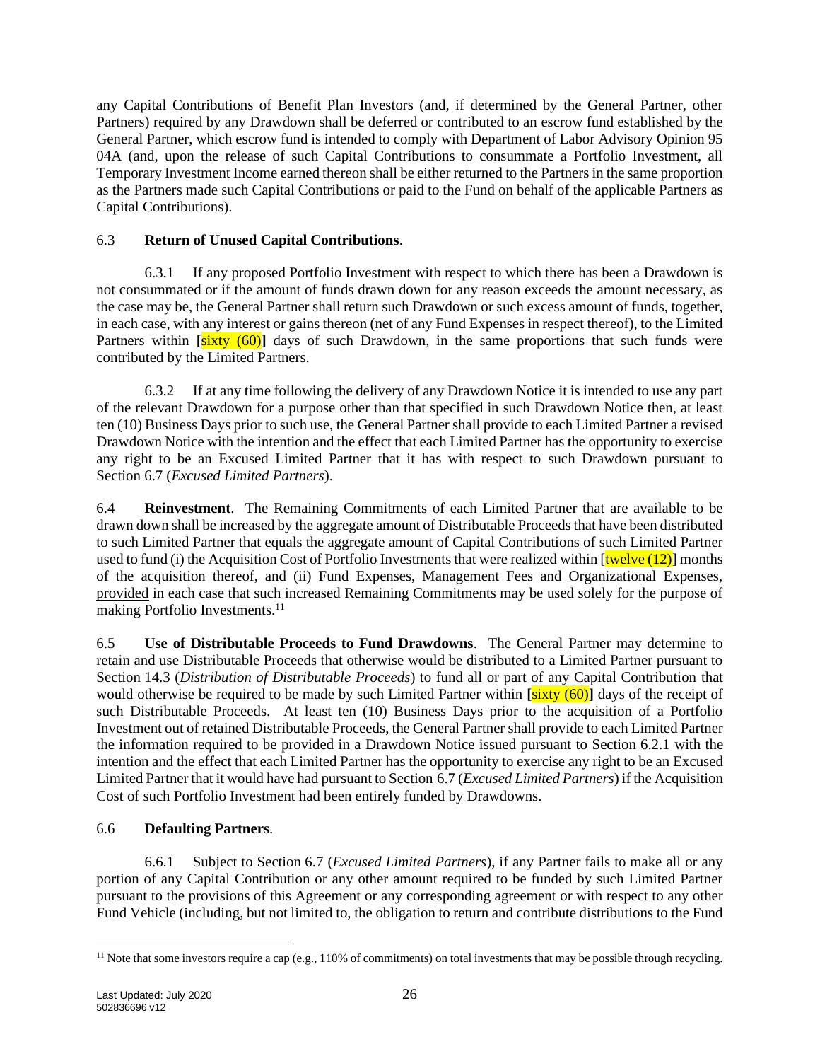any Capital Contributions of Benefit Plan Investors (and, if determined by the General Partner, other Partners) required by any Drawdown shall be deferred or contributed to an escrow fund established by the General Partner, which escrow fund is intended to comply with Department of Labor Advisory Opinion 95 04A (and, upon the release of such Capital Contributions to consummate a Portfolio Investment, all Temporary Investment Income earned thereon shall be either returned to the Partners in the same proportion as the Partners made such Capital Contributions or paid to the Fund on behalf of the applicable Partners as Capital Contributions).

6.3 **Return of Unused Capital Contributions**.

6.3.1 If any proposed Portfolio Investment with respect to which there has been a Drawdown is not consummated or if the amount of funds drawn down for any reason exceeds the amount necessary, as the case may be, the General Partner shall return such Drawdown or such excess amount of funds, together, in each case, with any interest or gains thereon (net of any Fund Expenses in respect thereof), to the Limited Partners within **[**sixty (60)**]** days of such Drawdown, in the same proportions that such funds were contributed by the Limited Partners.

6.3.2 If at any time following the delivery of any Drawdown Notice it is intended to use any part of the relevant Drawdown for a purpose other than that specified in such Drawdown Notice then, at least ten (10) Business Days prior to such use, the General Partner shall provide to each Limited Partner a revised Drawdown Notice with the intention and the effect that each Limited Partner has the opportunity to exercise any right to be an Excused Limited Partner that it has with respect to such Drawdown pursuant to Section 6.7 (*Excused Limited Partners*).

6.4 **Reinvestment**. The Remaining Commitments of each Limited Partner that are available to be drawn down shall be increased by the aggregate amount of Distributable Proceeds that have been distributed to such Limited Partner that equals the aggregate amount of Capital Contributions of such Limited Partner used to fund (i) the Acquisition Cost of Portfolio Investments that were realized within [twelve (12)] months of the acquisition thereof, and (ii) Fund Expenses, Management Fees and Organizational Expenses, provided in each case that such increased Remaining Commitments may be used solely for the purpose of making Portfolio Investments.[11]

6.5 **Use of Distributable Proceeds to Fund Drawdowns**. The General Partner may determine to retain and use Distributable Proceeds that otherwise would be distributed to a Limited Partner pursuant to Section 14.3 (*Distribution of Distributable Proceeds*) to fund all or part of any Capital Contribution that would otherwise be required to be made by such Limited Partner within **[**sixty (60)**]** days of the receipt of such Distributable Proceeds. At least ten (10) Business Days prior to the acquisition of a Portfolio Investment out of retained Distributable Proceeds, the General Partner shall provide to each Limited Partner the information required to be provided in a Drawdown Notice issued pursuant to Section 6.2.1 with the intention and the effect that each Limited Partner has the opportunity to exercise any right to be an Excused Limited Partner that it would have had pursuant to Section 6.7 (*Excused Limited Partners*) if the Acquisition Cost of such Portfolio Investment had been entirely funded by Drawdowns.

6.6 **Defaulting Partners**.

6.6.1 Subject to Section 6.7 (*Excused Limited Partners*), if any Partner fails to make all or any portion of any Capital Contribution or any other amount required to be funded by such Limited Partner pursuant to the provisions of this Agreement or any corresponding agreement or with respect to any other Fund Vehicle (including, but not limited to, the obligation to return and contribute distributions to the Fund

---

[11] Note that some investors require a cap (e.g., 110% of commitments) on total investments that may be possible through recycling.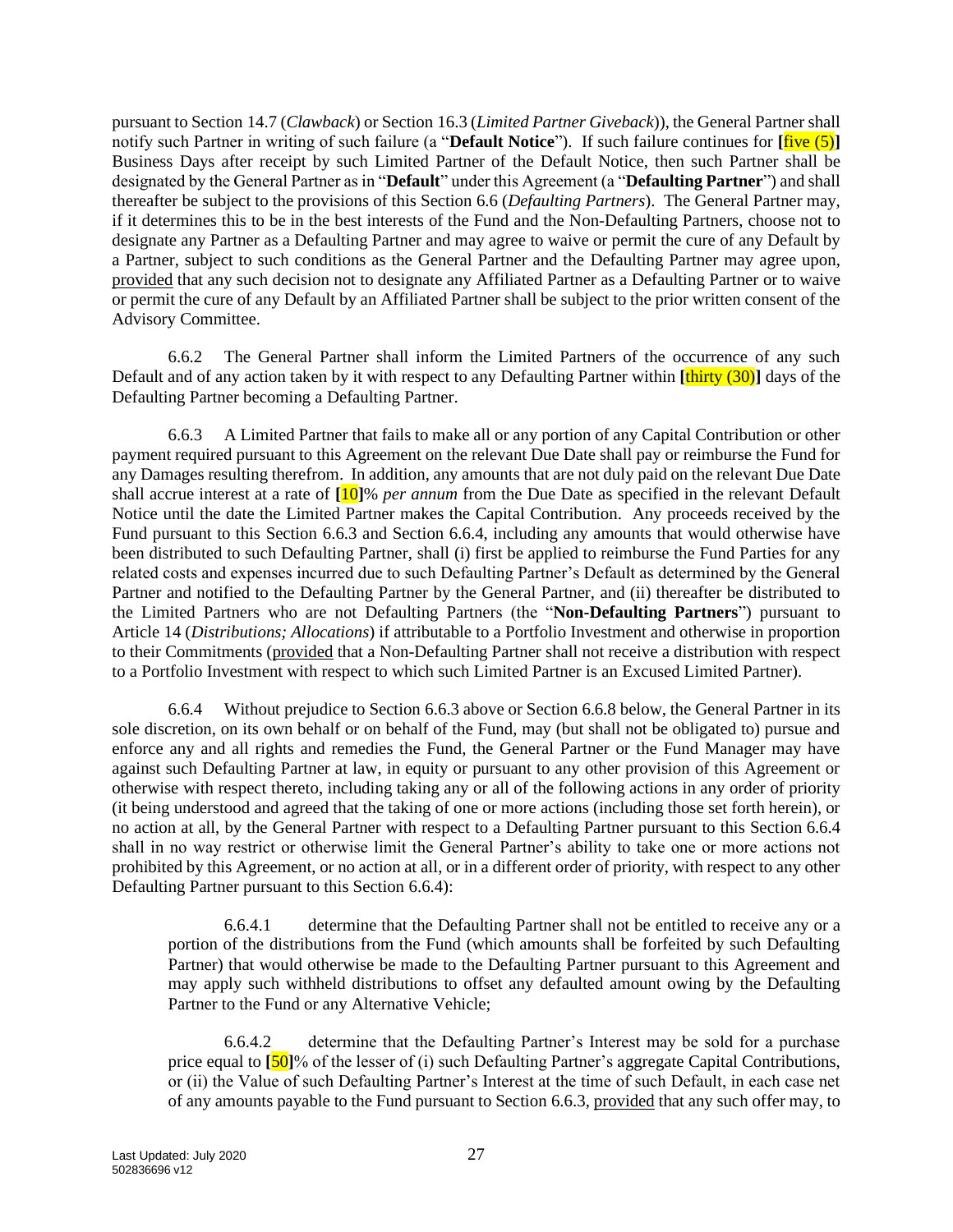pursuant to Section 14.7 (*Clawback*) or Section 16.3 (*Limited Partner Giveback*)), the General Partner shall notify such Partner in writing of such failure (a "**Default Notice**"). If such failure continues for **[**five (5)**]** Business Days after receipt by such Limited Partner of the Default Notice, then such Partner shall be designated by the General Partner as in "**Default**" under this Agreement (a "**Defaulting Partner**") and shall thereafter be subject to the provisions of this Section 6.6 (*Defaulting Partners*). The General Partner may, if it determines this to be in the best interests of the Fund and the Non-Defaulting Partners, choose not to designate any Partner as a Defaulting Partner and may agree to waive or permit the cure of any Default by a Partner, subject to such conditions as the General Partner and the Defaulting Partner may agree upon, provided that any such decision not to designate any Affiliated Partner as a Defaulting Partner or to waive or permit the cure of any Default by an Affiliated Partner shall be subject to the prior written consent of the Advisory Committee.

6.6.2 The General Partner shall inform the Limited Partners of the occurrence of any such Default and of any action taken by it with respect to any Defaulting Partner within **[**thirty (30)**]** days of the Defaulting Partner becoming a Defaulting Partner.

6.6.3 A Limited Partner that fails to make all or any portion of any Capital Contribution or other payment required pursuant to this Agreement on the relevant Due Date shall pay or reimburse the Fund for any Damages resulting therefrom. In addition, any amounts that are not duly paid on the relevant Due Date shall accrue interest at a rate of **[**10**]**% *per annum* from the Due Date as specified in the relevant Default Notice until the date the Limited Partner makes the Capital Contribution. Any proceeds received by the Fund pursuant to this Section 6.6.3 and Section 6.6.4, including any amounts that would otherwise have been distributed to such Defaulting Partner, shall (i) first be applied to reimburse the Fund Parties for any related costs and expenses incurred due to such Defaulting Partner's Default as determined by the General Partner and notified to the Defaulting Partner by the General Partner, and (ii) thereafter be distributed to the Limited Partners who are not Defaulting Partners (the "**Non-Defaulting Partners**") pursuant to Article 14 (*Distributions; Allocations*) if attributable to a Portfolio Investment and otherwise in proportion to their Commitments (provided that a Non-Defaulting Partner shall not receive a distribution with respect to a Portfolio Investment with respect to which such Limited Partner is an Excused Limited Partner).

6.6.4 Without prejudice to Section 6.6.3 above or Section 6.6.8 below, the General Partner in its sole discretion, on its own behalf or on behalf of the Fund, may (but shall not be obligated to) pursue and enforce any and all rights and remedies the Fund, the General Partner or the Fund Manager may have against such Defaulting Partner at law, in equity or pursuant to any other provision of this Agreement or otherwise with respect thereto, including taking any or all of the following actions in any order of priority (it being understood and agreed that the taking of one or more actions (including those set forth herein), or no action at all, by the General Partner with respect to a Defaulting Partner pursuant to this Section 6.6.4 shall in no way restrict or otherwise limit the General Partner's ability to take one or more actions not prohibited by this Agreement, or no action at all, or in a different order of priority, with respect to any other Defaulting Partner pursuant to this Section 6.6.4):

> 6.6.4.1 determine that the Defaulting Partner shall not be entitled to receive any or a portion of the distributions from the Fund (which amounts shall be forfeited by such Defaulting Partner) that would otherwise be made to the Defaulting Partner pursuant to this Agreement and may apply such withheld distributions to offset any defaulted amount owing by the Defaulting Partner to the Fund or any Alternative Vehicle;
>
> 6.6.4.2 determine that the Defaulting Partner's Interest may be sold for a purchase price equal to **[**50**]**% of the lesser of (i) such Defaulting Partner's aggregate Capital Contributions, or (ii) the Value of such Defaulting Partner's Interest at the time of such Default, in each case net of any amounts payable to the Fund pursuant to Section 6.6.3, provided that any such offer may, to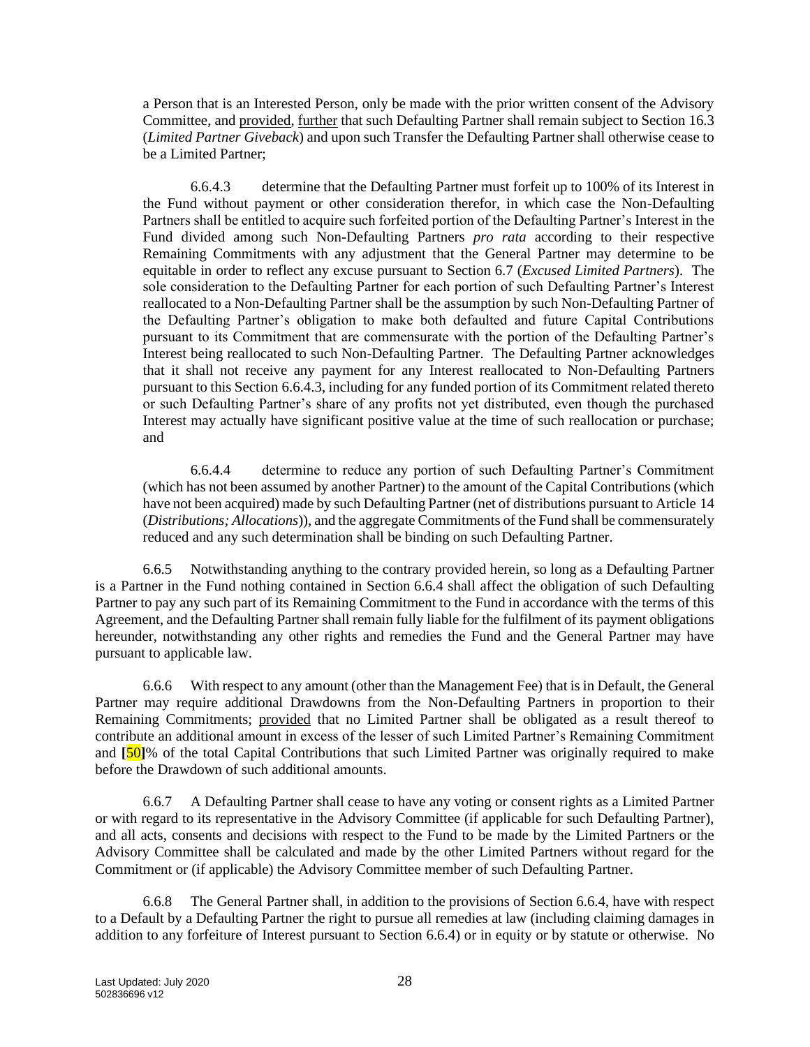a Person that is an Interested Person, only be made with the prior written consent of the Advisory Committee, and provided, further that such Defaulting Partner shall remain subject to Section 16.3 (*Limited Partner Giveback*) and upon such Transfer the Defaulting Partner shall otherwise cease to be a Limited Partner;

6.6.4.3 determine that the Defaulting Partner must forfeit up to 100% of its Interest in the Fund without payment or other consideration therefor, in which case the Non-Defaulting Partners shall be entitled to acquire such forfeited portion of the Defaulting Partner's Interest in the Fund divided among such Non-Defaulting Partners *pro rata* according to their respective Remaining Commitments with any adjustment that the General Partner may determine to be equitable in order to reflect any excuse pursuant to Section 6.7 (*Excused Limited Partners*). The sole consideration to the Defaulting Partner for each portion of such Defaulting Partner's Interest reallocated to a Non-Defaulting Partner shall be the assumption by such Non-Defaulting Partner of the Defaulting Partner's obligation to make both defaulted and future Capital Contributions pursuant to its Commitment that are commensurate with the portion of the Defaulting Partner's Interest being reallocated to such Non-Defaulting Partner. The Defaulting Partner acknowledges that it shall not receive any payment for any Interest reallocated to Non-Defaulting Partners pursuant to this Section 6.6.4.3, including for any funded portion of its Commitment related thereto or such Defaulting Partner's share of any profits not yet distributed, even though the purchased Interest may actually have significant positive value at the time of such reallocation or purchase; and

6.6.4.4 determine to reduce any portion of such Defaulting Partner's Commitment (which has not been assumed by another Partner) to the amount of the Capital Contributions (which have not been acquired) made by such Defaulting Partner (net of distributions pursuant to Article 14 (*Distributions; Allocations*)), and the aggregate Commitments of the Fund shall be commensurately reduced and any such determination shall be binding on such Defaulting Partner.

6.6.5 Notwithstanding anything to the contrary provided herein, so long as a Defaulting Partner is a Partner in the Fund nothing contained in Section 6.6.4 shall affect the obligation of such Defaulting Partner to pay any such part of its Remaining Commitment to the Fund in accordance with the terms of this Agreement, and the Defaulting Partner shall remain fully liable for the fulfilment of its payment obligations hereunder, notwithstanding any other rights and remedies the Fund and the General Partner may have pursuant to applicable law.

6.6.6 With respect to any amount (other than the Management Fee) that is in Default, the General Partner may require additional Drawdowns from the Non-Defaulting Partners in proportion to their Remaining Commitments; provided that no Limited Partner shall be obligated as a result thereof to contribute an additional amount in excess of the lesser of such Limited Partner's Remaining Commitment and **[**50**]**% of the total Capital Contributions that such Limited Partner was originally required to make before the Drawdown of such additional amounts.

6.6.7 A Defaulting Partner shall cease to have any voting or consent rights as a Limited Partner or with regard to its representative in the Advisory Committee (if applicable for such Defaulting Partner), and all acts, consents and decisions with respect to the Fund to be made by the Limited Partners or the Advisory Committee shall be calculated and made by the other Limited Partners without regard for the Commitment or (if applicable) the Advisory Committee member of such Defaulting Partner.

6.6.8 The General Partner shall, in addition to the provisions of Section 6.6.4, have with respect to a Default by a Defaulting Partner the right to pursue all remedies at law (including claiming damages in addition to any forfeiture of Interest pursuant to Section 6.6.4) or in equity or by statute or otherwise. No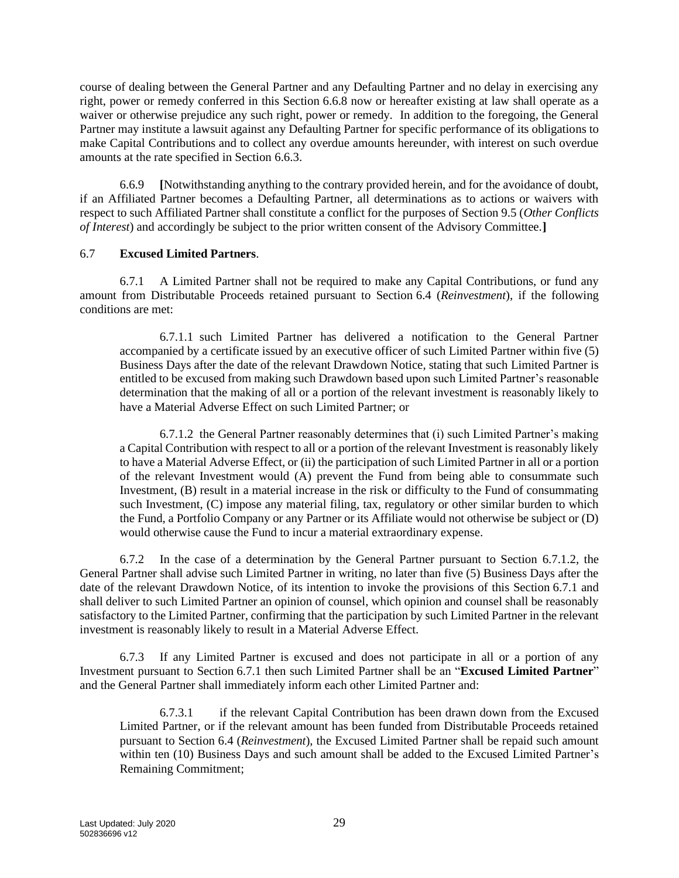course of dealing between the General Partner and any Defaulting Partner and no delay in exercising any right, power or remedy conferred in this Section 6.6.8 now or hereafter existing at law shall operate as a waiver or otherwise prejudice any such right, power or remedy. In addition to the foregoing, the General Partner may institute a lawsuit against any Defaulting Partner for specific performance of its obligations to make Capital Contributions and to collect any overdue amounts hereunder, with interest on such overdue amounts at the rate specified in Section 6.6.3.

6.6.9 **[**Notwithstanding anything to the contrary provided herein, and for the avoidance of doubt, if an Affiliated Partner becomes a Defaulting Partner, all determinations as to actions or waivers with respect to such Affiliated Partner shall constitute a conflict for the purposes of Section 9.5 (*Other Conflicts of Interest*) and accordingly be subject to the prior written consent of the Advisory Committee.**]**

6.7 **Excused Limited Partners**.

6.7.1 A Limited Partner shall not be required to make any Capital Contributions, or fund any amount from Distributable Proceeds retained pursuant to Section 6.4 (*Reinvestment*), if the following conditions are met:

6.7.1.1 such Limited Partner has delivered a notification to the General Partner accompanied by a certificate issued by an executive officer of such Limited Partner within five (5) Business Days after the date of the relevant Drawdown Notice, stating that such Limited Partner is entitled to be excused from making such Drawdown based upon such Limited Partner's reasonable determination that the making of all or a portion of the relevant investment is reasonably likely to have a Material Adverse Effect on such Limited Partner; or

6.7.1.2 the General Partner reasonably determines that (i) such Limited Partner's making a Capital Contribution with respect to all or a portion of the relevant Investment is reasonably likely to have a Material Adverse Effect, or (ii) the participation of such Limited Partner in all or a portion of the relevant Investment would (A) prevent the Fund from being able to consummate such Investment, (B) result in a material increase in the risk or difficulty to the Fund of consummating such Investment, (C) impose any material filing, tax, regulatory or other similar burden to which the Fund, a Portfolio Company or any Partner or its Affiliate would not otherwise be subject or (D) would otherwise cause the Fund to incur a material extraordinary expense.

6.7.2 In the case of a determination by the General Partner pursuant to Section 6.7.1.2, the General Partner shall advise such Limited Partner in writing, no later than five (5) Business Days after the date of the relevant Drawdown Notice, of its intention to invoke the provisions of this Section 6.7.1 and shall deliver to such Limited Partner an opinion of counsel, which opinion and counsel shall be reasonably satisfactory to the Limited Partner, confirming that the participation by such Limited Partner in the relevant investment is reasonably likely to result in a Material Adverse Effect.

6.7.3 If any Limited Partner is excused and does not participate in all or a portion of any Investment pursuant to Section 6.7.1 then such Limited Partner shall be an "**Excused Limited Partner**" and the General Partner shall immediately inform each other Limited Partner and:

6.7.3.1 if the relevant Capital Contribution has been drawn down from the Excused Limited Partner, or if the relevant amount has been funded from Distributable Proceeds retained pursuant to Section 6.4 (*Reinvestment*), the Excused Limited Partner shall be repaid such amount within ten (10) Business Days and such amount shall be added to the Excused Limited Partner's Remaining Commitment;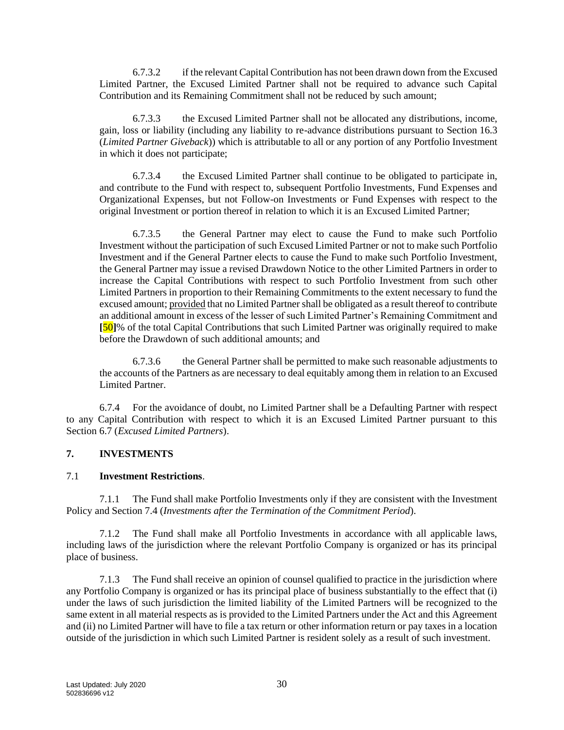6.7.3.2 if the relevant Capital Contribution has not been drawn down from the Excused Limited Partner, the Excused Limited Partner shall not be required to advance such Capital Contribution and its Remaining Commitment shall not be reduced by such amount;

6.7.3.3 the Excused Limited Partner shall not be allocated any distributions, income, gain, loss or liability (including any liability to re-advance distributions pursuant to Section 16.3 (*Limited Partner Giveback*)) which is attributable to all or any portion of any Portfolio Investment in which it does not participate;

6.7.3.4 the Excused Limited Partner shall continue to be obligated to participate in, and contribute to the Fund with respect to, subsequent Portfolio Investments, Fund Expenses and Organizational Expenses, but not Follow-on Investments or Fund Expenses with respect to the original Investment or portion thereof in relation to which it is an Excused Limited Partner;

6.7.3.5 the General Partner may elect to cause the Fund to make such Portfolio Investment without the participation of such Excused Limited Partner or not to make such Portfolio Investment and if the General Partner elects to cause the Fund to make such Portfolio Investment, the General Partner may issue a revised Drawdown Notice to the other Limited Partners in order to increase the Capital Contributions with respect to such Portfolio Investment from such other Limited Partners in proportion to their Remaining Commitments to the extent necessary to fund the excused amount; provided that no Limited Partner shall be obligated as a result thereof to contribute an additional amount in excess of the lesser of such Limited Partner's Remaining Commitment and **[**50**]**% of the total Capital Contributions that such Limited Partner was originally required to make before the Drawdown of such additional amounts; and

6.7.3.6 the General Partner shall be permitted to make such reasonable adjustments to the accounts of the Partners as are necessary to deal equitably among them in relation to an Excused Limited Partner.

6.7.4 For the avoidance of doubt, no Limited Partner shall be a Defaulting Partner with respect to any Capital Contribution with respect to which it is an Excused Limited Partner pursuant to this Section 6.7 (*Excused Limited Partners*).

## 7. INVESTMENTS

### 7.1 **Investment Restrictions**.

7.1.1 The Fund shall make Portfolio Investments only if they are consistent with the Investment Policy and Section 7.4 (*Investments after the Termination of the Commitment Period*).

7.1.2 The Fund shall make all Portfolio Investments in accordance with all applicable laws, including laws of the jurisdiction where the relevant Portfolio Company is organized or has its principal place of business.

7.1.3 The Fund shall receive an opinion of counsel qualified to practice in the jurisdiction where any Portfolio Company is organized or has its principal place of business substantially to the effect that (i) under the laws of such jurisdiction the limited liability of the Limited Partners will be recognized to the same extent in all material respects as is provided to the Limited Partners under the Act and this Agreement and (ii) no Limited Partner will have to file a tax return or other information return or pay taxes in a location outside of the jurisdiction in which such Limited Partner is resident solely as a result of such investment.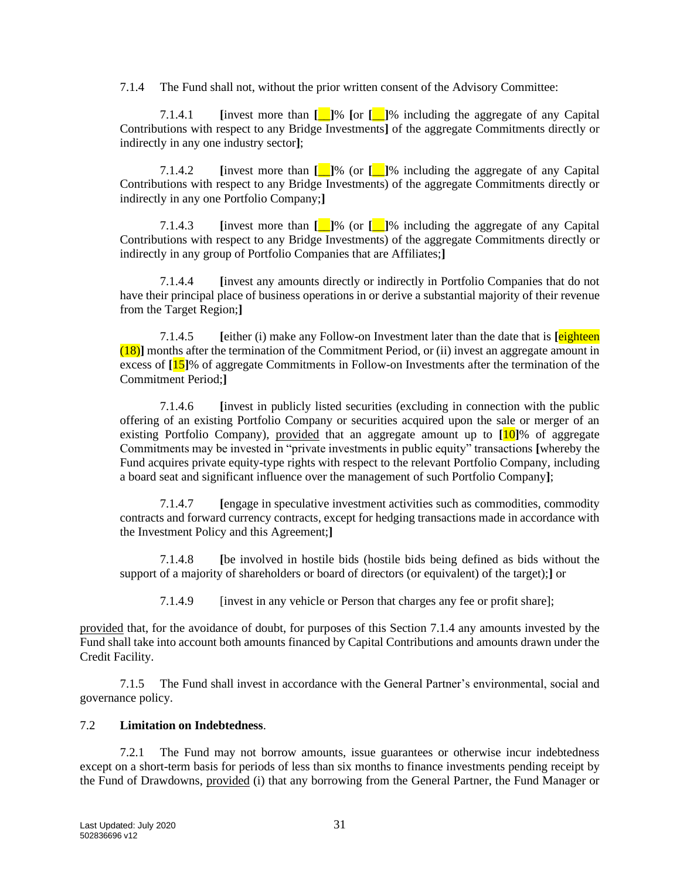7.1.4 The Fund shall not, without the prior written consent of the Advisory Committee:

7.1.4.1 [invest more than [__]% [or [__]% including the aggregate of any Capital Contributions with respect to any Bridge Investments] of the aggregate Commitments directly or indirectly in any one industry sector];

7.1.4.2 [invest more than [__]% (or [__]% including the aggregate of any Capital Contributions with respect to any Bridge Investments) of the aggregate Commitments directly or indirectly in any one Portfolio Company;]

7.1.4.3 [invest more than [__]% (or [__]% including the aggregate of any Capital Contributions with respect to any Bridge Investments) of the aggregate Commitments directly or indirectly in any group of Portfolio Companies that are Affiliates;]

7.1.4.4 [invest any amounts directly or indirectly in Portfolio Companies that do not have their principal place of business operations in or derive a substantial majority of their revenue from the Target Region;]

7.1.4.5 [either (i) make any Follow-on Investment later than the date that is [eighteen (18)] months after the termination of the Commitment Period, or (ii) invest an aggregate amount in excess of [15]% of aggregate Commitments in Follow-on Investments after the termination of the Commitment Period;]

7.1.4.6 [invest in publicly listed securities (excluding in connection with the public offering of an existing Portfolio Company or securities acquired upon the sale or merger of an existing Portfolio Company), provided that an aggregate amount up to [10]% of aggregate Commitments may be invested in "private investments in public equity" transactions [whereby the Fund acquires private equity-type rights with respect to the relevant Portfolio Company, including a board seat and significant influence over the management of such Portfolio Company];

7.1.4.7 [engage in speculative investment activities such as commodities, commodity contracts and forward currency contracts, except for hedging transactions made in accordance with the Investment Policy and this Agreement;]

7.1.4.8 [be involved in hostile bids (hostile bids being defined as bids without the support of a majority of shareholders or board of directors (or equivalent) of the target);] or

7.1.4.9 [invest in any vehicle or Person that charges any fee or profit share];

provided that, for the avoidance of doubt, for purposes of this Section 7.1.4 any amounts invested by the Fund shall take into account both amounts financed by Capital Contributions and amounts drawn under the Credit Facility.

7.1.5 The Fund shall invest in accordance with the General Partner's environmental, social and governance policy.

7.2 **Limitation on Indebtedness**.

7.2.1 The Fund may not borrow amounts, issue guarantees or otherwise incur indebtedness except on a short-term basis for periods of less than six months to finance investments pending receipt by the Fund of Drawdowns, provided (i) that any borrowing from the General Partner, the Fund Manager or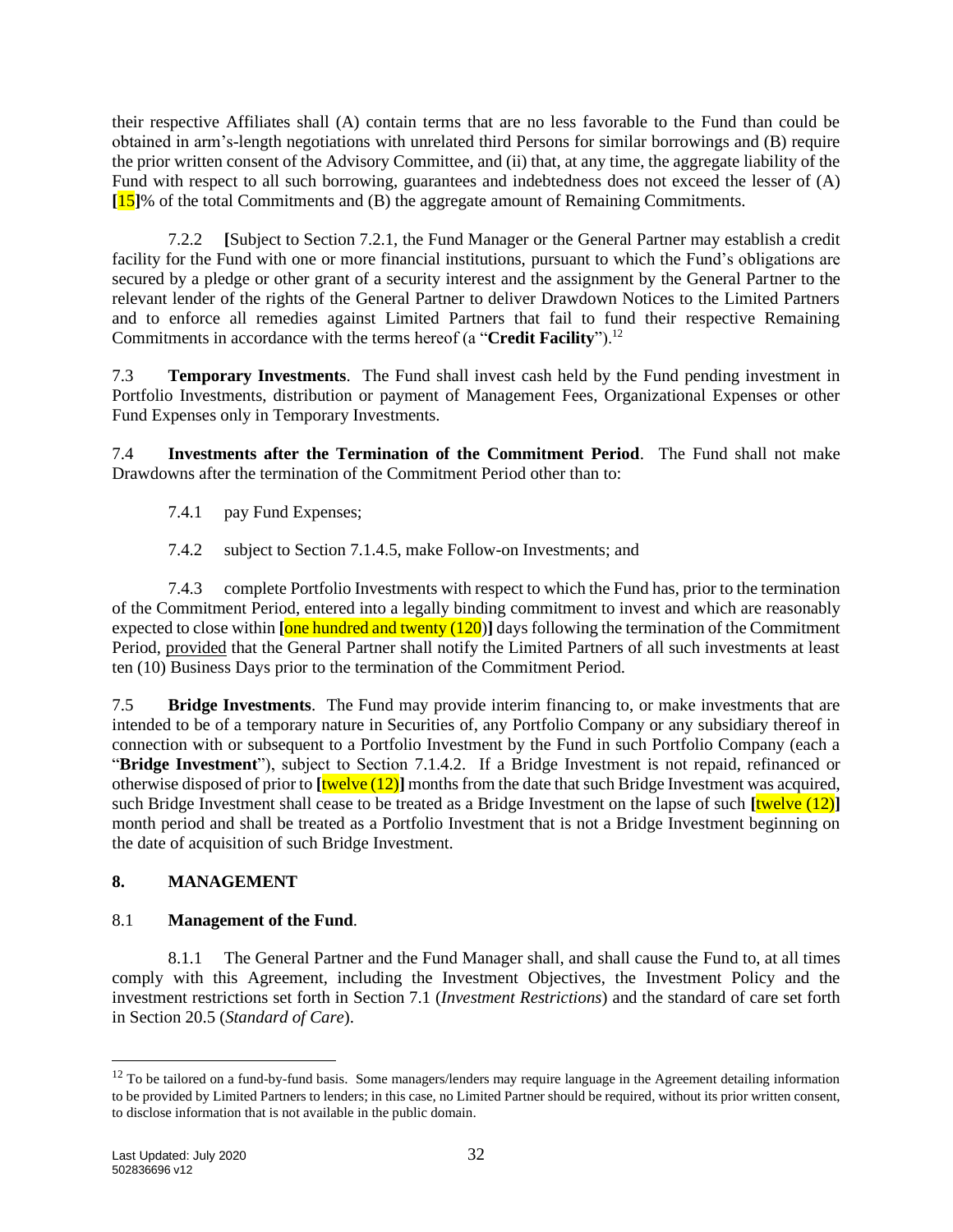their respective Affiliates shall (A) contain terms that are no less favorable to the Fund than could be obtained in arm's-length negotiations with unrelated third Persons for similar borrowings and (B) require the prior written consent of the Advisory Committee, and (ii) that, at any time, the aggregate liability of the Fund with respect to all such borrowing, guarantees and indebtedness does not exceed the lesser of (A) [15]% of the total Commitments and (B) the aggregate amount of Remaining Commitments.

7.2.2 [Subject to Section 7.2.1, the Fund Manager or the General Partner may establish a credit facility for the Fund with one or more financial institutions, pursuant to which the Fund's obligations are secured by a pledge or other grant of a security interest and the assignment by the General Partner to the relevant lender of the rights of the General Partner to deliver Drawdown Notices to the Limited Partners and to enforce all remedies against Limited Partners that fail to fund their respective Remaining Commitments in accordance with the terms hereof (a "**Credit Facility**").[12]

7.3 **Temporary Investments**. The Fund shall invest cash held by the Fund pending investment in Portfolio Investments, distribution or payment of Management Fees, Organizational Expenses or other Fund Expenses only in Temporary Investments.

7.4 **Investments after the Termination of the Commitment Period**. The Fund shall not make Drawdowns after the termination of the Commitment Period other than to:

7.4.1 pay Fund Expenses;

7.4.2 subject to Section 7.1.4.5, make Follow-on Investments; and

7.4.3 complete Portfolio Investments with respect to which the Fund has, prior to the termination of the Commitment Period, entered into a legally binding commitment to invest and which are reasonably expected to close within [one hundred and twenty (120)] days following the termination of the Commitment Period, provided that the General Partner shall notify the Limited Partners of all such investments at least ten (10) Business Days prior to the termination of the Commitment Period.

7.5 **Bridge Investments**. The Fund may provide interim financing to, or make investments that are intended to be of a temporary nature in Securities of, any Portfolio Company or any subsidiary thereof in connection with or subsequent to a Portfolio Investment by the Fund in such Portfolio Company (each a "**Bridge Investment**"), subject to Section 7.1.4.2. If a Bridge Investment is not repaid, refinanced or otherwise disposed of prior to [twelve (12)] months from the date that such Bridge Investment was acquired, such Bridge Investment shall cease to be treated as a Bridge Investment on the lapse of such [twelve (12)] month period and shall be treated as a Portfolio Investment that is not a Bridge Investment beginning on the date of acquisition of such Bridge Investment.

## 8. MANAGEMENT

### 8.1 Management of the Fund.

8.1.1 The General Partner and the Fund Manager shall, and shall cause the Fund to, at all times comply with this Agreement, including the Investment Objectives, the Investment Policy and the investment restrictions set forth in Section 7.1 (*Investment Restrictions*) and the standard of care set forth in Section 20.5 (*Standard of Care*).

---

[12] To be tailored on a fund-by-fund basis. Some managers/lenders may require language in the Agreement detailing information to be provided by Limited Partners to lenders; in this case, no Limited Partner should be required, without its prior written consent, to disclose information that is not available in the public domain.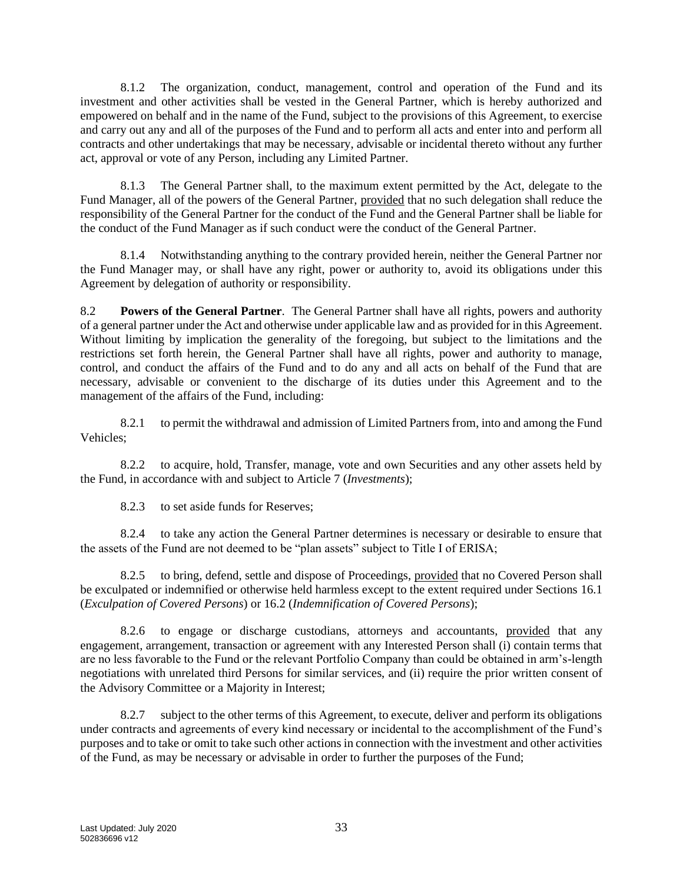8.1.2 The organization, conduct, management, control and operation of the Fund and its investment and other activities shall be vested in the General Partner, which is hereby authorized and empowered on behalf and in the name of the Fund, subject to the provisions of this Agreement, to exercise and carry out any and all of the purposes of the Fund and to perform all acts and enter into and perform all contracts and other undertakings that may be necessary, advisable or incidental thereto without any further act, approval or vote of any Person, including any Limited Partner.

8.1.3 The General Partner shall, to the maximum extent permitted by the Act, delegate to the Fund Manager, all of the powers of the General Partner, provided that no such delegation shall reduce the responsibility of the General Partner for the conduct of the Fund and the General Partner shall be liable for the conduct of the Fund Manager as if such conduct were the conduct of the General Partner.

8.1.4 Notwithstanding anything to the contrary provided herein, neither the General Partner nor the Fund Manager may, or shall have any right, power or authority to, avoid its obligations under this Agreement by delegation of authority or responsibility.

8.2 **Powers of the General Partner**. The General Partner shall have all rights, powers and authority of a general partner under the Act and otherwise under applicable law and as provided for in this Agreement. Without limiting by implication the generality of the foregoing, but subject to the limitations and the restrictions set forth herein, the General Partner shall have all rights, power and authority to manage, control, and conduct the affairs of the Fund and to do any and all acts on behalf of the Fund that are necessary, advisable or convenient to the discharge of its duties under this Agreement and to the management of the affairs of the Fund, including:

8.2.1 to permit the withdrawal and admission of Limited Partners from, into and among the Fund Vehicles;

8.2.2 to acquire, hold, Transfer, manage, vote and own Securities and any other assets held by the Fund, in accordance with and subject to Article 7 (*Investments*);

8.2.3 to set aside funds for Reserves;

8.2.4 to take any action the General Partner determines is necessary or desirable to ensure that the assets of the Fund are not deemed to be "plan assets" subject to Title I of ERISA;

8.2.5 to bring, defend, settle and dispose of Proceedings, provided that no Covered Person shall be exculpated or indemnified or otherwise held harmless except to the extent required under Sections 16.1 (*Exculpation of Covered Persons*) or 16.2 (*Indemnification of Covered Persons*);

8.2.6 to engage or discharge custodians, attorneys and accountants, provided that any engagement, arrangement, transaction or agreement with any Interested Person shall (i) contain terms that are no less favorable to the Fund or the relevant Portfolio Company than could be obtained in arm's-length negotiations with unrelated third Persons for similar services, and (ii) require the prior written consent of the Advisory Committee or a Majority in Interest;

8.2.7 subject to the other terms of this Agreement, to execute, deliver and perform its obligations under contracts and agreements of every kind necessary or incidental to the accomplishment of the Fund's purposes and to take or omit to take such other actions in connection with the investment and other activities of the Fund, as may be necessary or advisable in order to further the purposes of the Fund;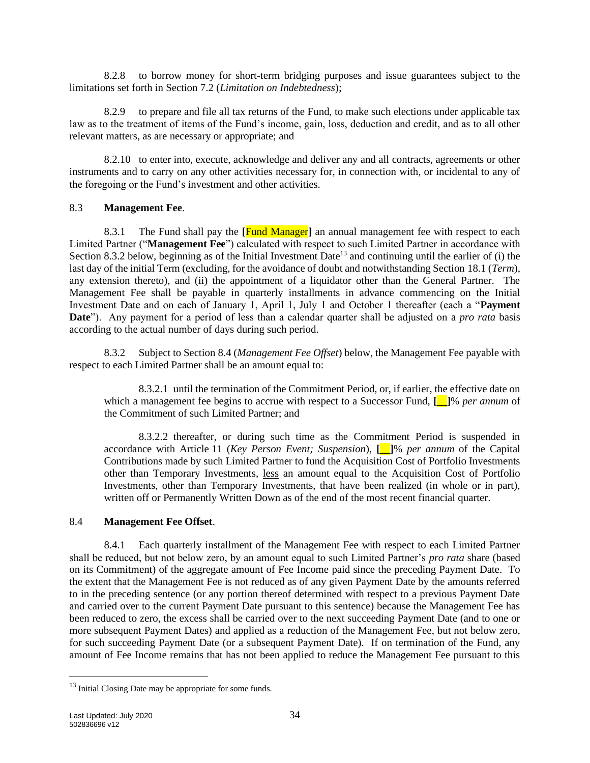8.2.8 to borrow money for short-term bridging purposes and issue guarantees subject to the limitations set forth in Section 7.2 (*Limitation on Indebtedness*);

8.2.9 to prepare and file all tax returns of the Fund, to make such elections under applicable tax law as to the treatment of items of the Fund's income, gain, loss, deduction and credit, and as to all other relevant matters, as are necessary or appropriate; and

8.2.10 to enter into, execute, acknowledge and deliver any and all contracts, agreements or other instruments and to carry on any other activities necessary for, in connection with, or incidental to any of the foregoing or the Fund's investment and other activities.

### 8.3 **Management Fee**.

8.3.1 The Fund shall pay the **[**Fund Manager**]** an annual management fee with respect to each Limited Partner ("**Management Fee**") calculated with respect to such Limited Partner in accordance with Section 8.3.2 below, beginning as of the Initial Investment Date[13] and continuing until the earlier of (i) the last day of the initial Term (excluding, for the avoidance of doubt and notwithstanding Section 18.1 (*Term*), any extension thereto), and (ii) the appointment of a liquidator other than the General Partner. The Management Fee shall be payable in quarterly installments in advance commencing on the Initial Investment Date and on each of January 1, April 1, July 1 and October 1 thereafter (each a "**Payment Date**"). Any payment for a period of less than a calendar quarter shall be adjusted on a *pro rata* basis according to the actual number of days during such period.

8.3.2 Subject to Section 8.4 (*Management Fee Offset*) below, the Management Fee payable with respect to each Limited Partner shall be an amount equal to:

> 8.3.2.1 until the termination of the Commitment Period, or, if earlier, the effective date on which a management fee begins to accrue with respect to a Successor Fund, **[__]**% *per annum* of the Commitment of such Limited Partner; and
>
> 8.3.2.2 thereafter, or during such time as the Commitment Period is suspended in accordance with Article 11 (*Key Person Event; Suspension*), **[__]**% *per annum* of the Capital Contributions made by such Limited Partner to fund the Acquisition Cost of Portfolio Investments other than Temporary Investments, less an amount equal to the Acquisition Cost of Portfolio Investments, other than Temporary Investments, that have been realized (in whole or in part), written off or Permanently Written Down as of the end of the most recent financial quarter.

### 8.4 **Management Fee Offset**.

8.4.1 Each quarterly installment of the Management Fee with respect to each Limited Partner shall be reduced, but not below zero, by an amount equal to such Limited Partner's *pro rata* share (based on its Commitment) of the aggregate amount of Fee Income paid since the preceding Payment Date. To the extent that the Management Fee is not reduced as of any given Payment Date by the amounts referred to in the preceding sentence (or any portion thereof determined with respect to a previous Payment Date and carried over to the current Payment Date pursuant to this sentence) because the Management Fee has been reduced to zero, the excess shall be carried over to the next succeeding Payment Date (and to one or more subsequent Payment Dates) and applied as a reduction of the Management Fee, but not below zero, for such succeeding Payment Date (or a subsequent Payment Date). If on termination of the Fund, any amount of Fee Income remains that has not been applied to reduce the Management Fee pursuant to this

[13] Initial Closing Date may be appropriate for some funds.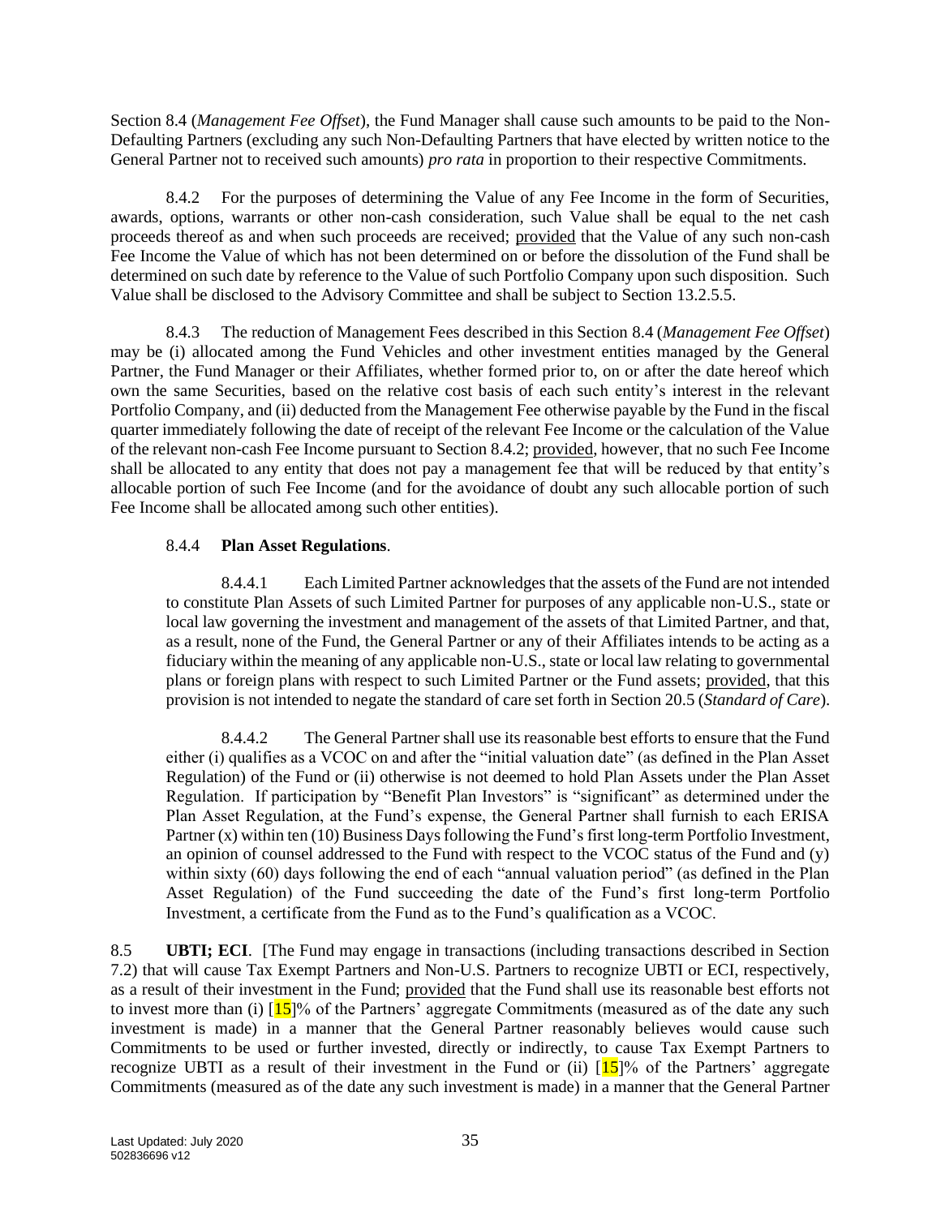Section 8.4 (*Management Fee Offset*), the Fund Manager shall cause such amounts to be paid to the Non-Defaulting Partners (excluding any such Non-Defaulting Partners that have elected by written notice to the General Partner not to received such amounts) *pro rata* in proportion to their respective Commitments.

8.4.2 For the purposes of determining the Value of any Fee Income in the form of Securities, awards, options, warrants or other non-cash consideration, such Value shall be equal to the net cash proceeds thereof as and when such proceeds are received; provided that the Value of any such non-cash Fee Income the Value of which has not been determined on or before the dissolution of the Fund shall be determined on such date by reference to the Value of such Portfolio Company upon such disposition. Such Value shall be disclosed to the Advisory Committee and shall be subject to Section 13.2.5.5.

8.4.3 The reduction of Management Fees described in this Section 8.4 (*Management Fee Offset*) may be (i) allocated among the Fund Vehicles and other investment entities managed by the General Partner, the Fund Manager or their Affiliates, whether formed prior to, on or after the date hereof which own the same Securities, based on the relative cost basis of each such entity's interest in the relevant Portfolio Company, and (ii) deducted from the Management Fee otherwise payable by the Fund in the fiscal quarter immediately following the date of receipt of the relevant Fee Income or the calculation of the Value of the relevant non-cash Fee Income pursuant to Section 8.4.2; provided, however, that no such Fee Income shall be allocated to any entity that does not pay a management fee that will be reduced by that entity's allocable portion of such Fee Income (and for the avoidance of doubt any such allocable portion of such Fee Income shall be allocated among such other entities).

8.4.4 **Plan Asset Regulations**.

8.4.4.1 Each Limited Partner acknowledges that the assets of the Fund are not intended to constitute Plan Assets of such Limited Partner for purposes of any applicable non-U.S., state or local law governing the investment and management of the assets of that Limited Partner, and that, as a result, none of the Fund, the General Partner or any of their Affiliates intends to be acting as a fiduciary within the meaning of any applicable non-U.S., state or local law relating to governmental plans or foreign plans with respect to such Limited Partner or the Fund assets; provided, that this provision is not intended to negate the standard of care set forth in Section 20.5 (*Standard of Care*).

8.4.4.2 The General Partner shall use its reasonable best efforts to ensure that the Fund either (i) qualifies as a VCOC on and after the "initial valuation date" (as defined in the Plan Asset Regulation) of the Fund or (ii) otherwise is not deemed to hold Plan Assets under the Plan Asset Regulation. If participation by "Benefit Plan Investors" is "significant" as determined under the Plan Asset Regulation, at the Fund's expense, the General Partner shall furnish to each ERISA Partner (x) within ten (10) Business Days following the Fund's first long-term Portfolio Investment, an opinion of counsel addressed to the Fund with respect to the VCOC status of the Fund and (y) within sixty (60) days following the end of each "annual valuation period" (as defined in the Plan Asset Regulation) of the Fund succeeding the date of the Fund's first long-term Portfolio Investment, a certificate from the Fund as to the Fund's qualification as a VCOC.

8.5 **UBTI; ECI**. [The Fund may engage in transactions (including transactions described in Section 7.2) that will cause Tax Exempt Partners and Non-U.S. Partners to recognize UBTI or ECI, respectively, as a result of their investment in the Fund; provided that the Fund shall use its reasonable best efforts not to invest more than (i) [15]% of the Partners' aggregate Commitments (measured as of the date any such investment is made) in a manner that the General Partner reasonably believes would cause such Commitments to be used or further invested, directly or indirectly, to cause Tax Exempt Partners to recognize UBTI as a result of their investment in the Fund or (ii) [15]% of the Partners' aggregate Commitments (measured as of the date any such investment is made) in a manner that the General Partner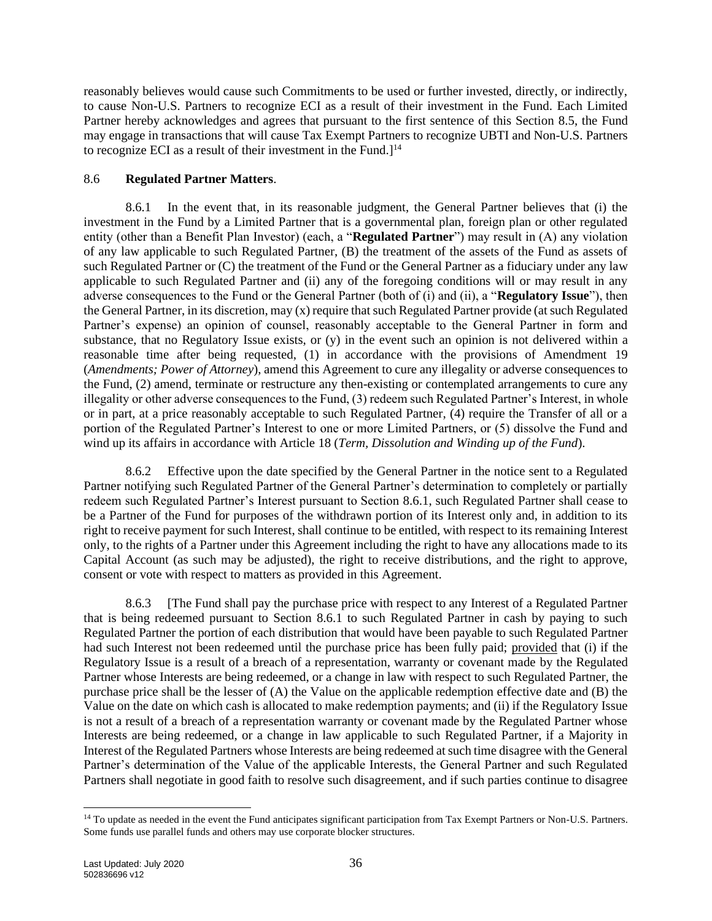reasonably believes would cause such Commitments to be used or further invested, directly, or indirectly, to cause Non-U.S. Partners to recognize ECI as a result of their investment in the Fund. Each Limited Partner hereby acknowledges and agrees that pursuant to the first sentence of this Section 8.5, the Fund may engage in transactions that will cause Tax Exempt Partners to recognize UBTI and Non-U.S. Partners to recognize ECI as a result of their investment in the Fund.][14]

8.6 **Regulated Partner Matters**.

8.6.1 In the event that, in its reasonable judgment, the General Partner believes that (i) the investment in the Fund by a Limited Partner that is a governmental plan, foreign plan or other regulated entity (other than a Benefit Plan Investor) (each, a "**Regulated Partner**") may result in (A) any violation of any law applicable to such Regulated Partner, (B) the treatment of the assets of the Fund as assets of such Regulated Partner or (C) the treatment of the Fund or the General Partner as a fiduciary under any law applicable to such Regulated Partner and (ii) any of the foregoing conditions will or may result in any adverse consequences to the Fund or the General Partner (both of (i) and (ii), a "**Regulatory Issue**"), then the General Partner, in its discretion, may (x) require that such Regulated Partner provide (at such Regulated Partner's expense) an opinion of counsel, reasonably acceptable to the General Partner in form and substance, that no Regulatory Issue exists, or (y) in the event such an opinion is not delivered within a reasonable time after being requested, (1) in accordance with the provisions of Amendment 19 (*Amendments; Power of Attorney*), amend this Agreement to cure any illegality or adverse consequences to the Fund, (2) amend, terminate or restructure any then-existing or contemplated arrangements to cure any illegality or other adverse consequences to the Fund, (3) redeem such Regulated Partner's Interest, in whole or in part, at a price reasonably acceptable to such Regulated Partner, (4) require the Transfer of all or a portion of the Regulated Partner's Interest to one or more Limited Partners, or (5) dissolve the Fund and wind up its affairs in accordance with Article 18 (*Term, Dissolution and Winding up of the Fund*).

8.6.2 Effective upon the date specified by the General Partner in the notice sent to a Regulated Partner notifying such Regulated Partner of the General Partner's determination to completely or partially redeem such Regulated Partner's Interest pursuant to Section 8.6.1, such Regulated Partner shall cease to be a Partner of the Fund for purposes of the withdrawn portion of its Interest only and, in addition to its right to receive payment for such Interest, shall continue to be entitled, with respect to its remaining Interest only, to the rights of a Partner under this Agreement including the right to have any allocations made to its Capital Account (as such may be adjusted), the right to receive distributions, and the right to approve, consent or vote with respect to matters as provided in this Agreement.

8.6.3 [The Fund shall pay the purchase price with respect to any Interest of a Regulated Partner that is being redeemed pursuant to Section 8.6.1 to such Regulated Partner in cash by paying to such Regulated Partner the portion of each distribution that would have been payable to such Regulated Partner had such Interest not been redeemed until the purchase price has been fully paid; provided that (i) if the Regulatory Issue is a result of a breach of a representation, warranty or covenant made by the Regulated Partner whose Interests are being redeemed, or a change in law with respect to such Regulated Partner, the purchase price shall be the lesser of (A) the Value on the applicable redemption effective date and (B) the Value on the date on which cash is allocated to make redemption payments; and (ii) if the Regulatory Issue is not a result of a breach of a representation warranty or covenant made by the Regulated Partner whose Interests are being redeemed, or a change in law applicable to such Regulated Partner, if a Majority in Interest of the Regulated Partners whose Interests are being redeemed at such time disagree with the General Partner's determination of the Value of the applicable Interests, the General Partner and such Regulated Partners shall negotiate in good faith to resolve such disagreement, and if such parties continue to disagree

---

[14] To update as needed in the event the Fund anticipates significant participation from Tax Exempt Partners or Non-U.S. Partners. Some funds use parallel funds and others may use corporate blocker structures.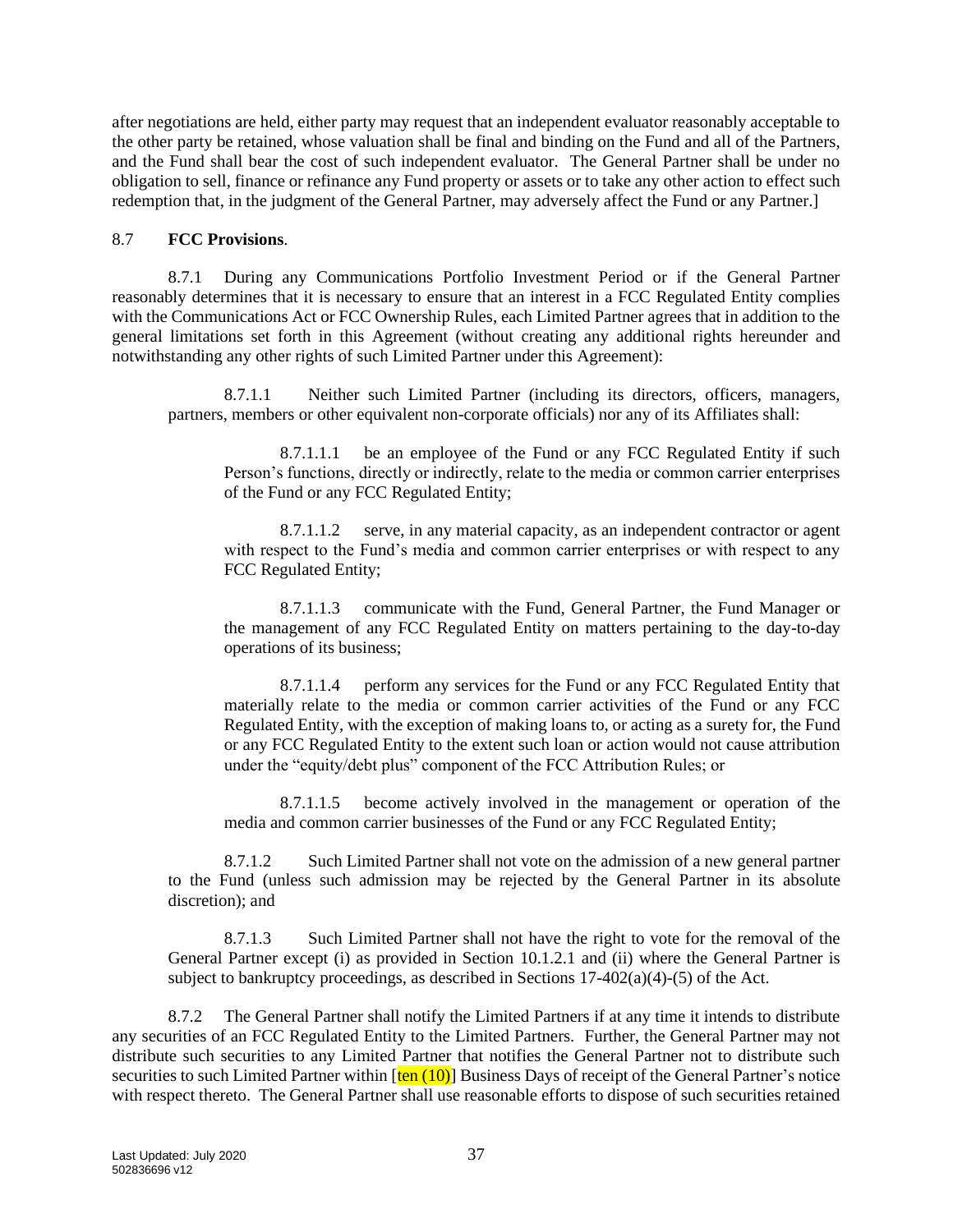after negotiations are held, either party may request that an independent evaluator reasonably acceptable to the other party be retained, whose valuation shall be final and binding on the Fund and all of the Partners, and the Fund shall bear the cost of such independent evaluator. The General Partner shall be under no obligation to sell, finance or refinance any Fund property or assets or to take any other action to effect such redemption that, in the judgment of the General Partner, may adversely affect the Fund or any Partner.]

8.7 **FCC Provisions**.

8.7.1 During any Communications Portfolio Investment Period or if the General Partner reasonably determines that it is necessary to ensure that an interest in a FCC Regulated Entity complies with the Communications Act or FCC Ownership Rules, each Limited Partner agrees that in addition to the general limitations set forth in this Agreement (without creating any additional rights hereunder and notwithstanding any other rights of such Limited Partner under this Agreement):

8.7.1.1 Neither such Limited Partner (including its directors, officers, managers, partners, members or other equivalent non-corporate officials) nor any of its Affiliates shall:

8.7.1.1.1 be an employee of the Fund or any FCC Regulated Entity if such Person's functions, directly or indirectly, relate to the media or common carrier enterprises of the Fund or any FCC Regulated Entity;

8.7.1.1.2 serve, in any material capacity, as an independent contractor or agent with respect to the Fund's media and common carrier enterprises or with respect to any FCC Regulated Entity;

8.7.1.1.3 communicate with the Fund, General Partner, the Fund Manager or the management of any FCC Regulated Entity on matters pertaining to the day-to-day operations of its business;

8.7.1.1.4 perform any services for the Fund or any FCC Regulated Entity that materially relate to the media or common carrier activities of the Fund or any FCC Regulated Entity, with the exception of making loans to, or acting as a surety for, the Fund or any FCC Regulated Entity to the extent such loan or action would not cause attribution under the "equity/debt plus" component of the FCC Attribution Rules; or

8.7.1.1.5 become actively involved in the management or operation of the media and common carrier businesses of the Fund or any FCC Regulated Entity;

8.7.1.2 Such Limited Partner shall not vote on the admission of a new general partner to the Fund (unless such admission may be rejected by the General Partner in its absolute discretion); and

8.7.1.3 Such Limited Partner shall not have the right to vote for the removal of the General Partner except (i) as provided in Section 10.1.2.1 and (ii) where the General Partner is subject to bankruptcy proceedings, as described in Sections 17-402(a)(4)-(5) of the Act.

8.7.2 The General Partner shall notify the Limited Partners if at any time it intends to distribute any securities of an FCC Regulated Entity to the Limited Partners. Further, the General Partner may not distribute such securities to any Limited Partner that notifies the General Partner not to distribute such securities to such Limited Partner within [ten (10)] Business Days of receipt of the General Partner's notice with respect thereto. The General Partner shall use reasonable efforts to dispose of such securities retained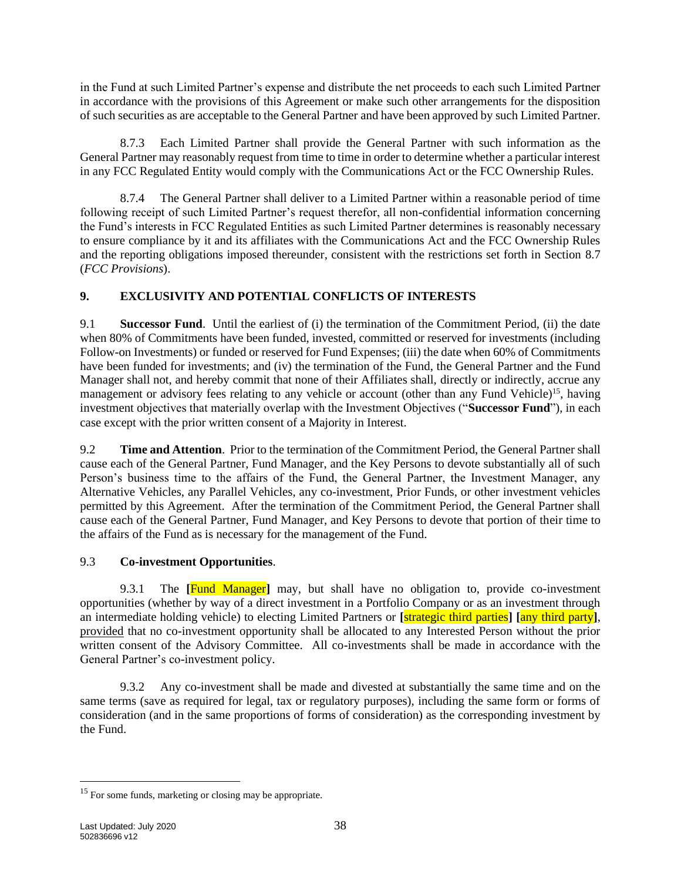in the Fund at such Limited Partner's expense and distribute the net proceeds to each such Limited Partner in accordance with the provisions of this Agreement or make such other arrangements for the disposition of such securities as are acceptable to the General Partner and have been approved by such Limited Partner.

8.7.3 Each Limited Partner shall provide the General Partner with such information as the General Partner may reasonably request from time to time in order to determine whether a particular interest in any FCC Regulated Entity would comply with the Communications Act or the FCC Ownership Rules.

8.7.4 The General Partner shall deliver to a Limited Partner within a reasonable period of time following receipt of such Limited Partner's request therefor, all non-confidential information concerning the Fund's interests in FCC Regulated Entities as such Limited Partner determines is reasonably necessary to ensure compliance by it and its affiliates with the Communications Act and the FCC Ownership Rules and the reporting obligations imposed thereunder, consistent with the restrictions set forth in Section 8.7 (*FCC Provisions*).

## 9. EXCLUSIVITY AND POTENTIAL CONFLICTS OF INTERESTS

9.1 **Successor Fund**. Until the earliest of (i) the termination of the Commitment Period, (ii) the date when 80% of Commitments have been funded, invested, committed or reserved for investments (including Follow-on Investments) or funded or reserved for Fund Expenses; (iii) the date when 60% of Commitments have been funded for investments; and (iv) the termination of the Fund, the General Partner and the Fund Manager shall not, and hereby commit that none of their Affiliates shall, directly or indirectly, accrue any management or advisory fees relating to any vehicle or account (other than any Fund Vehicle)[15], having investment objectives that materially overlap with the Investment Objectives ("**Successor Fund**"), in each case except with the prior written consent of a Majority in Interest.

9.2 **Time and Attention**. Prior to the termination of the Commitment Period, the General Partner shall cause each of the General Partner, Fund Manager, and the Key Persons to devote substantially all of such Person's business time to the affairs of the Fund, the General Partner, the Investment Manager, any Alternative Vehicles, any Parallel Vehicles, any co-investment, Prior Funds, or other investment vehicles permitted by this Agreement. After the termination of the Commitment Period, the General Partner shall cause each of the General Partner, Fund Manager, and Key Persons to devote that portion of their time to the affairs of the Fund as is necessary for the management of the Fund.

9.3 **Co-investment Opportunities**.

9.3.1 The **[**Fund Manager**]** may, but shall have no obligation to, provide co-investment opportunities (whether by way of a direct investment in a Portfolio Company or as an investment through an intermediate holding vehicle) to electing Limited Partners or **[**strategic third parties**]** **[**any third party**]**, provided that no co-investment opportunity shall be allocated to any Interested Person without the prior written consent of the Advisory Committee. All co-investments shall be made in accordance with the General Partner's co-investment policy.

9.3.2 Any co-investment shall be made and divested at substantially the same time and on the same terms (save as required for legal, tax or regulatory purposes), including the same form or forms of consideration (and in the same proportions of forms of consideration) as the corresponding investment by the Fund.

[15] For some funds, marketing or closing may be appropriate.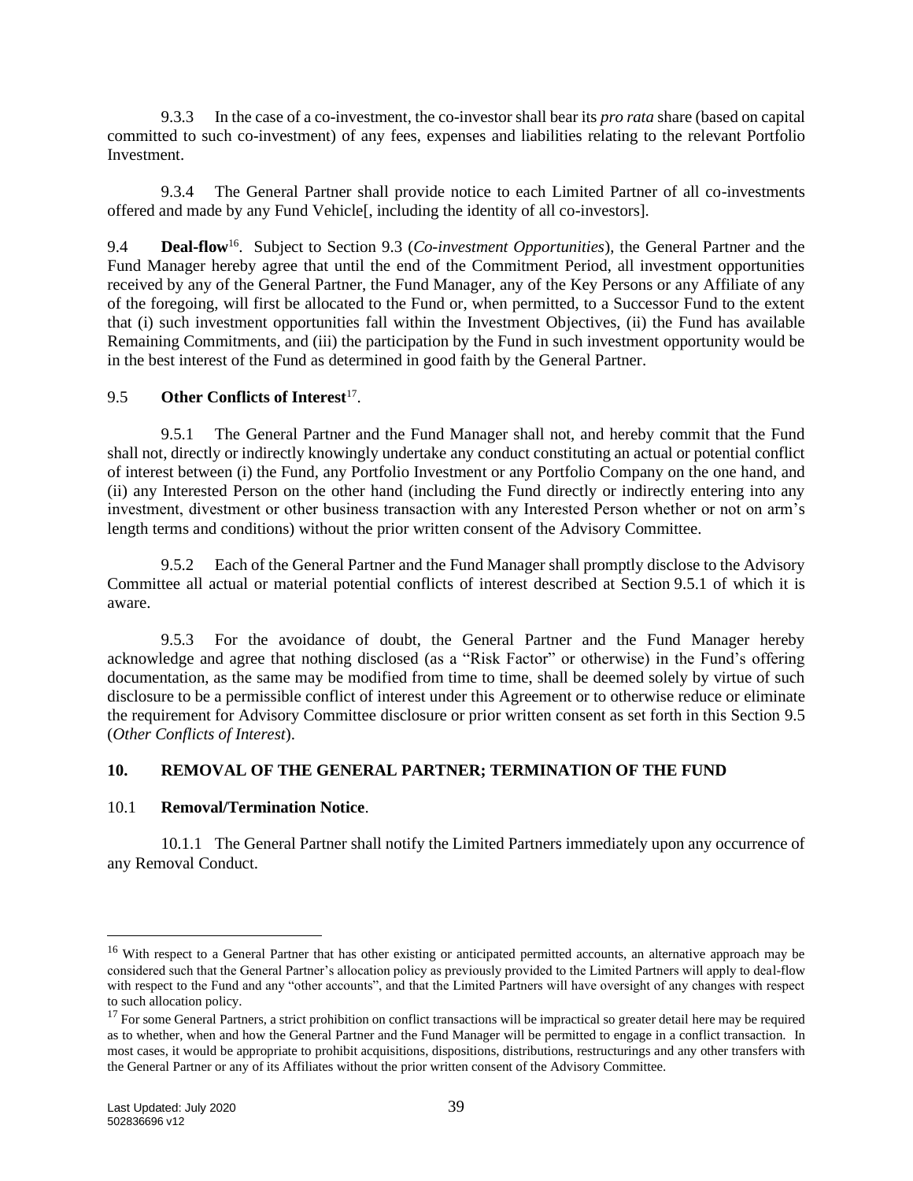9.3.3 In the case of a co-investment, the co-investor shall bear its *pro rata* share (based on capital committed to such co-investment) of any fees, expenses and liabilities relating to the relevant Portfolio Investment.

9.3.4 The General Partner shall provide notice to each Limited Partner of all co-investments offered and made by any Fund Vehicle[, including the identity of all co-investors].

9.4 **Deal-flow**[16]. Subject to Section 9.3 (*Co-investment Opportunities*), the General Partner and the Fund Manager hereby agree that until the end of the Commitment Period, all investment opportunities received by any of the General Partner, the Fund Manager, any of the Key Persons or any Affiliate of any of the foregoing, will first be allocated to the Fund or, when permitted, to a Successor Fund to the extent that (i) such investment opportunities fall within the Investment Objectives, (ii) the Fund has available Remaining Commitments, and (iii) the participation by the Fund in such investment opportunity would be in the best interest of the Fund as determined in good faith by the General Partner.

9.5 **Other Conflicts of Interest**[17].

9.5.1 The General Partner and the Fund Manager shall not, and hereby commit that the Fund shall not, directly or indirectly knowingly undertake any conduct constituting an actual or potential conflict of interest between (i) the Fund, any Portfolio Investment or any Portfolio Company on the one hand, and (ii) any Interested Person on the other hand (including the Fund directly or indirectly entering into any investment, divestment or other business transaction with any Interested Person whether or not on arm's length terms and conditions) without the prior written consent of the Advisory Committee.

9.5.2 Each of the General Partner and the Fund Manager shall promptly disclose to the Advisory Committee all actual or material potential conflicts of interest described at Section 9.5.1 of which it is aware.

9.5.3 For the avoidance of doubt, the General Partner and the Fund Manager hereby acknowledge and agree that nothing disclosed (as a "Risk Factor" or otherwise) in the Fund's offering documentation, as the same may be modified from time to time, shall be deemed solely by virtue of such disclosure to be a permissible conflict of interest under this Agreement or to otherwise reduce or eliminate the requirement for Advisory Committee disclosure or prior written consent as set forth in this Section 9.5 (*Other Conflicts of Interest*).

## 10. REMOVAL OF THE GENERAL PARTNER; TERMINATION OF THE FUND

### 10.1 Removal/Termination Notice.

10.1.1 The General Partner shall notify the Limited Partners immediately upon any occurrence of any Removal Conduct.

---

[16] With respect to a General Partner that has other existing or anticipated permitted accounts, an alternative approach may be considered such that the General Partner's allocation policy as previously provided to the Limited Partners will apply to deal-flow with respect to the Fund and any "other accounts", and that the Limited Partners will have oversight of any changes with respect to such allocation policy.

[17] For some General Partners, a strict prohibition on conflict transactions will be impractical so greater detail here may be required as to whether, when and how the General Partner and the Fund Manager will be permitted to engage in a conflict transaction. In most cases, it would be appropriate to prohibit acquisitions, dispositions, distributions, restructurings and any other transfers with the General Partner or any of its Affiliates without the prior written consent of the Advisory Committee.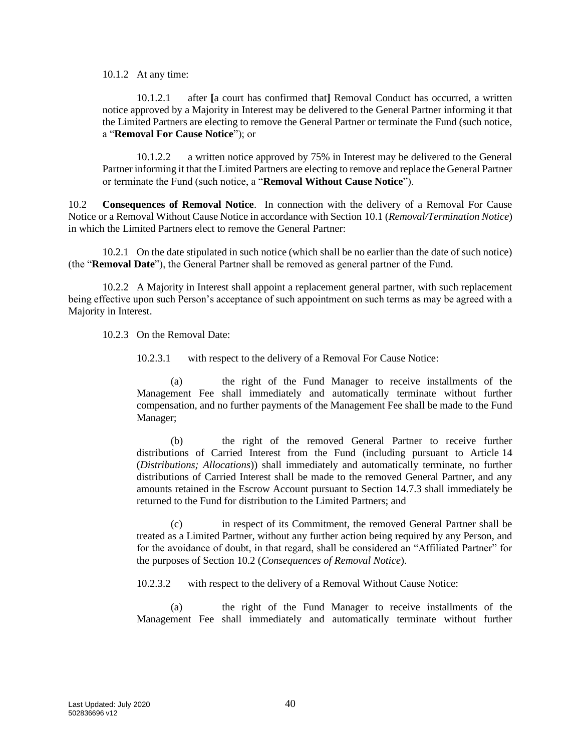10.1.2 At any time:

10.1.2.1 after **[**a court has confirmed that**]** Removal Conduct has occurred, a written notice approved by a Majority in Interest may be delivered to the General Partner informing it that the Limited Partners are electing to remove the General Partner or terminate the Fund (such notice, a "**Removal For Cause Notice**"); or

10.1.2.2 a written notice approved by 75% in Interest may be delivered to the General Partner informing it that the Limited Partners are electing to remove and replace the General Partner or terminate the Fund (such notice, a "**Removal Without Cause Notice**").

10.2 **Consequences of Removal Notice**. In connection with the delivery of a Removal For Cause Notice or a Removal Without Cause Notice in accordance with Section 10.1 (*Removal/Termination Notice*) in which the Limited Partners elect to remove the General Partner:

10.2.1 On the date stipulated in such notice (which shall be no earlier than the date of such notice) (the "**Removal Date**"), the General Partner shall be removed as general partner of the Fund.

10.2.2 A Majority in Interest shall appoint a replacement general partner, with such replacement being effective upon such Person's acceptance of such appointment on such terms as may be agreed with a Majority in Interest.

10.2.3 On the Removal Date:

10.2.3.1 with respect to the delivery of a Removal For Cause Notice:

(a) the right of the Fund Manager to receive installments of the Management Fee shall immediately and automatically terminate without further compensation, and no further payments of the Management Fee shall be made to the Fund Manager;

(b) the right of the removed General Partner to receive further distributions of Carried Interest from the Fund (including pursuant to Article 14 (*Distributions; Allocations*)) shall immediately and automatically terminate, no further distributions of Carried Interest shall be made to the removed General Partner, and any amounts retained in the Escrow Account pursuant to Section 14.7.3 shall immediately be returned to the Fund for distribution to the Limited Partners; and

(c) in respect of its Commitment, the removed General Partner shall be treated as a Limited Partner, without any further action being required by any Person, and for the avoidance of doubt, in that regard, shall be considered an "Affiliated Partner" for the purposes of Section 10.2 (*Consequences of Removal Notice*).

10.2.3.2 with respect to the delivery of a Removal Without Cause Notice:

(a) the right of the Fund Manager to receive installments of the Management Fee shall immediately and automatically terminate without further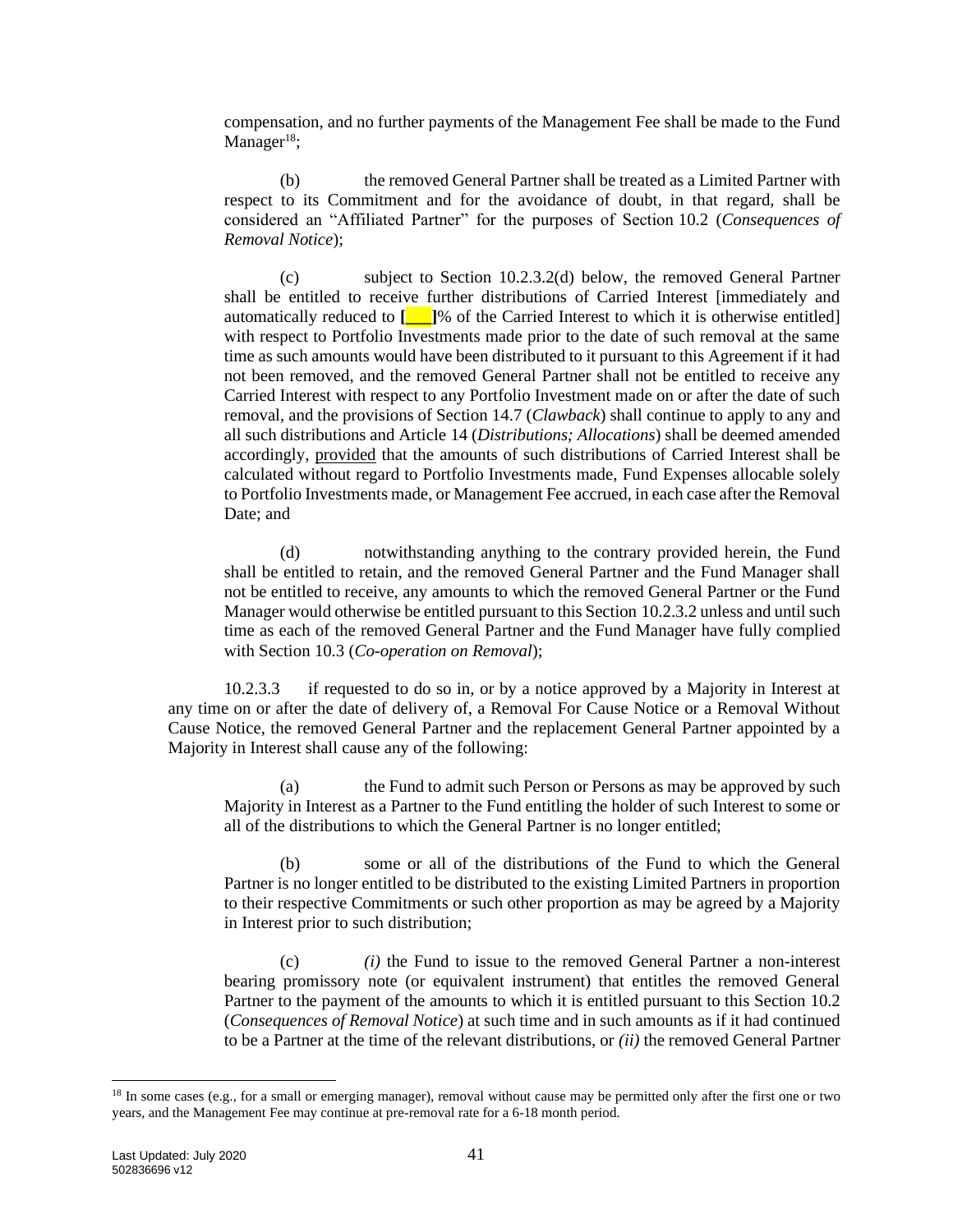compensation, and no further payments of the Management Fee shall be made to the Fund Manager[18];

(b) the removed General Partner shall be treated as a Limited Partner with respect to its Commitment and for the avoidance of doubt, in that regard, shall be considered an "Affiliated Partner" for the purposes of Section 10.2 (*Consequences of Removal Notice*);

(c) subject to Section 10.2.3.2(d) below, the removed General Partner shall be entitled to receive further distributions of Carried Interest [immediately and automatically reduced to **[___]**% of the Carried Interest to which it is otherwise entitled] with respect to Portfolio Investments made prior to the date of such removal at the same time as such amounts would have been distributed to it pursuant to this Agreement if it had not been removed, and the removed General Partner shall not be entitled to receive any Carried Interest with respect to any Portfolio Investment made on or after the date of such removal, and the provisions of Section 14.7 (*Clawback*) shall continue to apply to any and all such distributions and Article 14 (*Distributions; Allocations*) shall be deemed amended accordingly, provided that the amounts of such distributions of Carried Interest shall be calculated without regard to Portfolio Investments made, Fund Expenses allocable solely to Portfolio Investments made, or Management Fee accrued, in each case after the Removal Date; and

(d) notwithstanding anything to the contrary provided herein, the Fund shall be entitled to retain, and the removed General Partner and the Fund Manager shall not be entitled to receive, any amounts to which the removed General Partner or the Fund Manager would otherwise be entitled pursuant to this Section 10.2.3.2 unless and until such time as each of the removed General Partner and the Fund Manager have fully complied with Section 10.3 (*Co-operation on Removal*);

10.2.3.3 if requested to do so in, or by a notice approved by a Majority in Interest at any time on or after the date of delivery of, a Removal For Cause Notice or a Removal Without Cause Notice, the removed General Partner and the replacement General Partner appointed by a Majority in Interest shall cause any of the following:

(a) the Fund to admit such Person or Persons as may be approved by such Majority in Interest as a Partner to the Fund entitling the holder of such Interest to some or all of the distributions to which the General Partner is no longer entitled;

(b) some or all of the distributions of the Fund to which the General Partner is no longer entitled to be distributed to the existing Limited Partners in proportion to their respective Commitments or such other proportion as may be agreed by a Majority in Interest prior to such distribution;

(c) *(i)* the Fund to issue to the removed General Partner a non-interest bearing promissory note (or equivalent instrument) that entitles the removed General Partner to the payment of the amounts to which it is entitled pursuant to this Section 10.2 (*Consequences of Removal Notice*) at such time and in such amounts as if it had continued to be a Partner at the time of the relevant distributions, or *(ii)* the removed General Partner

[18] In some cases (e.g., for a small or emerging manager), removal without cause may be permitted only after the first one or two years, and the Management Fee may continue at pre-removal rate for a 6-18 month period.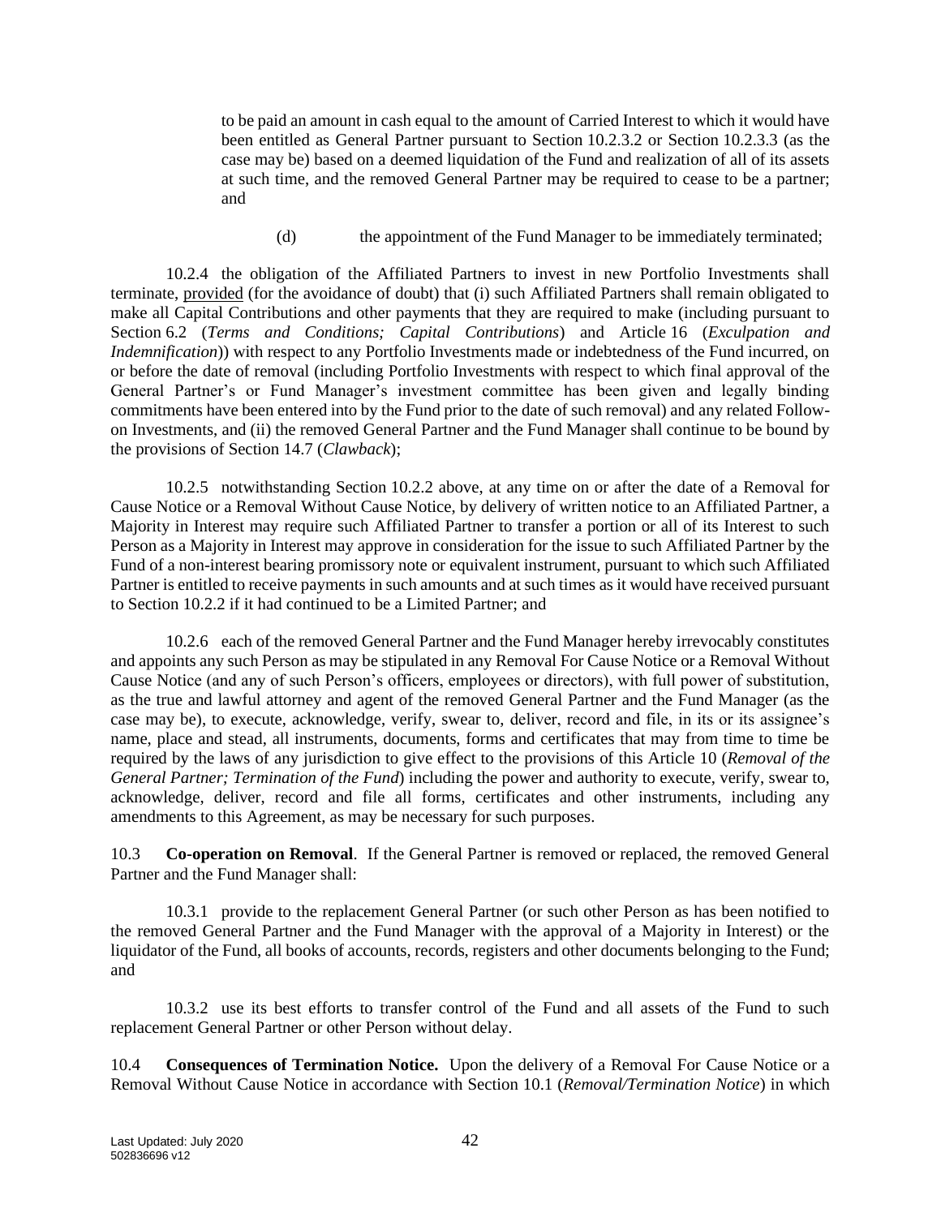to be paid an amount in cash equal to the amount of Carried Interest to which it would have been entitled as General Partner pursuant to Section 10.2.3.2 or Section 10.2.3.3 (as the case may be) based on a deemed liquidation of the Fund and realization of all of its assets at such time, and the removed General Partner may be required to cease to be a partner; and

(d) the appointment of the Fund Manager to be immediately terminated;

10.2.4 the obligation of the Affiliated Partners to invest in new Portfolio Investments shall terminate, provided (for the avoidance of doubt) that (i) such Affiliated Partners shall remain obligated to make all Capital Contributions and other payments that they are required to make (including pursuant to Section 6.2 (*Terms and Conditions; Capital Contributions*) and Article 16 (*Exculpation and Indemnification*)) with respect to any Portfolio Investments made or indebtedness of the Fund incurred, on or before the date of removal (including Portfolio Investments with respect to which final approval of the General Partner's or Fund Manager's investment committee has been given and legally binding commitments have been entered into by the Fund prior to the date of such removal) and any related Follow-on Investments, and (ii) the removed General Partner and the Fund Manager shall continue to be bound by the provisions of Section 14.7 (*Clawback*);

10.2.5 notwithstanding Section 10.2.2 above, at any time on or after the date of a Removal for Cause Notice or a Removal Without Cause Notice, by delivery of written notice to an Affiliated Partner, a Majority in Interest may require such Affiliated Partner to transfer a portion or all of its Interest to such Person as a Majority in Interest may approve in consideration for the issue to such Affiliated Partner by the Fund of a non-interest bearing promissory note or equivalent instrument, pursuant to which such Affiliated Partner is entitled to receive payments in such amounts and at such times as it would have received pursuant to Section 10.2.2 if it had continued to be a Limited Partner; and

10.2.6 each of the removed General Partner and the Fund Manager hereby irrevocably constitutes and appoints any such Person as may be stipulated in any Removal For Cause Notice or a Removal Without Cause Notice (and any of such Person's officers, employees or directors), with full power of substitution, as the true and lawful attorney and agent of the removed General Partner and the Fund Manager (as the case may be), to execute, acknowledge, verify, swear to, deliver, record and file, in its or its assignee's name, place and stead, all instruments, documents, forms and certificates that may from time to time be required by the laws of any jurisdiction to give effect to the provisions of this Article 10 (*Removal of the General Partner; Termination of the Fund*) including the power and authority to execute, verify, swear to, acknowledge, deliver, record and file all forms, certificates and other instruments, including any amendments to this Agreement, as may be necessary for such purposes.

10.3 **Co-operation on Removal**. If the General Partner is removed or replaced, the removed General Partner and the Fund Manager shall:

10.3.1 provide to the replacement General Partner (or such other Person as has been notified to the removed General Partner and the Fund Manager with the approval of a Majority in Interest) or the liquidator of the Fund, all books of accounts, records, registers and other documents belonging to the Fund; and

10.3.2 use its best efforts to transfer control of the Fund and all assets of the Fund to such replacement General Partner or other Person without delay.

10.4 **Consequences of Termination Notice.** Upon the delivery of a Removal For Cause Notice or a Removal Without Cause Notice in accordance with Section 10.1 (*Removal/Termination Notice*) in which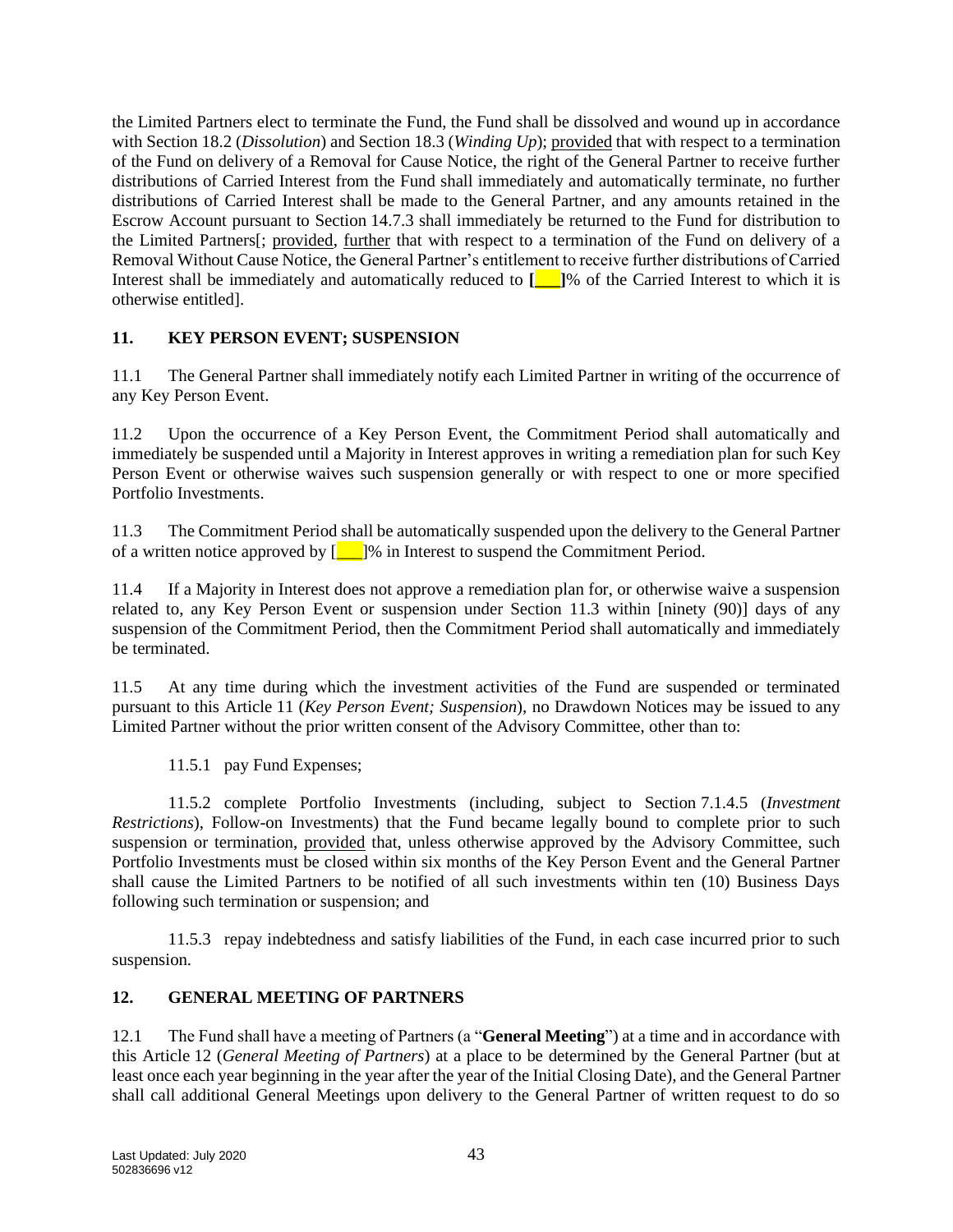the Limited Partners elect to terminate the Fund, the Fund shall be dissolved and wound up in accordance with Section 18.2 (*Dissolution*) and Section 18.3 (*Winding Up*); provided that with respect to a termination of the Fund on delivery of a Removal for Cause Notice, the right of the General Partner to receive further distributions of Carried Interest from the Fund shall immediately and automatically terminate, no further distributions of Carried Interest shall be made to the General Partner, and any amounts retained in the Escrow Account pursuant to Section 14.7.3 shall immediately be returned to the Fund for distribution to the Limited Partners[; provided, further that with respect to a termination of the Fund on delivery of a Removal Without Cause Notice, the General Partner's entitlement to receive further distributions of Carried Interest shall be immediately and automatically reduced to **[___]**% of the Carried Interest to which it is otherwise entitled].

## 11. KEY PERSON EVENT; SUSPENSION

11.1 The General Partner shall immediately notify each Limited Partner in writing of the occurrence of any Key Person Event.

11.2 Upon the occurrence of a Key Person Event, the Commitment Period shall automatically and immediately be suspended until a Majority in Interest approves in writing a remediation plan for such Key Person Event or otherwise waives such suspension generally or with respect to one or more specified Portfolio Investments.

11.3 The Commitment Period shall be automatically suspended upon the delivery to the General Partner of a written notice approved by [___]% in Interest to suspend the Commitment Period.

11.4 If a Majority in Interest does not approve a remediation plan for, or otherwise waive a suspension related to, any Key Person Event or suspension under Section 11.3 within [ninety (90)] days of any suspension of the Commitment Period, then the Commitment Period shall automatically and immediately be terminated.

11.5 At any time during which the investment activities of the Fund are suspended or terminated pursuant to this Article 11 (*Key Person Event; Suspension*), no Drawdown Notices may be issued to any Limited Partner without the prior written consent of the Advisory Committee, other than to:

11.5.1 pay Fund Expenses;

11.5.2 complete Portfolio Investments (including, subject to Section 7.1.4.5 (*Investment Restrictions*), Follow-on Investments) that the Fund became legally bound to complete prior to such suspension or termination, provided that, unless otherwise approved by the Advisory Committee, such Portfolio Investments must be closed within six months of the Key Person Event and the General Partner shall cause the Limited Partners to be notified of all such investments within ten (10) Business Days following such termination or suspension; and

11.5.3 repay indebtedness and satisfy liabilities of the Fund, in each case incurred prior to such suspension.

## 12. GENERAL MEETING OF PARTNERS

12.1 The Fund shall have a meeting of Partners (a "**General Meeting**") at a time and in accordance with this Article 12 (*General Meeting of Partners*) at a place to be determined by the General Partner (but at least once each year beginning in the year after the year of the Initial Closing Date), and the General Partner shall call additional General Meetings upon delivery to the General Partner of written request to do so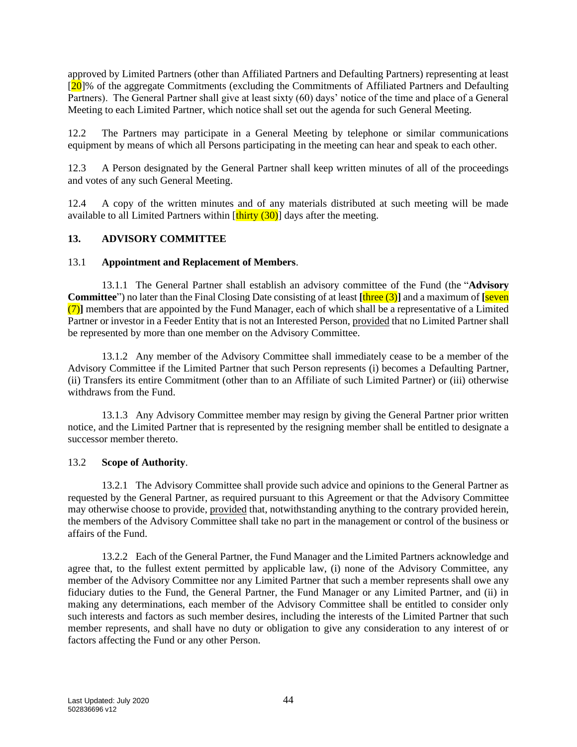approved by Limited Partners (other than Affiliated Partners and Defaulting Partners) representing at least [20]% of the aggregate Commitments (excluding the Commitments of Affiliated Partners and Defaulting Partners). The General Partner shall give at least sixty (60) days' notice of the time and place of a General Meeting to each Limited Partner, which notice shall set out the agenda for such General Meeting.

12.2 The Partners may participate in a General Meeting by telephone or similar communications equipment by means of which all Persons participating in the meeting can hear and speak to each other.

12.3 A Person designated by the General Partner shall keep written minutes of all of the proceedings and votes of any such General Meeting.

12.4 A copy of the written minutes and of any materials distributed at such meeting will be made available to all Limited Partners within [thirty (30)] days after the meeting.

## 13. ADVISORY COMMITTEE

13.1 **Appointment and Replacement of Members**.

13.1.1 The General Partner shall establish an advisory committee of the Fund (the "**Advisory Committee**") no later than the Final Closing Date consisting of at least **[**three (3)**]** and a maximum of **[**seven (7)**]** members that are appointed by the Fund Manager, each of which shall be a representative of a Limited Partner or investor in a Feeder Entity that is not an Interested Person, provided that no Limited Partner shall be represented by more than one member on the Advisory Committee.

13.1.2 Any member of the Advisory Committee shall immediately cease to be a member of the Advisory Committee if the Limited Partner that such Person represents (i) becomes a Defaulting Partner, (ii) Transfers its entire Commitment (other than to an Affiliate of such Limited Partner) or (iii) otherwise withdraws from the Fund.

13.1.3 Any Advisory Committee member may resign by giving the General Partner prior written notice, and the Limited Partner that is represented by the resigning member shall be entitled to designate a successor member thereto.

13.2 **Scope of Authority**.

13.2.1 The Advisory Committee shall provide such advice and opinions to the General Partner as requested by the General Partner, as required pursuant to this Agreement or that the Advisory Committee may otherwise choose to provide, provided that, notwithstanding anything to the contrary provided herein, the members of the Advisory Committee shall take no part in the management or control of the business or affairs of the Fund.

13.2.2 Each of the General Partner, the Fund Manager and the Limited Partners acknowledge and agree that, to the fullest extent permitted by applicable law, (i) none of the Advisory Committee, any member of the Advisory Committee nor any Limited Partner that such a member represents shall owe any fiduciary duties to the Fund, the General Partner, the Fund Manager or any Limited Partner, and (ii) in making any determinations, each member of the Advisory Committee shall be entitled to consider only such interests and factors as such member desires, including the interests of the Limited Partner that such member represents, and shall have no duty or obligation to give any consideration to any interest of or factors affecting the Fund or any other Person.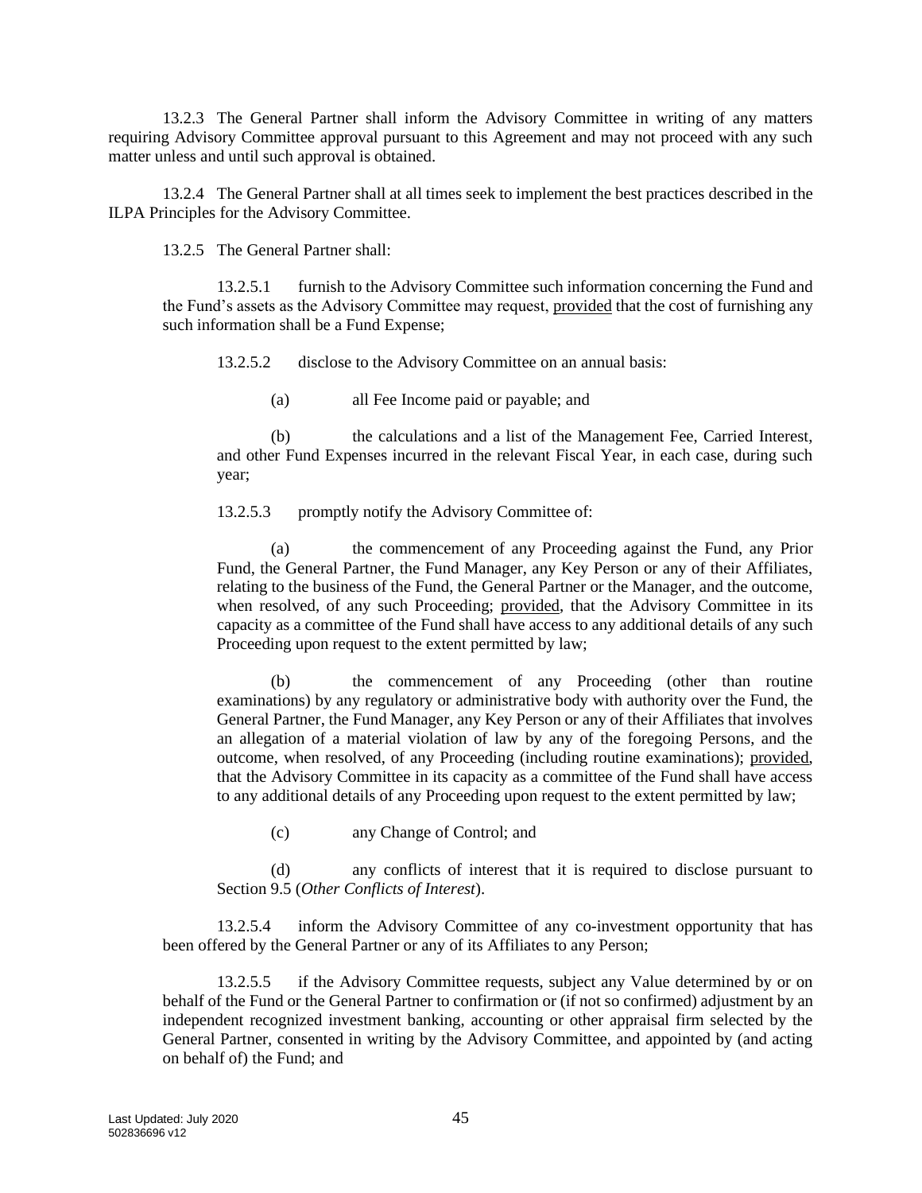13.2.3 The General Partner shall inform the Advisory Committee in writing of any matters requiring Advisory Committee approval pursuant to this Agreement and may not proceed with any such matter unless and until such approval is obtained.

13.2.4 The General Partner shall at all times seek to implement the best practices described in the ILPA Principles for the Advisory Committee.

13.2.5 The General Partner shall:

13.2.5.1 furnish to the Advisory Committee such information concerning the Fund and the Fund's assets as the Advisory Committee may request, provided that the cost of furnishing any such information shall be a Fund Expense;

13.2.5.2 disclose to the Advisory Committee on an annual basis:

(a) all Fee Income paid or payable; and

(b) the calculations and a list of the Management Fee, Carried Interest, and other Fund Expenses incurred in the relevant Fiscal Year, in each case, during such year;

13.2.5.3 promptly notify the Advisory Committee of:

(a) the commencement of any Proceeding against the Fund, any Prior Fund, the General Partner, the Fund Manager, any Key Person or any of their Affiliates, relating to the business of the Fund, the General Partner or the Manager, and the outcome, when resolved, of any such Proceeding; provided, that the Advisory Committee in its capacity as a committee of the Fund shall have access to any additional details of any such Proceeding upon request to the extent permitted by law;

(b) the commencement of any Proceeding (other than routine examinations) by any regulatory or administrative body with authority over the Fund, the General Partner, the Fund Manager, any Key Person or any of their Affiliates that involves an allegation of a material violation of law by any of the foregoing Persons, and the outcome, when resolved, of any Proceeding (including routine examinations); provided, that the Advisory Committee in its capacity as a committee of the Fund shall have access to any additional details of any Proceeding upon request to the extent permitted by law;

(c) any Change of Control; and

(d) any conflicts of interest that it is required to disclose pursuant to Section 9.5 (*Other Conflicts of Interest*).

13.2.5.4 inform the Advisory Committee of any co-investment opportunity that has been offered by the General Partner or any of its Affiliates to any Person;

13.2.5.5 if the Advisory Committee requests, subject any Value determined by or on behalf of the Fund or the General Partner to confirmation or (if not so confirmed) adjustment by an independent recognized investment banking, accounting or other appraisal firm selected by the General Partner, consented in writing by the Advisory Committee, and appointed by (and acting on behalf of) the Fund; and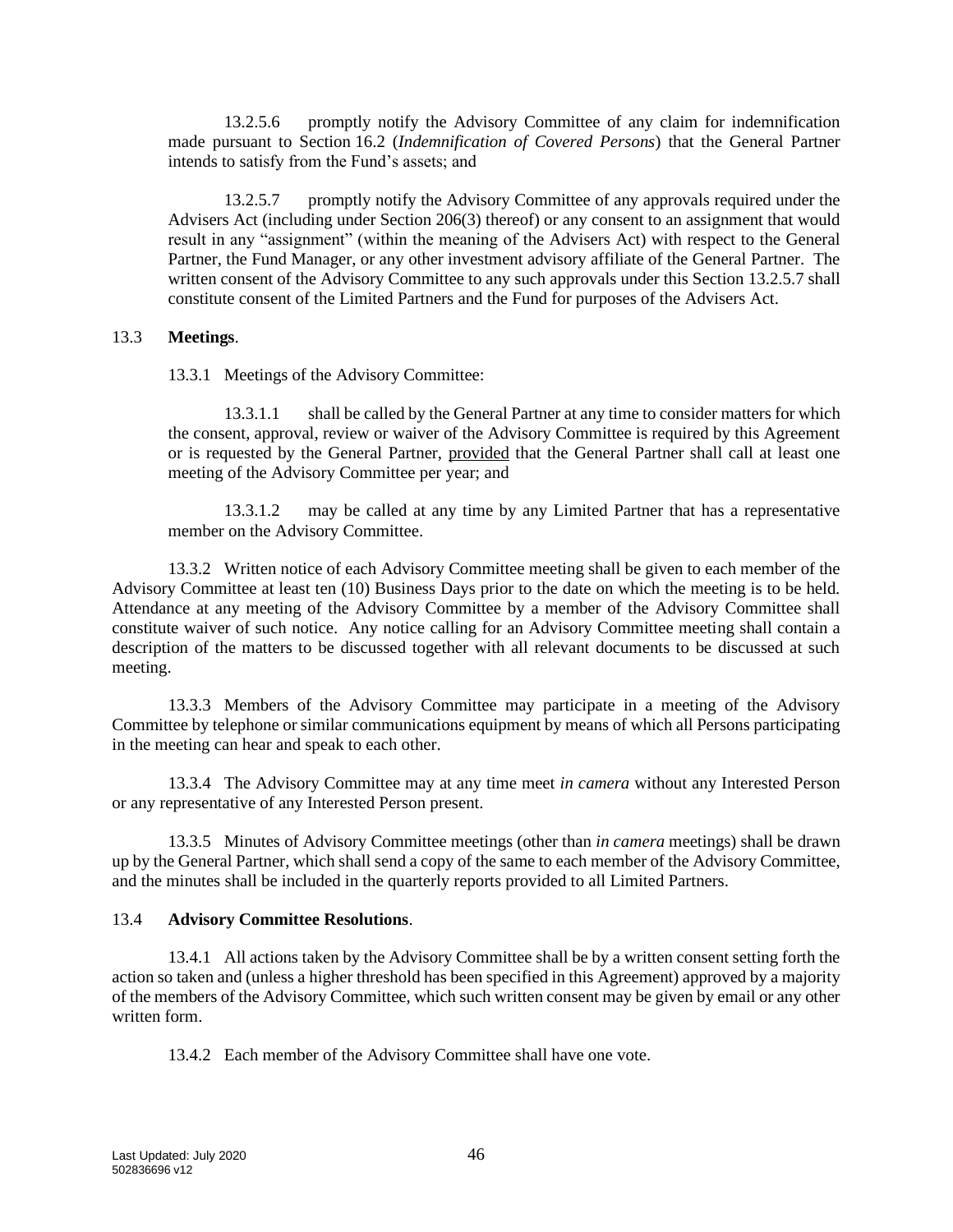13.2.5.6 promptly notify the Advisory Committee of any claim for indemnification made pursuant to Section 16.2 (*Indemnification of Covered Persons*) that the General Partner intends to satisfy from the Fund's assets; and

13.2.5.7 promptly notify the Advisory Committee of any approvals required under the Advisers Act (including under Section 206(3) thereof) or any consent to an assignment that would result in any "assignment" (within the meaning of the Advisers Act) with respect to the General Partner, the Fund Manager, or any other investment advisory affiliate of the General Partner. The written consent of the Advisory Committee to any such approvals under this Section 13.2.5.7 shall constitute consent of the Limited Partners and the Fund for purposes of the Advisers Act.

13.3 **Meetings**.

13.3.1 Meetings of the Advisory Committee:

13.3.1.1 shall be called by the General Partner at any time to consider matters for which the consent, approval, review or waiver of the Advisory Committee is required by this Agreement or is requested by the General Partner, provided that the General Partner shall call at least one meeting of the Advisory Committee per year; and

13.3.1.2 may be called at any time by any Limited Partner that has a representative member on the Advisory Committee.

13.3.2 Written notice of each Advisory Committee meeting shall be given to each member of the Advisory Committee at least ten (10) Business Days prior to the date on which the meeting is to be held. Attendance at any meeting of the Advisory Committee by a member of the Advisory Committee shall constitute waiver of such notice. Any notice calling for an Advisory Committee meeting shall contain a description of the matters to be discussed together with all relevant documents to be discussed at such meeting.

13.3.3 Members of the Advisory Committee may participate in a meeting of the Advisory Committee by telephone or similar communications equipment by means of which all Persons participating in the meeting can hear and speak to each other.

13.3.4 The Advisory Committee may at any time meet *in camera* without any Interested Person or any representative of any Interested Person present.

13.3.5 Minutes of Advisory Committee meetings (other than *in camera* meetings) shall be drawn up by the General Partner, which shall send a copy of the same to each member of the Advisory Committee, and the minutes shall be included in the quarterly reports provided to all Limited Partners.

13.4 **Advisory Committee Resolutions**.

13.4.1 All actions taken by the Advisory Committee shall be by a written consent setting forth the action so taken and (unless a higher threshold has been specified in this Agreement) approved by a majority of the members of the Advisory Committee, which such written consent may be given by email or any other written form.

13.4.2 Each member of the Advisory Committee shall have one vote.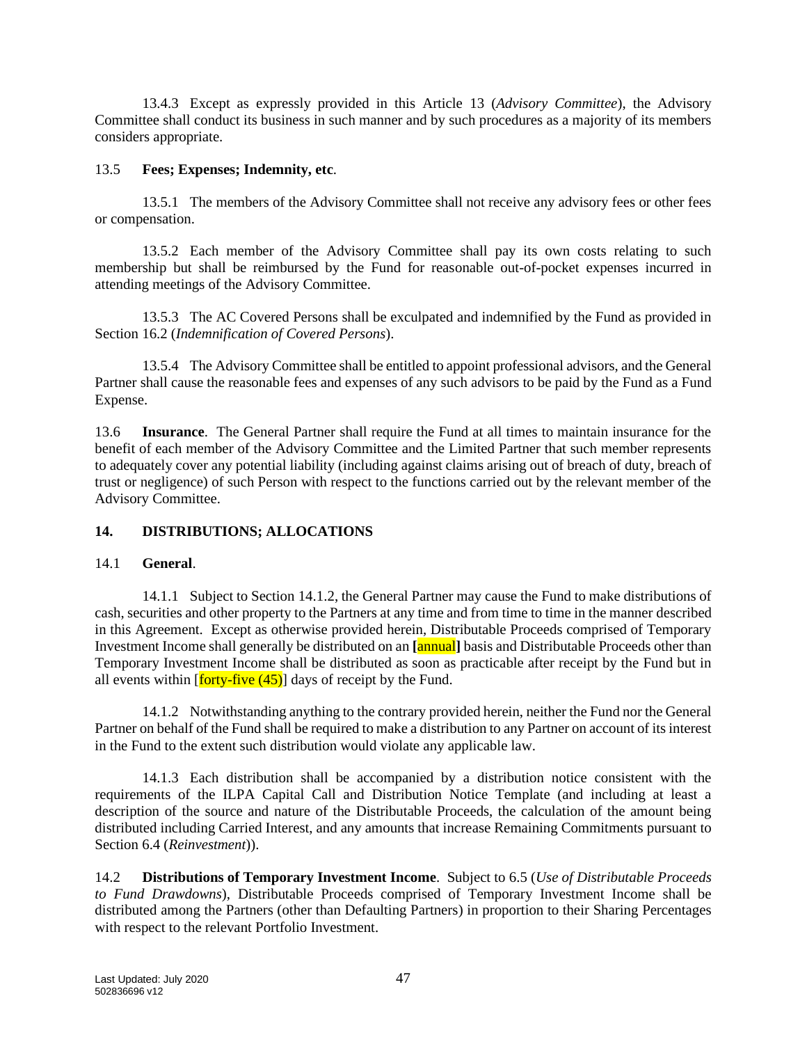13.4.3 Except as expressly provided in this Article 13 (*Advisory Committee*), the Advisory Committee shall conduct its business in such manner and by such procedures as a majority of its members considers appropriate.

13.5 **Fees; Expenses; Indemnity, etc**.

13.5.1 The members of the Advisory Committee shall not receive any advisory fees or other fees or compensation.

13.5.2 Each member of the Advisory Committee shall pay its own costs relating to such membership but shall be reimbursed by the Fund for reasonable out-of-pocket expenses incurred in attending meetings of the Advisory Committee.

13.5.3 The AC Covered Persons shall be exculpated and indemnified by the Fund as provided in Section 16.2 (*Indemnification of Covered Persons*).

13.5.4 The Advisory Committee shall be entitled to appoint professional advisors, and the General Partner shall cause the reasonable fees and expenses of any such advisors to be paid by the Fund as a Fund Expense.

13.6 **Insurance**. The General Partner shall require the Fund at all times to maintain insurance for the benefit of each member of the Advisory Committee and the Limited Partner that such member represents to adequately cover any potential liability (including against claims arising out of breach of duty, breach of trust or negligence) of such Person with respect to the functions carried out by the relevant member of the Advisory Committee.

## 14. DISTRIBUTIONS; ALLOCATIONS

14.1 **General**.

14.1.1 Subject to Section 14.1.2, the General Partner may cause the Fund to make distributions of cash, securities and other property to the Partners at any time and from time to time in the manner described in this Agreement. Except as otherwise provided herein, Distributable Proceeds comprised of Temporary Investment Income shall generally be distributed on an **[**annual**]** basis and Distributable Proceeds other than Temporary Investment Income shall be distributed as soon as practicable after receipt by the Fund but in all events within [forty-five (45)] days of receipt by the Fund.

14.1.2 Notwithstanding anything to the contrary provided herein, neither the Fund nor the General Partner on behalf of the Fund shall be required to make a distribution to any Partner on account of its interest in the Fund to the extent such distribution would violate any applicable law.

14.1.3 Each distribution shall be accompanied by a distribution notice consistent with the requirements of the ILPA Capital Call and Distribution Notice Template (and including at least a description of the source and nature of the Distributable Proceeds, the calculation of the amount being distributed including Carried Interest, and any amounts that increase Remaining Commitments pursuant to Section 6.4 (*Reinvestment*)).

14.2 **Distributions of Temporary Investment Income**. Subject to 6.5 (*Use of Distributable Proceeds to Fund Drawdowns*), Distributable Proceeds comprised of Temporary Investment Income shall be distributed among the Partners (other than Defaulting Partners) in proportion to their Sharing Percentages with respect to the relevant Portfolio Investment.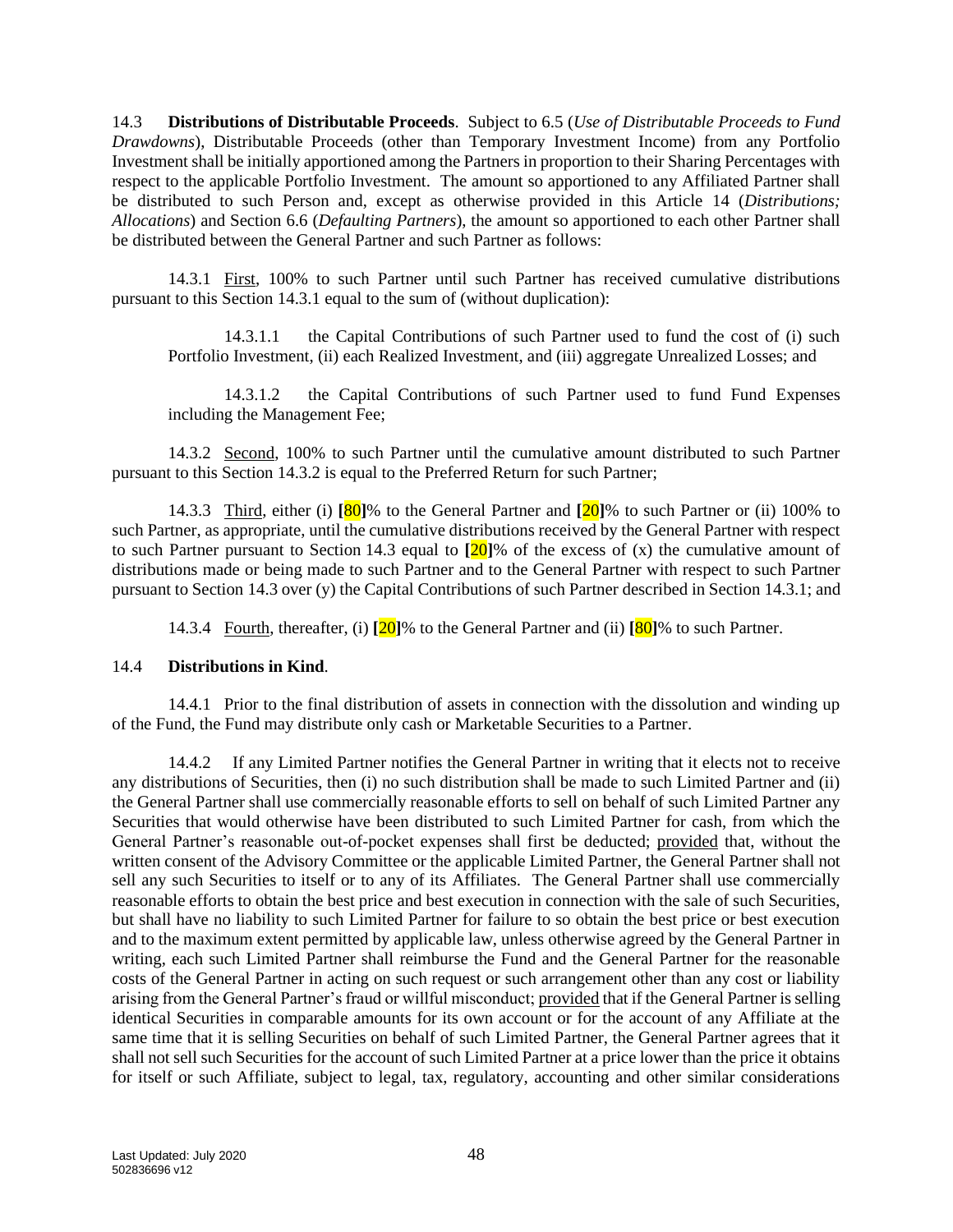14.3 **Distributions of Distributable Proceeds**. Subject to 6.5 (*Use of Distributable Proceeds to Fund Drawdowns*), Distributable Proceeds (other than Temporary Investment Income) from any Portfolio Investment shall be initially apportioned among the Partners in proportion to their Sharing Percentages with respect to the applicable Portfolio Investment. The amount so apportioned to any Affiliated Partner shall be distributed to such Person and, except as otherwise provided in this Article 14 (*Distributions; Allocations*) and Section 6.6 (*Defaulting Partners*), the amount so apportioned to each other Partner shall be distributed between the General Partner and such Partner as follows:

14.3.1 First, 100% to such Partner until such Partner has received cumulative distributions pursuant to this Section 14.3.1 equal to the sum of (without duplication):

14.3.1.1 the Capital Contributions of such Partner used to fund the cost of (i) such Portfolio Investment, (ii) each Realized Investment, and (iii) aggregate Unrealized Losses; and

14.3.1.2 the Capital Contributions of such Partner used to fund Fund Expenses including the Management Fee;

14.3.2 Second, 100% to such Partner until the cumulative amount distributed to such Partner pursuant to this Section 14.3.2 is equal to the Preferred Return for such Partner;

14.3.3 Third, either (i) **[**80**]**% to the General Partner and **[**20**]**% to such Partner or (ii) 100% to such Partner, as appropriate, until the cumulative distributions received by the General Partner with respect to such Partner pursuant to Section 14.3 equal to **[**20**]**% of the excess of (x) the cumulative amount of distributions made or being made to such Partner and to the General Partner with respect to such Partner pursuant to Section 14.3 over (y) the Capital Contributions of such Partner described in Section 14.3.1; and

14.3.4 Fourth, thereafter, (i) **[**20**]**% to the General Partner and (ii) **[**80**]**% to such Partner.

14.4 **Distributions in Kind**.

14.4.1 Prior to the final distribution of assets in connection with the dissolution and winding up of the Fund, the Fund may distribute only cash or Marketable Securities to a Partner.

14.4.2 If any Limited Partner notifies the General Partner in writing that it elects not to receive any distributions of Securities, then (i) no such distribution shall be made to such Limited Partner and (ii) the General Partner shall use commercially reasonable efforts to sell on behalf of such Limited Partner any Securities that would otherwise have been distributed to such Limited Partner for cash, from which the General Partner's reasonable out-of-pocket expenses shall first be deducted; provided that, without the written consent of the Advisory Committee or the applicable Limited Partner, the General Partner shall not sell any such Securities to itself or to any of its Affiliates. The General Partner shall use commercially reasonable efforts to obtain the best price and best execution in connection with the sale of such Securities, but shall have no liability to such Limited Partner for failure to so obtain the best price or best execution and to the maximum extent permitted by applicable law, unless otherwise agreed by the General Partner in writing, each such Limited Partner shall reimburse the Fund and the General Partner for the reasonable costs of the General Partner in acting on such request or such arrangement other than any cost or liability arising from the General Partner's fraud or willful misconduct; provided that if the General Partner is selling identical Securities in comparable amounts for its own account or for the account of any Affiliate at the same time that it is selling Securities on behalf of such Limited Partner, the General Partner agrees that it shall not sell such Securities for the account of such Limited Partner at a price lower than the price it obtains for itself or such Affiliate, subject to legal, tax, regulatory, accounting and other similar considerations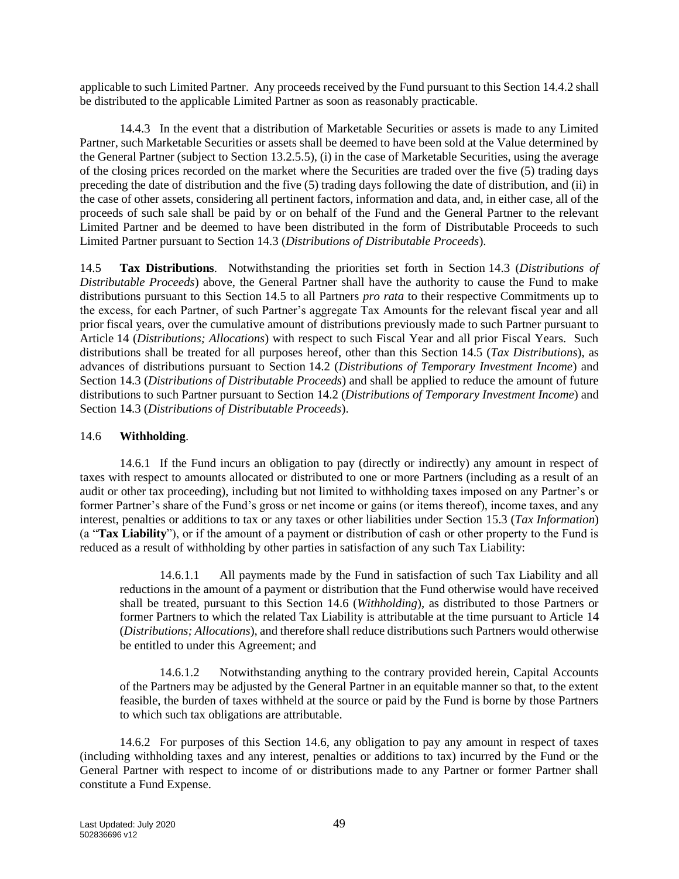applicable to such Limited Partner. Any proceeds received by the Fund pursuant to this Section 14.4.2 shall be distributed to the applicable Limited Partner as soon as reasonably practicable.

14.4.3 In the event that a distribution of Marketable Securities or assets is made to any Limited Partner, such Marketable Securities or assets shall be deemed to have been sold at the Value determined by the General Partner (subject to Section 13.2.5.5), (i) in the case of Marketable Securities, using the average of the closing prices recorded on the market where the Securities are traded over the five (5) trading days preceding the date of distribution and the five (5) trading days following the date of distribution, and (ii) in the case of other assets, considering all pertinent factors, information and data, and, in either case, all of the proceeds of such sale shall be paid by or on behalf of the Fund and the General Partner to the relevant Limited Partner and be deemed to have been distributed in the form of Distributable Proceeds to such Limited Partner pursuant to Section 14.3 (*Distributions of Distributable Proceeds*).

14.5 **Tax Distributions**. Notwithstanding the priorities set forth in Section 14.3 (*Distributions of Distributable Proceeds*) above, the General Partner shall have the authority to cause the Fund to make distributions pursuant to this Section 14.5 to all Partners *pro rata* to their respective Commitments up to the excess, for each Partner, of such Partner's aggregate Tax Amounts for the relevant fiscal year and all prior fiscal years, over the cumulative amount of distributions previously made to such Partner pursuant to Article 14 (*Distributions; Allocations*) with respect to such Fiscal Year and all prior Fiscal Years. Such distributions shall be treated for all purposes hereof, other than this Section 14.5 (*Tax Distributions*), as advances of distributions pursuant to Section 14.2 (*Distributions of Temporary Investment Income*) and Section 14.3 (*Distributions of Distributable Proceeds*) and shall be applied to reduce the amount of future distributions to such Partner pursuant to Section 14.2 (*Distributions of Temporary Investment Income*) and Section 14.3 (*Distributions of Distributable Proceeds*).

14.6 **Withholding**.

14.6.1 If the Fund incurs an obligation to pay (directly or indirectly) any amount in respect of taxes with respect to amounts allocated or distributed to one or more Partners (including as a result of an audit or other tax proceeding), including but not limited to withholding taxes imposed on any Partner's or former Partner's share of the Fund's gross or net income or gains (or items thereof), income taxes, and any interest, penalties or additions to tax or any taxes or other liabilities under Section 15.3 (*Tax Information*) (a "**Tax Liability**"), or if the amount of a payment or distribution of cash or other property to the Fund is reduced as a result of withholding by other parties in satisfaction of any such Tax Liability:

14.6.1.1 All payments made by the Fund in satisfaction of such Tax Liability and all reductions in the amount of a payment or distribution that the Fund otherwise would have received shall be treated, pursuant to this Section 14.6 (*Withholding*), as distributed to those Partners or former Partners to which the related Tax Liability is attributable at the time pursuant to Article 14 (*Distributions; Allocations*), and therefore shall reduce distributions such Partners would otherwise be entitled to under this Agreement; and

14.6.1.2 Notwithstanding anything to the contrary provided herein, Capital Accounts of the Partners may be adjusted by the General Partner in an equitable manner so that, to the extent feasible, the burden of taxes withheld at the source or paid by the Fund is borne by those Partners to which such tax obligations are attributable.

14.6.2 For purposes of this Section 14.6, any obligation to pay any amount in respect of taxes (including withholding taxes and any interest, penalties or additions to tax) incurred by the Fund or the General Partner with respect to income of or distributions made to any Partner or former Partner shall constitute a Fund Expense.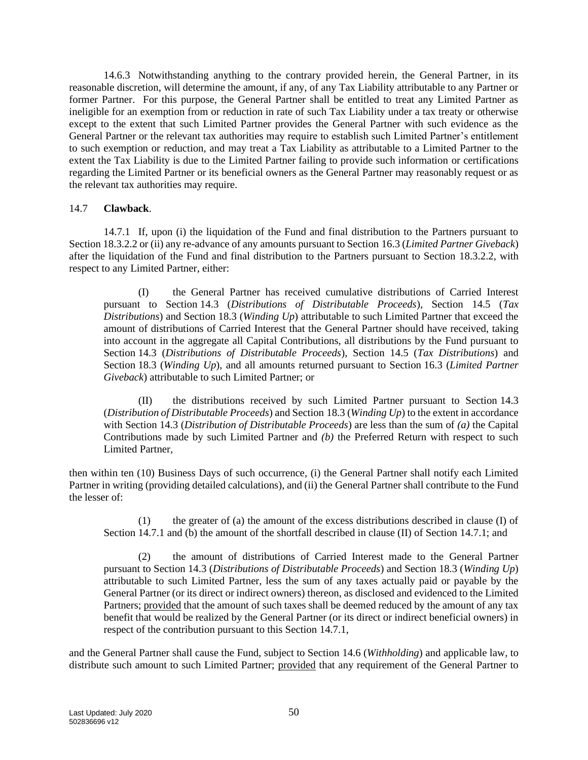14.6.3 Notwithstanding anything to the contrary provided herein, the General Partner, in its reasonable discretion, will determine the amount, if any, of any Tax Liability attributable to any Partner or former Partner. For this purpose, the General Partner shall be entitled to treat any Limited Partner as ineligible for an exemption from or reduction in rate of such Tax Liability under a tax treaty or otherwise except to the extent that such Limited Partner provides the General Partner with such evidence as the General Partner or the relevant tax authorities may require to establish such Limited Partner's entitlement to such exemption or reduction, and may treat a Tax Liability as attributable to a Limited Partner to the extent the Tax Liability is due to the Limited Partner failing to provide such information or certifications regarding the Limited Partner or its beneficial owners as the General Partner may reasonably request or as the relevant tax authorities may require.

14.7 **Clawback**.

14.7.1 If, upon (i) the liquidation of the Fund and final distribution to the Partners pursuant to Section 18.3.2.2 or (ii) any re-advance of any amounts pursuant to Section 16.3 (*Limited Partner Giveback*) after the liquidation of the Fund and final distribution to the Partners pursuant to Section 18.3.2.2, with respect to any Limited Partner, either:

(I) the General Partner has received cumulative distributions of Carried Interest pursuant to Section 14.3 (*Distributions of Distributable Proceeds*), Section 14.5 (*Tax Distributions*) and Section 18.3 (*Winding Up*) attributable to such Limited Partner that exceed the amount of distributions of Carried Interest that the General Partner should have received, taking into account in the aggregate all Capital Contributions, all distributions by the Fund pursuant to Section 14.3 (*Distributions of Distributable Proceeds*), Section 14.5 (*Tax Distributions*) and Section 18.3 (*Winding Up*), and all amounts returned pursuant to Section 16.3 (*Limited Partner Giveback*) attributable to such Limited Partner; or

(II) the distributions received by such Limited Partner pursuant to Section 14.3 (*Distribution of Distributable Proceeds*) and Section 18.3 (*Winding Up*) to the extent in accordance with Section 14.3 (*Distribution of Distributable Proceeds*) are less than the sum of *(a)* the Capital Contributions made by such Limited Partner and *(b)* the Preferred Return with respect to such Limited Partner,

then within ten (10) Business Days of such occurrence, (i) the General Partner shall notify each Limited Partner in writing (providing detailed calculations), and (ii) the General Partner shall contribute to the Fund the lesser of:

(1) the greater of (a) the amount of the excess distributions described in clause (I) of Section 14.7.1 and (b) the amount of the shortfall described in clause (II) of Section 14.7.1; and

(2) the amount of distributions of Carried Interest made to the General Partner pursuant to Section 14.3 (*Distributions of Distributable Proceeds*) and Section 18.3 (*Winding Up*) attributable to such Limited Partner, less the sum of any taxes actually paid or payable by the General Partner (or its direct or indirect owners) thereon, as disclosed and evidenced to the Limited Partners; provided that the amount of such taxes shall be deemed reduced by the amount of any tax benefit that would be realized by the General Partner (or its direct or indirect beneficial owners) in respect of the contribution pursuant to this Section 14.7.1,

and the General Partner shall cause the Fund, subject to Section 14.6 (*Withholding*) and applicable law, to distribute such amount to such Limited Partner; provided that any requirement of the General Partner to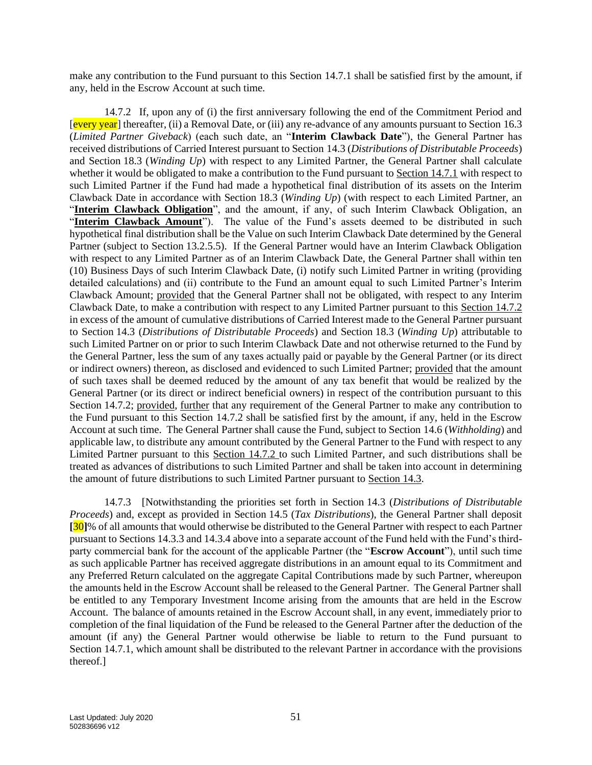make any contribution to the Fund pursuant to this Section 14.7.1 shall be satisfied first by the amount, if any, held in the Escrow Account at such time.

14.7.2 If, upon any of (i) the first anniversary following the end of the Commitment Period and [every year] thereafter, (ii) a Removal Date, or (iii) any re-advance of any amounts pursuant to Section 16.3 (*Limited Partner Giveback*) (each such date, an "**Interim Clawback Date**"), the General Partner has received distributions of Carried Interest pursuant to Section 14.3 (*Distributions of Distributable Proceeds*) and Section 18.3 (*Winding Up*) with respect to any Limited Partner, the General Partner shall calculate whether it would be obligated to make a contribution to the Fund pursuant to Section 14.7.1 with respect to such Limited Partner if the Fund had made a hypothetical final distribution of its assets on the Interim Clawback Date in accordance with Section 18.3 (*Winding Up*) (with respect to each Limited Partner, an "**Interim Clawback Obligation**", and the amount, if any, of such Interim Clawback Obligation, an "**Interim Clawback Amount**"). The value of the Fund's assets deemed to be distributed in such hypothetical final distribution shall be the Value on such Interim Clawback Date determined by the General Partner (subject to Section 13.2.5.5). If the General Partner would have an Interim Clawback Obligation with respect to any Limited Partner as of an Interim Clawback Date, the General Partner shall within ten (10) Business Days of such Interim Clawback Date, (i) notify such Limited Partner in writing (providing detailed calculations) and (ii) contribute to the Fund an amount equal to such Limited Partner's Interim Clawback Amount; provided that the General Partner shall not be obligated, with respect to any Interim Clawback Date, to make a contribution with respect to any Limited Partner pursuant to this Section 14.7.2 in excess of the amount of cumulative distributions of Carried Interest made to the General Partner pursuant to Section 14.3 (*Distributions of Distributable Proceeds*) and Section 18.3 (*Winding Up*) attributable to such Limited Partner on or prior to such Interim Clawback Date and not otherwise returned to the Fund by the General Partner, less the sum of any taxes actually paid or payable by the General Partner (or its direct or indirect owners) thereon, as disclosed and evidenced to such Limited Partner; provided that the amount of such taxes shall be deemed reduced by the amount of any tax benefit that would be realized by the General Partner (or its direct or indirect beneficial owners) in respect of the contribution pursuant to this Section 14.7.2; provided, further that any requirement of the General Partner to make any contribution to the Fund pursuant to this Section 14.7.2 shall be satisfied first by the amount, if any, held in the Escrow Account at such time. The General Partner shall cause the Fund, subject to Section 14.6 (*Withholding*) and applicable law, to distribute any amount contributed by the General Partner to the Fund with respect to any Limited Partner pursuant to this Section 14.7.2 to such Limited Partner, and such distributions shall be treated as advances of distributions to such Limited Partner and shall be taken into account in determining the amount of future distributions to such Limited Partner pursuant to Section 14.3.

14.7.3 [Notwithstanding the priorities set forth in Section 14.3 (*Distributions of Distributable Proceeds*) and, except as provided in Section 14.5 (*Tax Distributions*), the General Partner shall deposit **[**30**]**% of all amounts that would otherwise be distributed to the General Partner with respect to each Partner pursuant to Sections 14.3.3 and 14.3.4 above into a separate account of the Fund held with the Fund's third-party commercial bank for the account of the applicable Partner (the "**Escrow Account**"), until such time as such applicable Partner has received aggregate distributions in an amount equal to its Commitment and any Preferred Return calculated on the aggregate Capital Contributions made by such Partner, whereupon the amounts held in the Escrow Account shall be released to the General Partner. The General Partner shall be entitled to any Temporary Investment Income arising from the amounts that are held in the Escrow Account. The balance of amounts retained in the Escrow Account shall, in any event, immediately prior to completion of the final liquidation of the Fund be released to the General Partner after the deduction of the amount (if any) the General Partner would otherwise be liable to return to the Fund pursuant to Section 14.7.1, which amount shall be distributed to the relevant Partner in accordance with the provisions thereof.]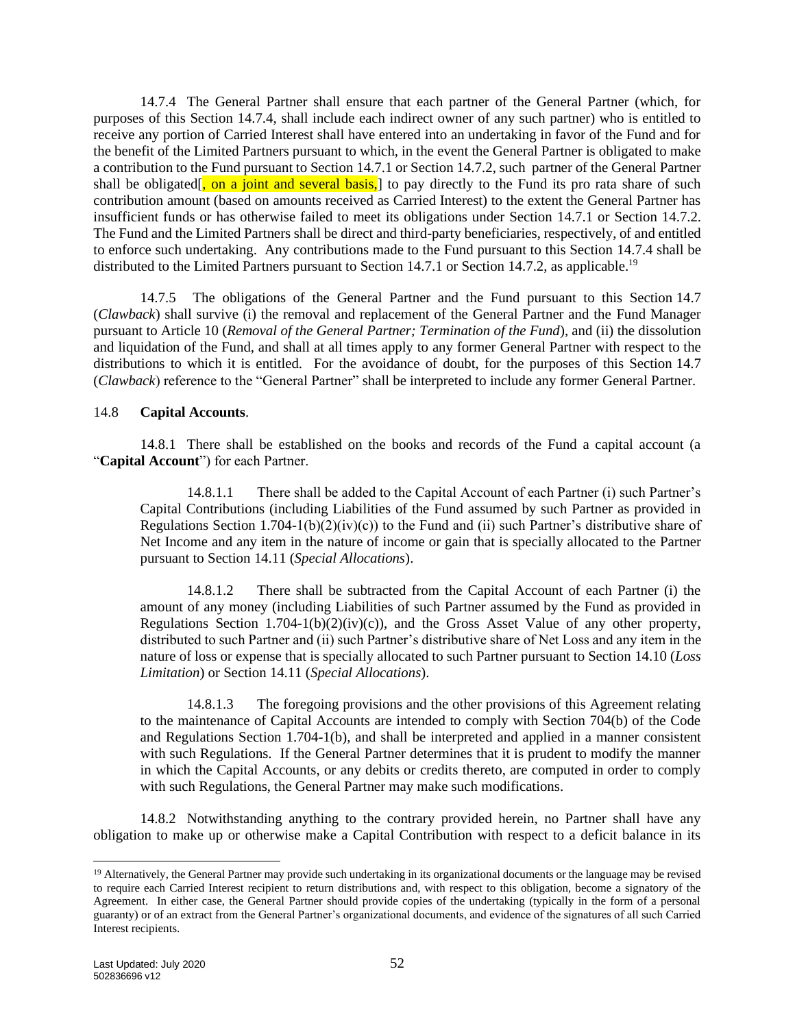14.7.4 The General Partner shall ensure that each partner of the General Partner (which, for purposes of this Section 14.7.4, shall include each indirect owner of any such partner) who is entitled to receive any portion of Carried Interest shall have entered into an undertaking in favor of the Fund and for the benefit of the Limited Partners pursuant to which, in the event the General Partner is obligated to make a contribution to the Fund pursuant to Section 14.7.1 or Section 14.7.2, such partner of the General Partner shall be obligated[, on a joint and several basis,] to pay directly to the Fund its pro rata share of such contribution amount (based on amounts received as Carried Interest) to the extent the General Partner has insufficient funds or has otherwise failed to meet its obligations under Section 14.7.1 or Section 14.7.2. The Fund and the Limited Partners shall be direct and third-party beneficiaries, respectively, of and entitled to enforce such undertaking. Any contributions made to the Fund pursuant to this Section 14.7.4 shall be distributed to the Limited Partners pursuant to Section 14.7.1 or Section 14.7.2, as applicable.[19]

14.7.5 The obligations of the General Partner and the Fund pursuant to this Section 14.7 (*Clawback*) shall survive (i) the removal and replacement of the General Partner and the Fund Manager pursuant to Article 10 (*Removal of the General Partner; Termination of the Fund*), and (ii) the dissolution and liquidation of the Fund, and shall at all times apply to any former General Partner with respect to the distributions to which it is entitled. For the avoidance of doubt, for the purposes of this Section 14.7 (*Clawback*) reference to the "General Partner" shall be interpreted to include any former General Partner.

14.8 **Capital Accounts**.

14.8.1 There shall be established on the books and records of the Fund a capital account (a "**Capital Account**") for each Partner.

> 14.8.1.1 There shall be added to the Capital Account of each Partner (i) such Partner's Capital Contributions (including Liabilities of the Fund assumed by such Partner as provided in Regulations Section 1.704-1(b)(2)(iv)(c)) to the Fund and (ii) such Partner's distributive share of Net Income and any item in the nature of income or gain that is specially allocated to the Partner pursuant to Section 14.11 (*Special Allocations*).
>
> 14.8.1.2 There shall be subtracted from the Capital Account of each Partner (i) the amount of any money (including Liabilities of such Partner assumed by the Fund as provided in Regulations Section 1.704-1(b)(2)(iv)(c)), and the Gross Asset Value of any other property, distributed to such Partner and (ii) such Partner's distributive share of Net Loss and any item in the nature of loss or expense that is specially allocated to such Partner pursuant to Section 14.10 (*Loss Limitation*) or Section 14.11 (*Special Allocations*).
>
> 14.8.1.3 The foregoing provisions and the other provisions of this Agreement relating to the maintenance of Capital Accounts are intended to comply with Section 704(b) of the Code and Regulations Section 1.704-1(b), and shall be interpreted and applied in a manner consistent with such Regulations. If the General Partner determines that it is prudent to modify the manner in which the Capital Accounts, or any debits or credits thereto, are computed in order to comply with such Regulations, the General Partner may make such modifications.

14.8.2 Notwithstanding anything to the contrary provided herein, no Partner shall have any obligation to make up or otherwise make a Capital Contribution with respect to a deficit balance in its

---

[19] Alternatively, the General Partner may provide such undertaking in its organizational documents or the language may be revised to require each Carried Interest recipient to return distributions and, with respect to this obligation, become a signatory of the Agreement. In either case, the General Partner should provide copies of the undertaking (typically in the form of a personal guaranty) or of an extract from the General Partner's organizational documents, and evidence of the signatures of all such Carried Interest recipients.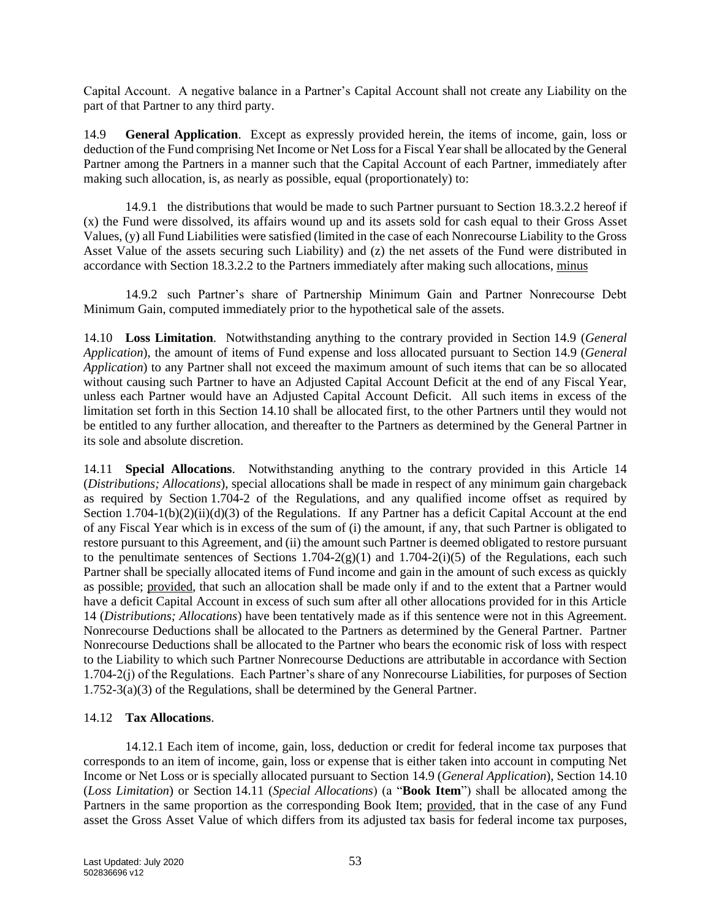Capital Account. A negative balance in a Partner's Capital Account shall not create any Liability on the part of that Partner to any third party.

14.9 **General Application**. Except as expressly provided herein, the items of income, gain, loss or deduction of the Fund comprising Net Income or Net Loss for a Fiscal Year shall be allocated by the General Partner among the Partners in a manner such that the Capital Account of each Partner, immediately after making such allocation, is, as nearly as possible, equal (proportionately) to:

14.9.1 the distributions that would be made to such Partner pursuant to Section 18.3.2.2 hereof if (x) the Fund were dissolved, its affairs wound up and its assets sold for cash equal to their Gross Asset Values, (y) all Fund Liabilities were satisfied (limited in the case of each Nonrecourse Liability to the Gross Asset Value of the assets securing such Liability) and (z) the net assets of the Fund were distributed in accordance with Section 18.3.2.2 to the Partners immediately after making such allocations, minus

14.9.2 such Partner's share of Partnership Minimum Gain and Partner Nonrecourse Debt Minimum Gain, computed immediately prior to the hypothetical sale of the assets.

14.10 **Loss Limitation**. Notwithstanding anything to the contrary provided in Section 14.9 (*General Application*), the amount of items of Fund expense and loss allocated pursuant to Section 14.9 (*General Application*) to any Partner shall not exceed the maximum amount of such items that can be so allocated without causing such Partner to have an Adjusted Capital Account Deficit at the end of any Fiscal Year, unless each Partner would have an Adjusted Capital Account Deficit. All such items in excess of the limitation set forth in this Section 14.10 shall be allocated first, to the other Partners until they would not be entitled to any further allocation, and thereafter to the Partners as determined by the General Partner in its sole and absolute discretion.

14.11 **Special Allocations**. Notwithstanding anything to the contrary provided in this Article 14 (*Distributions; Allocations*), special allocations shall be made in respect of any minimum gain chargeback as required by Section 1.704-2 of the Regulations, and any qualified income offset as required by Section 1.704-1(b)(2)(ii)(d)(3) of the Regulations. If any Partner has a deficit Capital Account at the end of any Fiscal Year which is in excess of the sum of (i) the amount, if any, that such Partner is obligated to restore pursuant to this Agreement, and (ii) the amount such Partner is deemed obligated to restore pursuant to the penultimate sentences of Sections 1.704-2(g)(1) and 1.704-2(i)(5) of the Regulations, each such Partner shall be specially allocated items of Fund income and gain in the amount of such excess as quickly as possible; provided, that such an allocation shall be made only if and to the extent that a Partner would have a deficit Capital Account in excess of such sum after all other allocations provided for in this Article 14 (*Distributions; Allocations*) have been tentatively made as if this sentence were not in this Agreement. Nonrecourse Deductions shall be allocated to the Partners as determined by the General Partner. Partner Nonrecourse Deductions shall be allocated to the Partner who bears the economic risk of loss with respect to the Liability to which such Partner Nonrecourse Deductions are attributable in accordance with Section 1.704-2(j) of the Regulations. Each Partner's share of any Nonrecourse Liabilities, for purposes of Section 1.752-3(a)(3) of the Regulations, shall be determined by the General Partner.

14.12 **Tax Allocations**.

14.12.1 Each item of income, gain, loss, deduction or credit for federal income tax purposes that corresponds to an item of income, gain, loss or expense that is either taken into account in computing Net Income or Net Loss or is specially allocated pursuant to Section 14.9 (*General Application*), Section 14.10 (*Loss Limitation*) or Section 14.11 (*Special Allocations*) (a "**Book Item**") shall be allocated among the Partners in the same proportion as the corresponding Book Item; provided, that in the case of any Fund asset the Gross Asset Value of which differs from its adjusted tax basis for federal income tax purposes,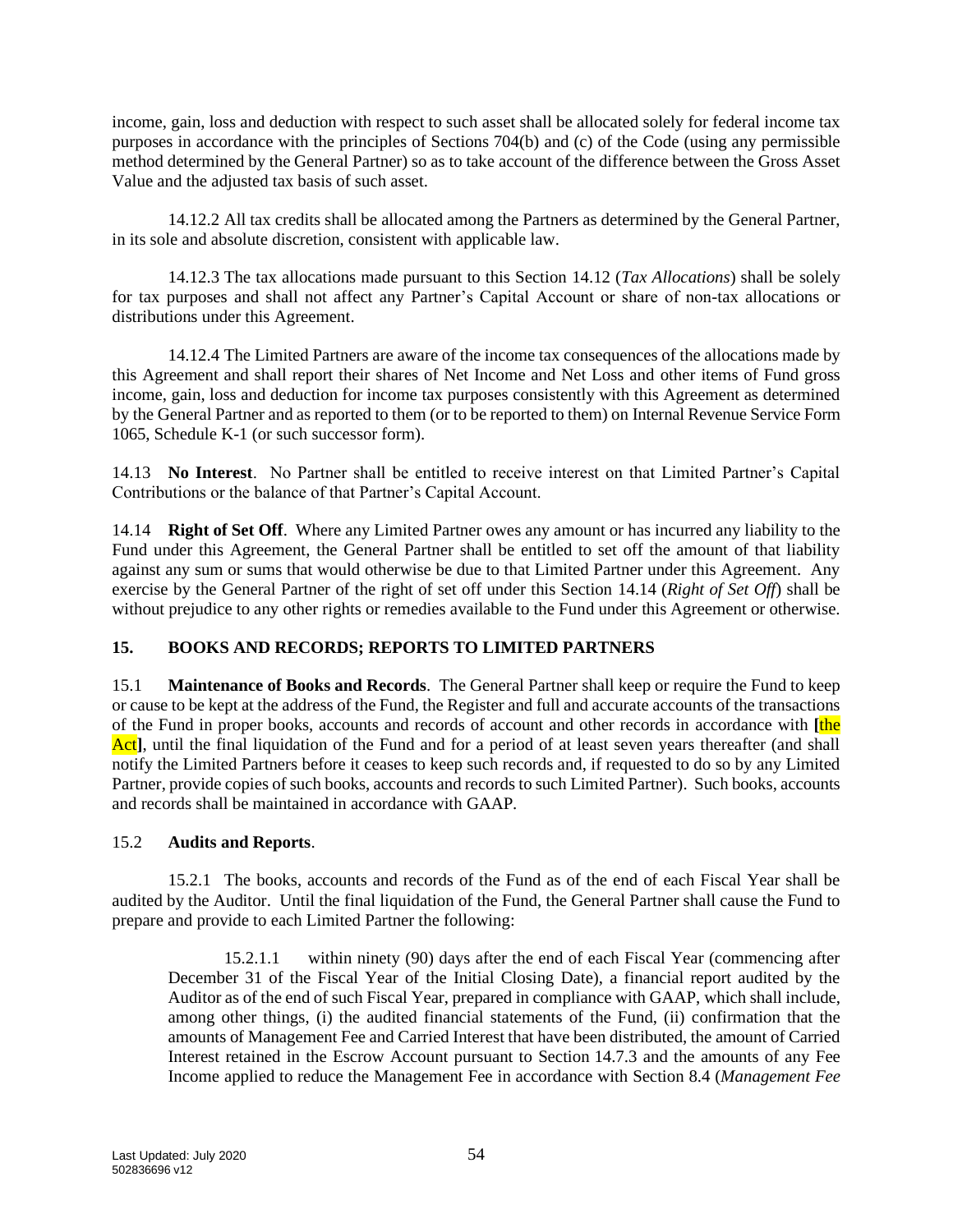income, gain, loss and deduction with respect to such asset shall be allocated solely for federal income tax purposes in accordance with the principles of Sections 704(b) and (c) of the Code (using any permissible method determined by the General Partner) so as to take account of the difference between the Gross Asset Value and the adjusted tax basis of such asset.

14.12.2 All tax credits shall be allocated among the Partners as determined by the General Partner, in its sole and absolute discretion, consistent with applicable law.

14.12.3 The tax allocations made pursuant to this Section 14.12 (*Tax Allocations*) shall be solely for tax purposes and shall not affect any Partner's Capital Account or share of non-tax allocations or distributions under this Agreement.

14.12.4 The Limited Partners are aware of the income tax consequences of the allocations made by this Agreement and shall report their shares of Net Income and Net Loss and other items of Fund gross income, gain, loss and deduction for income tax purposes consistently with this Agreement as determined by the General Partner and as reported to them (or to be reported to them) on Internal Revenue Service Form 1065, Schedule K-1 (or such successor form).

14.13 **No Interest**. No Partner shall be entitled to receive interest on that Limited Partner's Capital Contributions or the balance of that Partner's Capital Account.

14.14 **Right of Set Off**. Where any Limited Partner owes any amount or has incurred any liability to the Fund under this Agreement, the General Partner shall be entitled to set off the amount of that liability against any sum or sums that would otherwise be due to that Limited Partner under this Agreement. Any exercise by the General Partner of the right of set off under this Section 14.14 (*Right of Set Off*) shall be without prejudice to any other rights or remedies available to the Fund under this Agreement or otherwise.

## 15. BOOKS AND RECORDS; REPORTS TO LIMITED PARTNERS

15.1 **Maintenance of Books and Records**. The General Partner shall keep or require the Fund to keep or cause to be kept at the address of the Fund, the Register and full and accurate accounts of the transactions of the Fund in proper books, accounts and records of account and other records in accordance with **[**the Act**]**, until the final liquidation of the Fund and for a period of at least seven years thereafter (and shall notify the Limited Partners before it ceases to keep such records and, if requested to do so by any Limited Partner, provide copies of such books, accounts and records to such Limited Partner). Such books, accounts and records shall be maintained in accordance with GAAP.

15.2 **Audits and Reports**.

15.2.1 The books, accounts and records of the Fund as of the end of each Fiscal Year shall be audited by the Auditor. Until the final liquidation of the Fund, the General Partner shall cause the Fund to prepare and provide to each Limited Partner the following:

15.2.1.1 within ninety (90) days after the end of each Fiscal Year (commencing after December 31 of the Fiscal Year of the Initial Closing Date), a financial report audited by the Auditor as of the end of such Fiscal Year, prepared in compliance with GAAP, which shall include, among other things, (i) the audited financial statements of the Fund, (ii) confirmation that the amounts of Management Fee and Carried Interest that have been distributed, the amount of Carried Interest retained in the Escrow Account pursuant to Section 14.7.3 and the amounts of any Fee Income applied to reduce the Management Fee in accordance with Section 8.4 (*Management Fee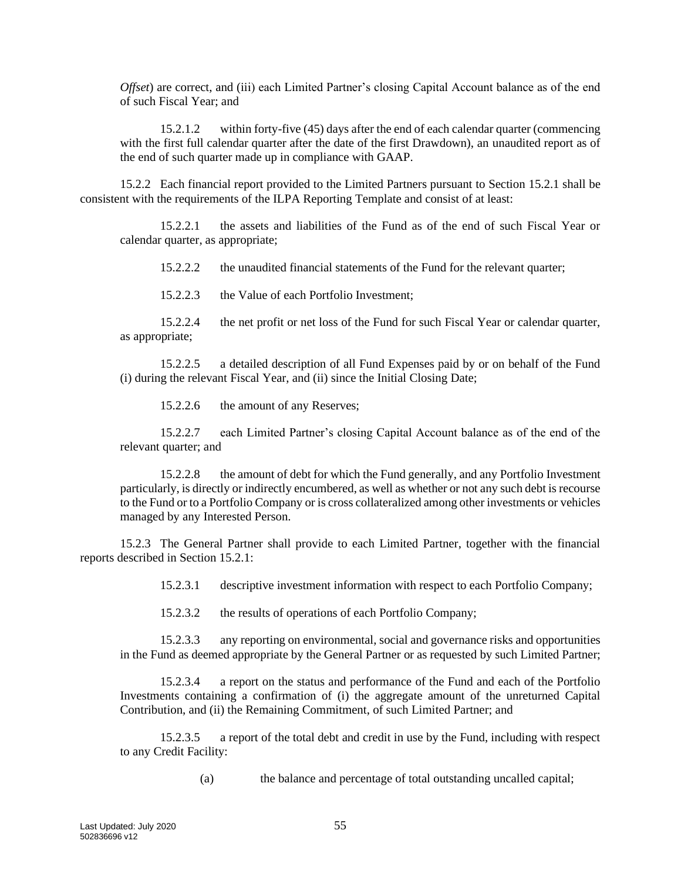*Offset*) are correct, and (iii) each Limited Partner's closing Capital Account balance as of the end of such Fiscal Year; and

15.2.1.2 within forty-five (45) days after the end of each calendar quarter (commencing with the first full calendar quarter after the date of the first Drawdown), an unaudited report as of the end of such quarter made up in compliance with GAAP.

15.2.2 Each financial report provided to the Limited Partners pursuant to Section 15.2.1 shall be consistent with the requirements of the ILPA Reporting Template and consist of at least:

15.2.2.1 the assets and liabilities of the Fund as of the end of such Fiscal Year or calendar quarter, as appropriate;

15.2.2.2 the unaudited financial statements of the Fund for the relevant quarter;

15.2.2.3 the Value of each Portfolio Investment;

15.2.2.4 the net profit or net loss of the Fund for such Fiscal Year or calendar quarter, as appropriate;

15.2.2.5 a detailed description of all Fund Expenses paid by or on behalf of the Fund (i) during the relevant Fiscal Year, and (ii) since the Initial Closing Date;

15.2.2.6 the amount of any Reserves;

15.2.2.7 each Limited Partner's closing Capital Account balance as of the end of the relevant quarter; and

15.2.2.8 the amount of debt for which the Fund generally, and any Portfolio Investment particularly, is directly or indirectly encumbered, as well as whether or not any such debt is recourse to the Fund or to a Portfolio Company or is cross collateralized among other investments or vehicles managed by any Interested Person.

15.2.3 The General Partner shall provide to each Limited Partner, together with the financial reports described in Section 15.2.1:

15.2.3.1 descriptive investment information with respect to each Portfolio Company;

15.2.3.2 the results of operations of each Portfolio Company;

15.2.3.3 any reporting on environmental, social and governance risks and opportunities in the Fund as deemed appropriate by the General Partner or as requested by such Limited Partner;

15.2.3.4 a report on the status and performance of the Fund and each of the Portfolio Investments containing a confirmation of (i) the aggregate amount of the unreturned Capital Contribution, and (ii) the Remaining Commitment, of such Limited Partner; and

15.2.3.5 a report of the total debt and credit in use by the Fund, including with respect to any Credit Facility:

(a) the balance and percentage of total outstanding uncalled capital;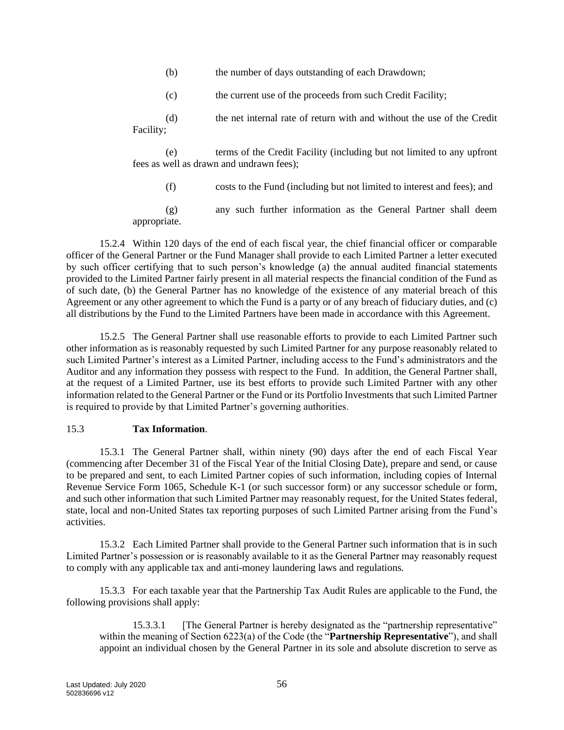(b) the number of days outstanding of each Drawdown;

(c) the current use of the proceeds from such Credit Facility;

(d) the net internal rate of return with and without the use of the Credit Facility;

(e) terms of the Credit Facility (including but not limited to any upfront fees as well as drawn and undrawn fees);

(f) costs to the Fund (including but not limited to interest and fees); and

(g) any such further information as the General Partner shall deem appropriate.

15.2.4 Within 120 days of the end of each fiscal year, the chief financial officer or comparable officer of the General Partner or the Fund Manager shall provide to each Limited Partner a letter executed by such officer certifying that to such person's knowledge (a) the annual audited financial statements provided to the Limited Partner fairly present in all material respects the financial condition of the Fund as of such date, (b) the General Partner has no knowledge of the existence of any material breach of this Agreement or any other agreement to which the Fund is a party or of any breach of fiduciary duties, and (c) all distributions by the Fund to the Limited Partners have been made in accordance with this Agreement.

15.2.5 The General Partner shall use reasonable efforts to provide to each Limited Partner such other information as is reasonably requested by such Limited Partner for any purpose reasonably related to such Limited Partner's interest as a Limited Partner, including access to the Fund's administrators and the Auditor and any information they possess with respect to the Fund. In addition, the General Partner shall, at the request of a Limited Partner, use its best efforts to provide such Limited Partner with any other information related to the General Partner or the Fund or its Portfolio Investments that such Limited Partner is required to provide by that Limited Partner's governing authorities.

15.3 **Tax Information**.

15.3.1 The General Partner shall, within ninety (90) days after the end of each Fiscal Year (commencing after December 31 of the Fiscal Year of the Initial Closing Date), prepare and send, or cause to be prepared and sent, to each Limited Partner copies of such information, including copies of Internal Revenue Service Form 1065, Schedule K-1 (or such successor form) or any successor schedule or form, and such other information that such Limited Partner may reasonably request, for the United States federal, state, local and non-United States tax reporting purposes of such Limited Partner arising from the Fund's activities.

15.3.2 Each Limited Partner shall provide to the General Partner such information that is in such Limited Partner's possession or is reasonably available to it as the General Partner may reasonably request to comply with any applicable tax and anti-money laundering laws and regulations.

15.3.3 For each taxable year that the Partnership Tax Audit Rules are applicable to the Fund, the following provisions shall apply:

15.3.3.1 [The General Partner is hereby designated as the "partnership representative" within the meaning of Section 6223(a) of the Code (the "**Partnership Representative**"), and shall appoint an individual chosen by the General Partner in its sole and absolute discretion to serve as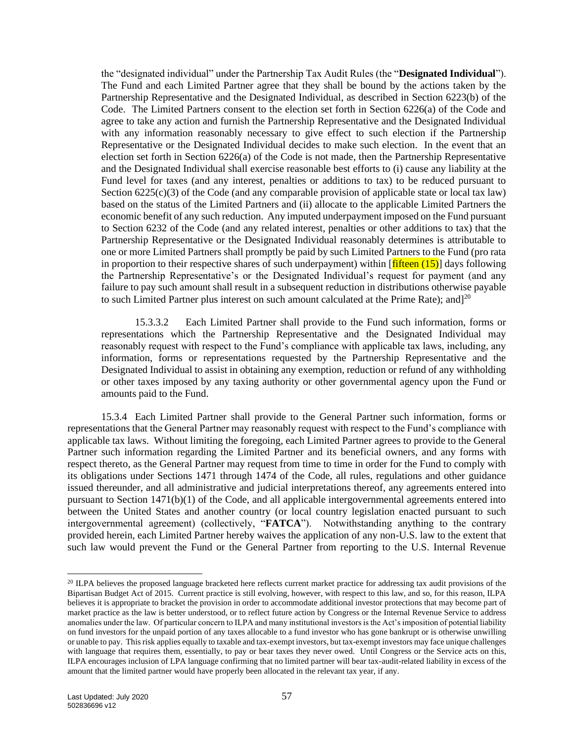the "designated individual" under the Partnership Tax Audit Rules (the "**Designated Individual**"). The Fund and each Limited Partner agree that they shall be bound by the actions taken by the Partnership Representative and the Designated Individual, as described in Section 6223(b) of the Code. The Limited Partners consent to the election set forth in Section 6226(a) of the Code and agree to take any action and furnish the Partnership Representative and the Designated Individual with any information reasonably necessary to give effect to such election if the Partnership Representative or the Designated Individual decides to make such election. In the event that an election set forth in Section 6226(a) of the Code is not made, then the Partnership Representative and the Designated Individual shall exercise reasonable best efforts to (i) cause any liability at the Fund level for taxes (and any interest, penalties or additions to tax) to be reduced pursuant to Section 6225(c)(3) of the Code (and any comparable provision of applicable state or local tax law) based on the status of the Limited Partners and (ii) allocate to the applicable Limited Partners the economic benefit of any such reduction. Any imputed underpayment imposed on the Fund pursuant to Section 6232 of the Code (and any related interest, penalties or other additions to tax) that the Partnership Representative or the Designated Individual reasonably determines is attributable to one or more Limited Partners shall promptly be paid by such Limited Partners to the Fund (pro rata in proportion to their respective shares of such underpayment) within [fifteen (15)] days following the Partnership Representative's or the Designated Individual's request for payment (and any failure to pay such amount shall result in a subsequent reduction in distributions otherwise payable to such Limited Partner plus interest on such amount calculated at the Prime Rate); and][20]

15.3.3.2 Each Limited Partner shall provide to the Fund such information, forms or representations which the Partnership Representative and the Designated Individual may reasonably request with respect to the Fund's compliance with applicable tax laws, including, any information, forms or representations requested by the Partnership Representative and the Designated Individual to assist in obtaining any exemption, reduction or refund of any withholding or other taxes imposed by any taxing authority or other governmental agency upon the Fund or amounts paid to the Fund.

15.3.4 Each Limited Partner shall provide to the General Partner such information, forms or representations that the General Partner may reasonably request with respect to the Fund's compliance with applicable tax laws. Without limiting the foregoing, each Limited Partner agrees to provide to the General Partner such information regarding the Limited Partner and its beneficial owners, and any forms with respect thereto, as the General Partner may request from time to time in order for the Fund to comply with its obligations under Sections 1471 through 1474 of the Code, all rules, regulations and other guidance issued thereunder, and all administrative and judicial interpretations thereof, any agreements entered into pursuant to Section 1471(b)(1) of the Code, and all applicable intergovernmental agreements entered into between the United States and another country (or local country legislation enacted pursuant to such intergovernmental agreement) (collectively, "**FATCA**"). Notwithstanding anything to the contrary provided herein, each Limited Partner hereby waives the application of any non-U.S. law to the extent that such law would prevent the Fund or the General Partner from reporting to the U.S. Internal Revenue

---

[20] ILPA believes the proposed language bracketed here reflects current market practice for addressing tax audit provisions of the Bipartisan Budget Act of 2015. Current practice is still evolving, however, with respect to this law, and so, for this reason, ILPA believes it is appropriate to bracket the provision in order to accommodate additional investor protections that may become part of market practice as the law is better understood, or to reflect future action by Congress or the Internal Revenue Service to address anomalies under the law. Of particular concern to ILPA and many institutional investors is the Act's imposition of potential liability on fund investors for the unpaid portion of any taxes allocable to a fund investor who has gone bankrupt or is otherwise unwilling or unable to pay. This risk applies equally to taxable and tax-exempt investors, but tax-exempt investors may face unique challenges with language that requires them, essentially, to pay or bear taxes they never owed. Until Congress or the Service acts on this, ILPA encourages inclusion of LPA language confirming that no limited partner will bear tax-audit-related liability in excess of the amount that the limited partner would have properly been allocated in the relevant tax year, if any.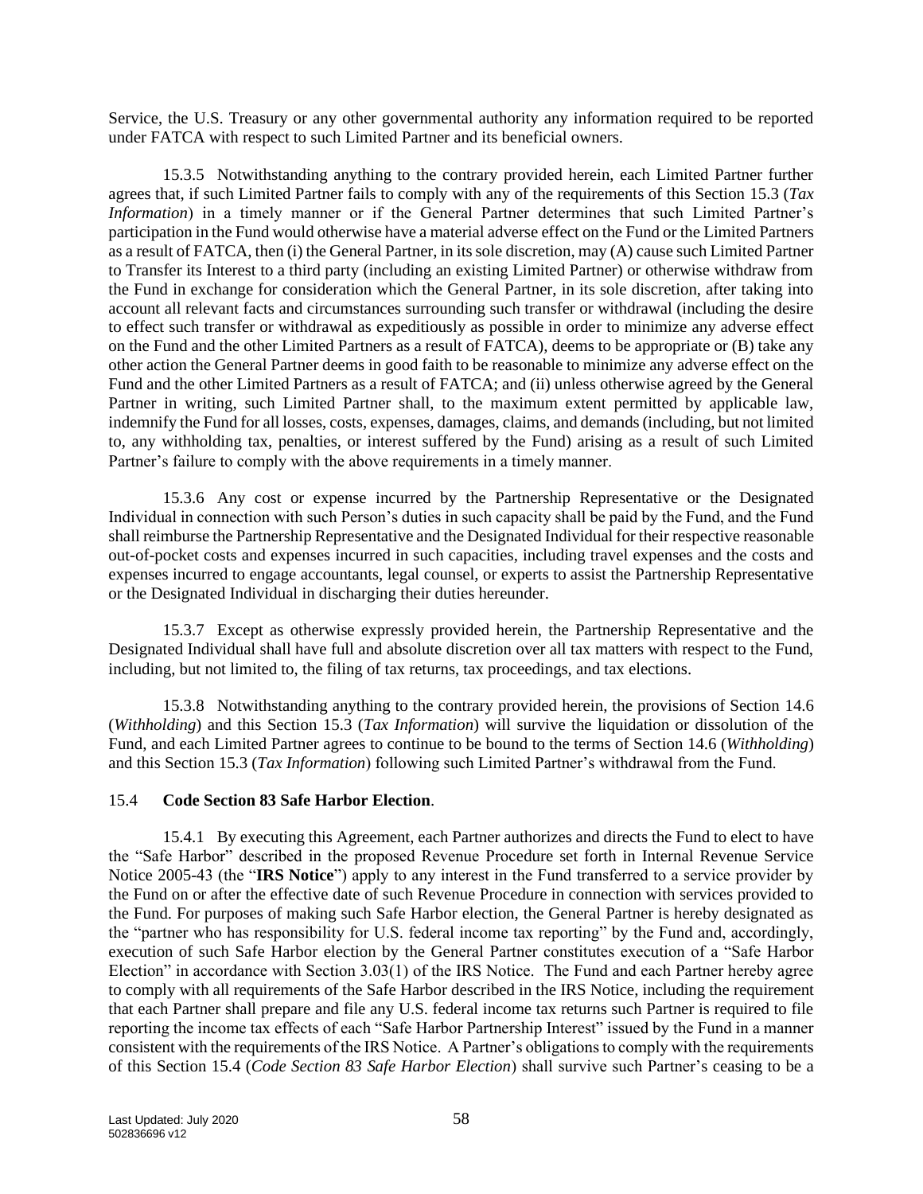Service, the U.S. Treasury or any other governmental authority any information required to be reported under FATCA with respect to such Limited Partner and its beneficial owners.

15.3.5 Notwithstanding anything to the contrary provided herein, each Limited Partner further agrees that, if such Limited Partner fails to comply with any of the requirements of this Section 15.3 (*Tax Information*) in a timely manner or if the General Partner determines that such Limited Partner's participation in the Fund would otherwise have a material adverse effect on the Fund or the Limited Partners as a result of FATCA, then (i) the General Partner, in its sole discretion, may (A) cause such Limited Partner to Transfer its Interest to a third party (including an existing Limited Partner) or otherwise withdraw from the Fund in exchange for consideration which the General Partner, in its sole discretion, after taking into account all relevant facts and circumstances surrounding such transfer or withdrawal (including the desire to effect such transfer or withdrawal as expeditiously as possible in order to minimize any adverse effect on the Fund and the other Limited Partners as a result of FATCA), deems to be appropriate or (B) take any other action the General Partner deems in good faith to be reasonable to minimize any adverse effect on the Fund and the other Limited Partners as a result of FATCA; and (ii) unless otherwise agreed by the General Partner in writing, such Limited Partner shall, to the maximum extent permitted by applicable law, indemnify the Fund for all losses, costs, expenses, damages, claims, and demands (including, but not limited to, any withholding tax, penalties, or interest suffered by the Fund) arising as a result of such Limited Partner's failure to comply with the above requirements in a timely manner.

15.3.6 Any cost or expense incurred by the Partnership Representative or the Designated Individual in connection with such Person's duties in such capacity shall be paid by the Fund, and the Fund shall reimburse the Partnership Representative and the Designated Individual for their respective reasonable out-of-pocket costs and expenses incurred in such capacities, including travel expenses and the costs and expenses incurred to engage accountants, legal counsel, or experts to assist the Partnership Representative or the Designated Individual in discharging their duties hereunder.

15.3.7 Except as otherwise expressly provided herein, the Partnership Representative and the Designated Individual shall have full and absolute discretion over all tax matters with respect to the Fund, including, but not limited to, the filing of tax returns, tax proceedings, and tax elections.

15.3.8 Notwithstanding anything to the contrary provided herein, the provisions of Section 14.6 (*Withholding*) and this Section 15.3 (*Tax Information*) will survive the liquidation or dissolution of the Fund, and each Limited Partner agrees to continue to be bound to the terms of Section 14.6 (*Withholding*) and this Section 15.3 (*Tax Information*) following such Limited Partner's withdrawal from the Fund.

15.4 **Code Section 83 Safe Harbor Election**.

15.4.1 By executing this Agreement, each Partner authorizes and directs the Fund to elect to have the "Safe Harbor" described in the proposed Revenue Procedure set forth in Internal Revenue Service Notice 2005-43 (the "**IRS Notice**") apply to any interest in the Fund transferred to a service provider by the Fund on or after the effective date of such Revenue Procedure in connection with services provided to the Fund. For purposes of making such Safe Harbor election, the General Partner is hereby designated as the "partner who has responsibility for U.S. federal income tax reporting" by the Fund and, accordingly, execution of such Safe Harbor election by the General Partner constitutes execution of a "Safe Harbor Election" in accordance with Section 3.03(1) of the IRS Notice. The Fund and each Partner hereby agree to comply with all requirements of the Safe Harbor described in the IRS Notice, including the requirement that each Partner shall prepare and file any U.S. federal income tax returns such Partner is required to file reporting the income tax effects of each "Safe Harbor Partnership Interest" issued by the Fund in a manner consistent with the requirements of the IRS Notice. A Partner's obligations to comply with the requirements of this Section 15.4 (*Code Section 83 Safe Harbor Election*) shall survive such Partner's ceasing to be a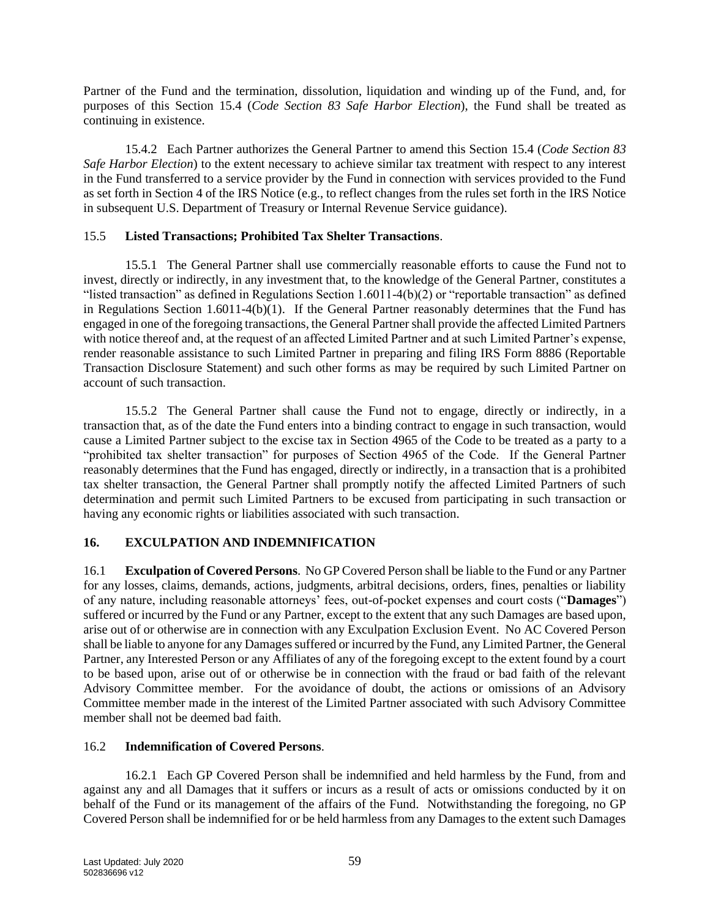Partner of the Fund and the termination, dissolution, liquidation and winding up of the Fund, and, for purposes of this Section 15.4 (*Code Section 83 Safe Harbor Election*), the Fund shall be treated as continuing in existence.

15.4.2 Each Partner authorizes the General Partner to amend this Section 15.4 (*Code Section 83 Safe Harbor Election*) to the extent necessary to achieve similar tax treatment with respect to any interest in the Fund transferred to a service provider by the Fund in connection with services provided to the Fund as set forth in Section 4 of the IRS Notice (e.g., to reflect changes from the rules set forth in the IRS Notice in subsequent U.S. Department of Treasury or Internal Revenue Service guidance).

### 15.5 **Listed Transactions; Prohibited Tax Shelter Transactions**.

15.5.1 The General Partner shall use commercially reasonable efforts to cause the Fund not to invest, directly or indirectly, in any investment that, to the knowledge of the General Partner, constitutes a "listed transaction" as defined in Regulations Section 1.6011-4(b)(2) or "reportable transaction" as defined in Regulations Section 1.6011-4(b)(1). If the General Partner reasonably determines that the Fund has engaged in one of the foregoing transactions, the General Partner shall provide the affected Limited Partners with notice thereof and, at the request of an affected Limited Partner and at such Limited Partner's expense, render reasonable assistance to such Limited Partner in preparing and filing IRS Form 8886 (Reportable Transaction Disclosure Statement) and such other forms as may be required by such Limited Partner on account of such transaction.

15.5.2 The General Partner shall cause the Fund not to engage, directly or indirectly, in a transaction that, as of the date the Fund enters into a binding contract to engage in such transaction, would cause a Limited Partner subject to the excise tax in Section 4965 of the Code to be treated as a party to a "prohibited tax shelter transaction" for purposes of Section 4965 of the Code. If the General Partner reasonably determines that the Fund has engaged, directly or indirectly, in a transaction that is a prohibited tax shelter transaction, the General Partner shall promptly notify the affected Limited Partners of such determination and permit such Limited Partners to be excused from participating in such transaction or having any economic rights or liabilities associated with such transaction.

## 16. EXCULPATION AND INDEMNIFICATION

16.1 **Exculpation of Covered Persons**. No GP Covered Person shall be liable to the Fund or any Partner for any losses, claims, demands, actions, judgments, arbitral decisions, orders, fines, penalties or liability of any nature, including reasonable attorneys' fees, out-of-pocket expenses and court costs ("**Damages**") suffered or incurred by the Fund or any Partner, except to the extent that any such Damages are based upon, arise out of or otherwise are in connection with any Exculpation Exclusion Event. No AC Covered Person shall be liable to anyone for any Damages suffered or incurred by the Fund, any Limited Partner, the General Partner, any Interested Person or any Affiliates of any of the foregoing except to the extent found by a court to be based upon, arise out of or otherwise be in connection with the fraud or bad faith of the relevant Advisory Committee member. For the avoidance of doubt, the actions or omissions of an Advisory Committee member made in the interest of the Limited Partner associated with such Advisory Committee member shall not be deemed bad faith.

### 16.2 **Indemnification of Covered Persons**.

16.2.1 Each GP Covered Person shall be indemnified and held harmless by the Fund, from and against any and all Damages that it suffers or incurs as a result of acts or omissions conducted by it on behalf of the Fund or its management of the affairs of the Fund. Notwithstanding the foregoing, no GP Covered Person shall be indemnified for or be held harmless from any Damages to the extent such Damages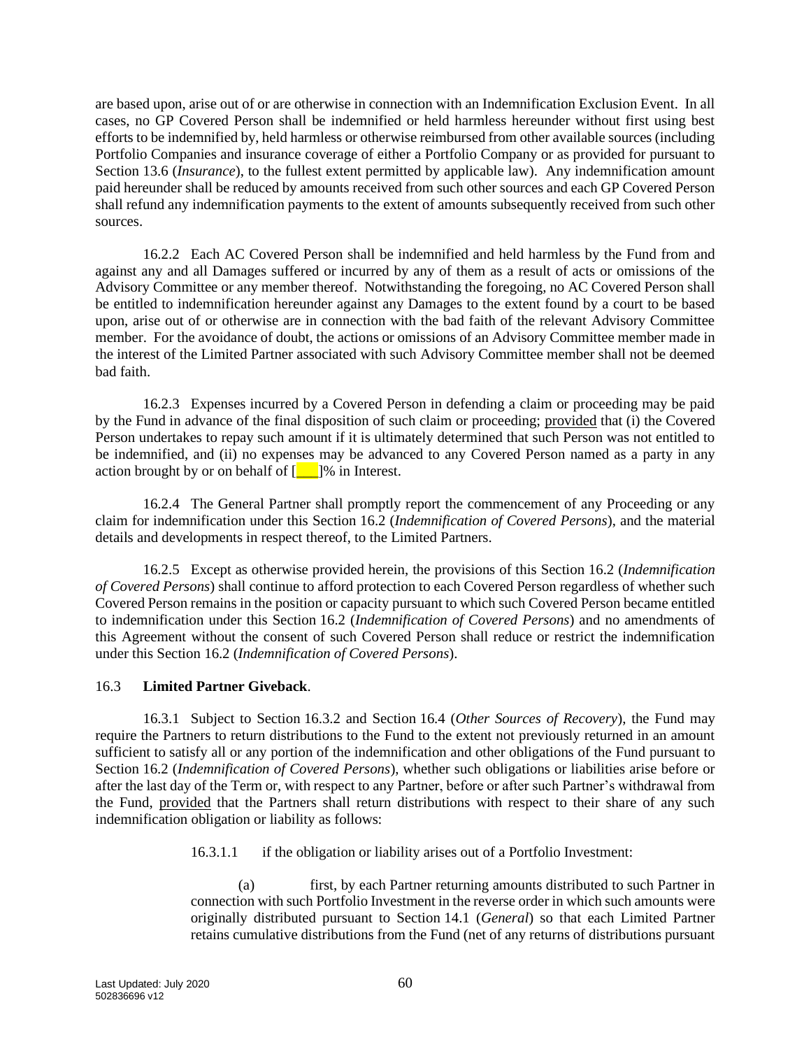are based upon, arise out of or are otherwise in connection with an Indemnification Exclusion Event. In all cases, no GP Covered Person shall be indemnified or held harmless hereunder without first using best efforts to be indemnified by, held harmless or otherwise reimbursed from other available sources (including Portfolio Companies and insurance coverage of either a Portfolio Company or as provided for pursuant to Section 13.6 (*Insurance*), to the fullest extent permitted by applicable law). Any indemnification amount paid hereunder shall be reduced by amounts received from such other sources and each GP Covered Person shall refund any indemnification payments to the extent of amounts subsequently received from such other sources.

16.2.2 Each AC Covered Person shall be indemnified and held harmless by the Fund from and against any and all Damages suffered or incurred by any of them as a result of acts or omissions of the Advisory Committee or any member thereof. Notwithstanding the foregoing, no AC Covered Person shall be entitled to indemnification hereunder against any Damages to the extent found by a court to be based upon, arise out of or otherwise are in connection with the bad faith of the relevant Advisory Committee member. For the avoidance of doubt, the actions or omissions of an Advisory Committee member made in the interest of the Limited Partner associated with such Advisory Committee member shall not be deemed bad faith.

16.2.3 Expenses incurred by a Covered Person in defending a claim or proceeding may be paid by the Fund in advance of the final disposition of such claim or proceeding; provided that (i) the Covered Person undertakes to repay such amount if it is ultimately determined that such Person was not entitled to be indemnified, and (ii) no expenses may be advanced to any Covered Person named as a party in any action brought by or on behalf of [___]% in Interest.

16.2.4 The General Partner shall promptly report the commencement of any Proceeding or any claim for indemnification under this Section 16.2 (*Indemnification of Covered Persons*), and the material details and developments in respect thereof, to the Limited Partners.

16.2.5 Except as otherwise provided herein, the provisions of this Section 16.2 (*Indemnification of Covered Persons*) shall continue to afford protection to each Covered Person regardless of whether such Covered Person remains in the position or capacity pursuant to which such Covered Person became entitled to indemnification under this Section 16.2 (*Indemnification of Covered Persons*) and no amendments of this Agreement without the consent of such Covered Person shall reduce or restrict the indemnification under this Section 16.2 (*Indemnification of Covered Persons*).

16.3 **Limited Partner Giveback**.

16.3.1 Subject to Section 16.3.2 and Section 16.4 (*Other Sources of Recovery*), the Fund may require the Partners to return distributions to the Fund to the extent not previously returned in an amount sufficient to satisfy all or any portion of the indemnification and other obligations of the Fund pursuant to Section 16.2 (*Indemnification of Covered Persons*), whether such obligations or liabilities arise before or after the last day of the Term or, with respect to any Partner, before or after such Partner's withdrawal from the Fund, provided that the Partners shall return distributions with respect to their share of any such indemnification obligation or liability as follows:

16.3.1.1 if the obligation or liability arises out of a Portfolio Investment:

(a) first, by each Partner returning amounts distributed to such Partner in connection with such Portfolio Investment in the reverse order in which such amounts were originally distributed pursuant to Section 14.1 (*General*) so that each Limited Partner retains cumulative distributions from the Fund (net of any returns of distributions pursuant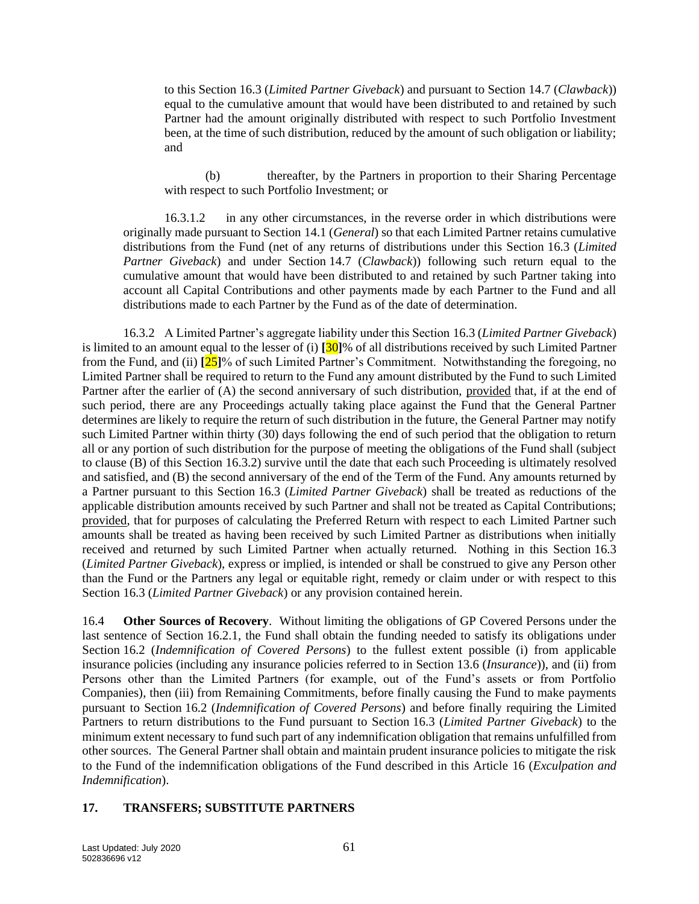to this Section 16.3 (*Limited Partner Giveback*) and pursuant to Section 14.7 (*Clawback*)) equal to the cumulative amount that would have been distributed to and retained by such Partner had the amount originally distributed with respect to such Portfolio Investment been, at the time of such distribution, reduced by the amount of such obligation or liability; and

(b) thereafter, by the Partners in proportion to their Sharing Percentage with respect to such Portfolio Investment; or

16.3.1.2 in any other circumstances, in the reverse order in which distributions were originally made pursuant to Section 14.1 (*General*) so that each Limited Partner retains cumulative distributions from the Fund (net of any returns of distributions under this Section 16.3 (*Limited Partner Giveback*) and under Section 14.7 (*Clawback*)) following such return equal to the cumulative amount that would have been distributed to and retained by such Partner taking into account all Capital Contributions and other payments made by each Partner to the Fund and all distributions made to each Partner by the Fund as of the date of determination.

16.3.2 A Limited Partner's aggregate liability under this Section 16.3 (*Limited Partner Giveback*) is limited to an amount equal to the lesser of (i) **[**30**]**% of all distributions received by such Limited Partner from the Fund, and (ii) **[**25**]**% of such Limited Partner's Commitment. Notwithstanding the foregoing, no Limited Partner shall be required to return to the Fund any amount distributed by the Fund to such Limited Partner after the earlier of (A) the second anniversary of such distribution, provided that, if at the end of such period, there are any Proceedings actually taking place against the Fund that the General Partner determines are likely to require the return of such distribution in the future, the General Partner may notify such Limited Partner within thirty (30) days following the end of such period that the obligation to return all or any portion of such distribution for the purpose of meeting the obligations of the Fund shall (subject to clause (B) of this Section 16.3.2) survive until the date that each such Proceeding is ultimately resolved and satisfied, and (B) the second anniversary of the end of the Term of the Fund. Any amounts returned by a Partner pursuant to this Section 16.3 (*Limited Partner Giveback*) shall be treated as reductions of the applicable distribution amounts received by such Partner and shall not be treated as Capital Contributions; provided, that for purposes of calculating the Preferred Return with respect to each Limited Partner such amounts shall be treated as having been received by such Limited Partner as distributions when initially received and returned by such Limited Partner when actually returned. Nothing in this Section 16.3 (*Limited Partner Giveback*), express or implied, is intended or shall be construed to give any Person other than the Fund or the Partners any legal or equitable right, remedy or claim under or with respect to this Section 16.3 (*Limited Partner Giveback*) or any provision contained herein.

16.4 **Other Sources of Recovery**. Without limiting the obligations of GP Covered Persons under the last sentence of Section 16.2.1, the Fund shall obtain the funding needed to satisfy its obligations under Section 16.2 (*Indemnification of Covered Persons*) to the fullest extent possible (i) from applicable insurance policies (including any insurance policies referred to in Section 13.6 (*Insurance*)), and (ii) from Persons other than the Limited Partners (for example, out of the Fund's assets or from Portfolio Companies), then (iii) from Remaining Commitments, before finally causing the Fund to make payments pursuant to Section 16.2 (*Indemnification of Covered Persons*) and before finally requiring the Limited Partners to return distributions to the Fund pursuant to Section 16.3 (*Limited Partner Giveback*) to the minimum extent necessary to fund such part of any indemnification obligation that remains unfulfilled from other sources. The General Partner shall obtain and maintain prudent insurance policies to mitigate the risk to the Fund of the indemnification obligations of the Fund described in this Article 16 (*Exculpation and Indemnification*).

## 17. TRANSFERS; SUBSTITUTE PARTNERS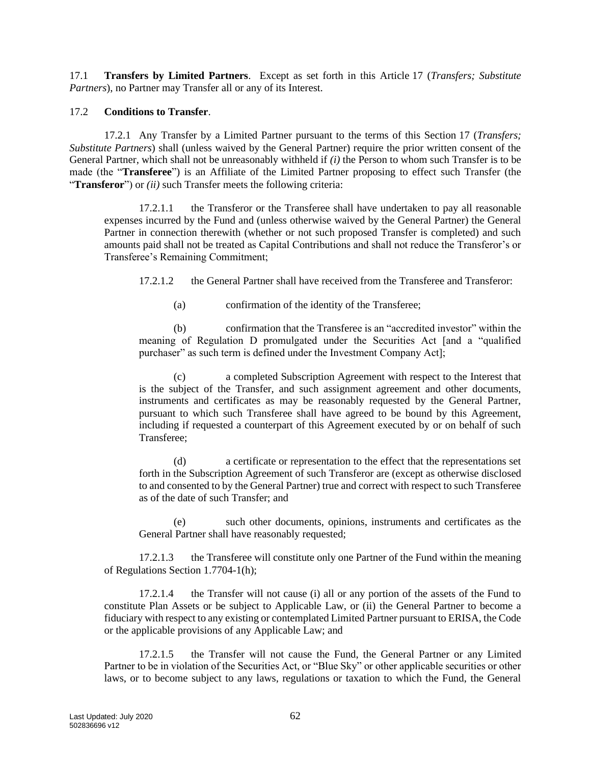17.1 **Transfers by Limited Partners**. Except as set forth in this Article 17 (*Transfers; Substitute Partners*), no Partner may Transfer all or any of its Interest.

17.2 **Conditions to Transfer**.

17.2.1 Any Transfer by a Limited Partner pursuant to the terms of this Section 17 (*Transfers; Substitute Partners*) shall (unless waived by the General Partner) require the prior written consent of the General Partner, which shall not be unreasonably withheld if *(i)* the Person to whom such Transfer is to be made (the "**Transferee**") is an Affiliate of the Limited Partner proposing to effect such Transfer (the "**Transferor**") or *(ii)* such Transfer meets the following criteria:

17.2.1.1 the Transferor or the Transferee shall have undertaken to pay all reasonable expenses incurred by the Fund and (unless otherwise waived by the General Partner) the General Partner in connection therewith (whether or not such proposed Transfer is completed) and such amounts paid shall not be treated as Capital Contributions and shall not reduce the Transferor's or Transferee's Remaining Commitment;

17.2.1.2 the General Partner shall have received from the Transferee and Transferor:

(a) confirmation of the identity of the Transferee;

(b) confirmation that the Transferee is an "accredited investor" within the meaning of Regulation D promulgated under the Securities Act [and a "qualified purchaser" as such term is defined under the Investment Company Act];

(c) a completed Subscription Agreement with respect to the Interest that is the subject of the Transfer, and such assignment agreement and other documents, instruments and certificates as may be reasonably requested by the General Partner, pursuant to which such Transferee shall have agreed to be bound by this Agreement, including if requested a counterpart of this Agreement executed by or on behalf of such Transferee;

(d) a certificate or representation to the effect that the representations set forth in the Subscription Agreement of such Transferor are (except as otherwise disclosed to and consented to by the General Partner) true and correct with respect to such Transferee as of the date of such Transfer; and

(e) such other documents, opinions, instruments and certificates as the General Partner shall have reasonably requested;

17.2.1.3 the Transferee will constitute only one Partner of the Fund within the meaning of Regulations Section 1.7704-1(h);

17.2.1.4 the Transfer will not cause (i) all or any portion of the assets of the Fund to constitute Plan Assets or be subject to Applicable Law, or (ii) the General Partner to become a fiduciary with respect to any existing or contemplated Limited Partner pursuant to ERISA, the Code or the applicable provisions of any Applicable Law; and

17.2.1.5 the Transfer will not cause the Fund, the General Partner or any Limited Partner to be in violation of the Securities Act, or "Blue Sky" or other applicable securities or other laws, or to become subject to any laws, regulations or taxation to which the Fund, the General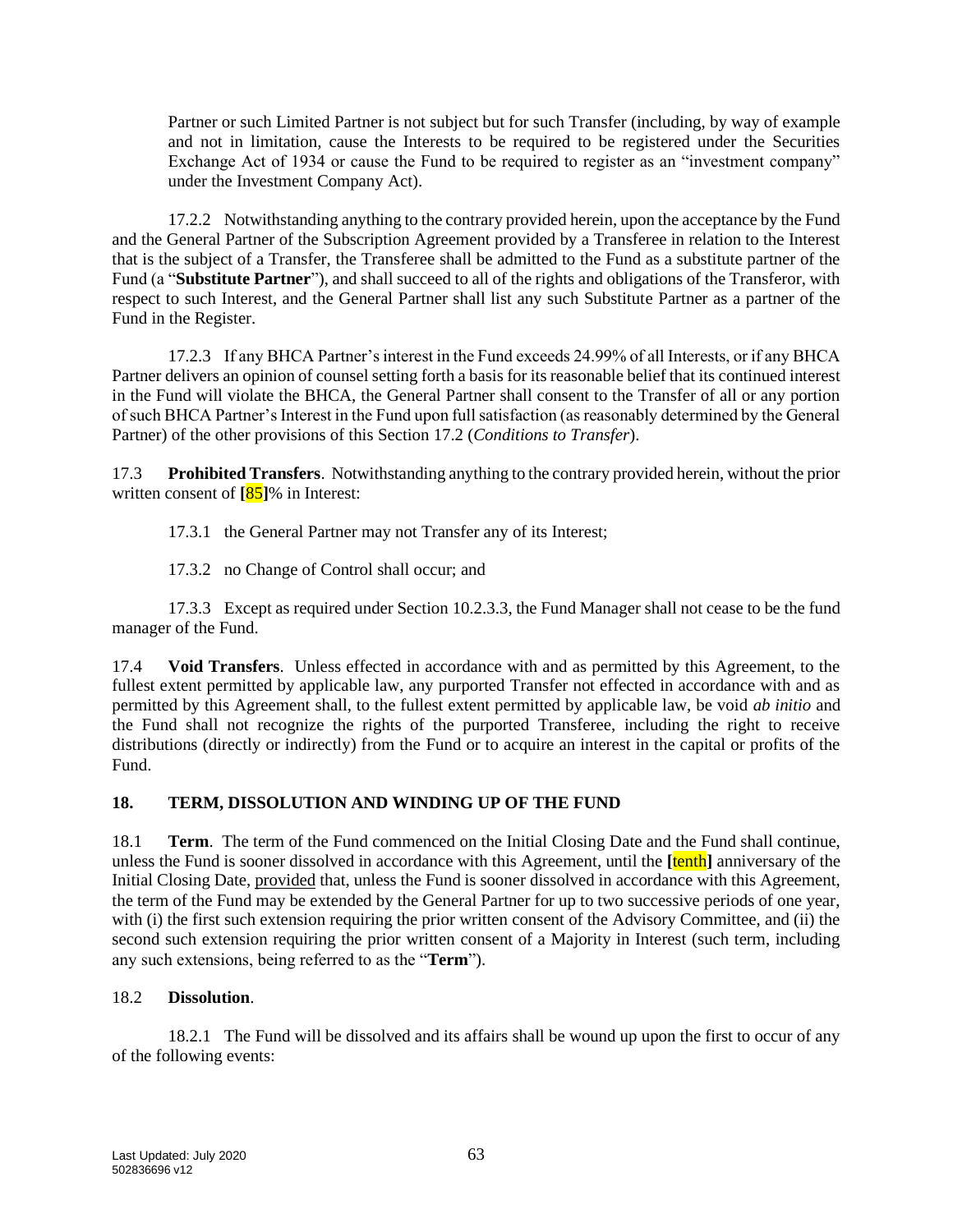Partner or such Limited Partner is not subject but for such Transfer (including, by way of example and not in limitation, cause the Interests to be required to be registered under the Securities Exchange Act of 1934 or cause the Fund to be required to register as an "investment company" under the Investment Company Act).

17.2.2 Notwithstanding anything to the contrary provided herein, upon the acceptance by the Fund and the General Partner of the Subscription Agreement provided by a Transferee in relation to the Interest that is the subject of a Transfer, the Transferee shall be admitted to the Fund as a substitute partner of the Fund (a "**Substitute Partner**"), and shall succeed to all of the rights and obligations of the Transferor, with respect to such Interest, and the General Partner shall list any such Substitute Partner as a partner of the Fund in the Register.

17.2.3 If any BHCA Partner's interest in the Fund exceeds 24.99% of all Interests, or if any BHCA Partner delivers an opinion of counsel setting forth a basis for its reasonable belief that its continued interest in the Fund will violate the BHCA, the General Partner shall consent to the Transfer of all or any portion of such BHCA Partner's Interest in the Fund upon full satisfaction (as reasonably determined by the General Partner) of the other provisions of this Section 17.2 (*Conditions to Transfer*).

17.3 **Prohibited Transfers**. Notwithstanding anything to the contrary provided herein, without the prior written consent of **[**85**]**% in Interest:

17.3.1 the General Partner may not Transfer any of its Interest;

17.3.2 no Change of Control shall occur; and

17.3.3 Except as required under Section 10.2.3.3, the Fund Manager shall not cease to be the fund manager of the Fund.

17.4 **Void Transfers**. Unless effected in accordance with and as permitted by this Agreement, to the fullest extent permitted by applicable law, any purported Transfer not effected in accordance with and as permitted by this Agreement shall, to the fullest extent permitted by applicable law, be void *ab initio* and the Fund shall not recognize the rights of the purported Transferee, including the right to receive distributions (directly or indirectly) from the Fund or to acquire an interest in the capital or profits of the Fund.

## 18. TERM, DISSOLUTION AND WINDING UP OF THE FUND

18.1 **Term**. The term of the Fund commenced on the Initial Closing Date and the Fund shall continue, unless the Fund is sooner dissolved in accordance with this Agreement, until the **[**tenth**]** anniversary of the Initial Closing Date, provided that, unless the Fund is sooner dissolved in accordance with this Agreement, the term of the Fund may be extended by the General Partner for up to two successive periods of one year, with (i) the first such extension requiring the prior written consent of the Advisory Committee, and (ii) the second such extension requiring the prior written consent of a Majority in Interest (such term, including any such extensions, being referred to as the "**Term**").

18.2 **Dissolution**.

18.2.1 The Fund will be dissolved and its affairs shall be wound up upon the first to occur of any of the following events: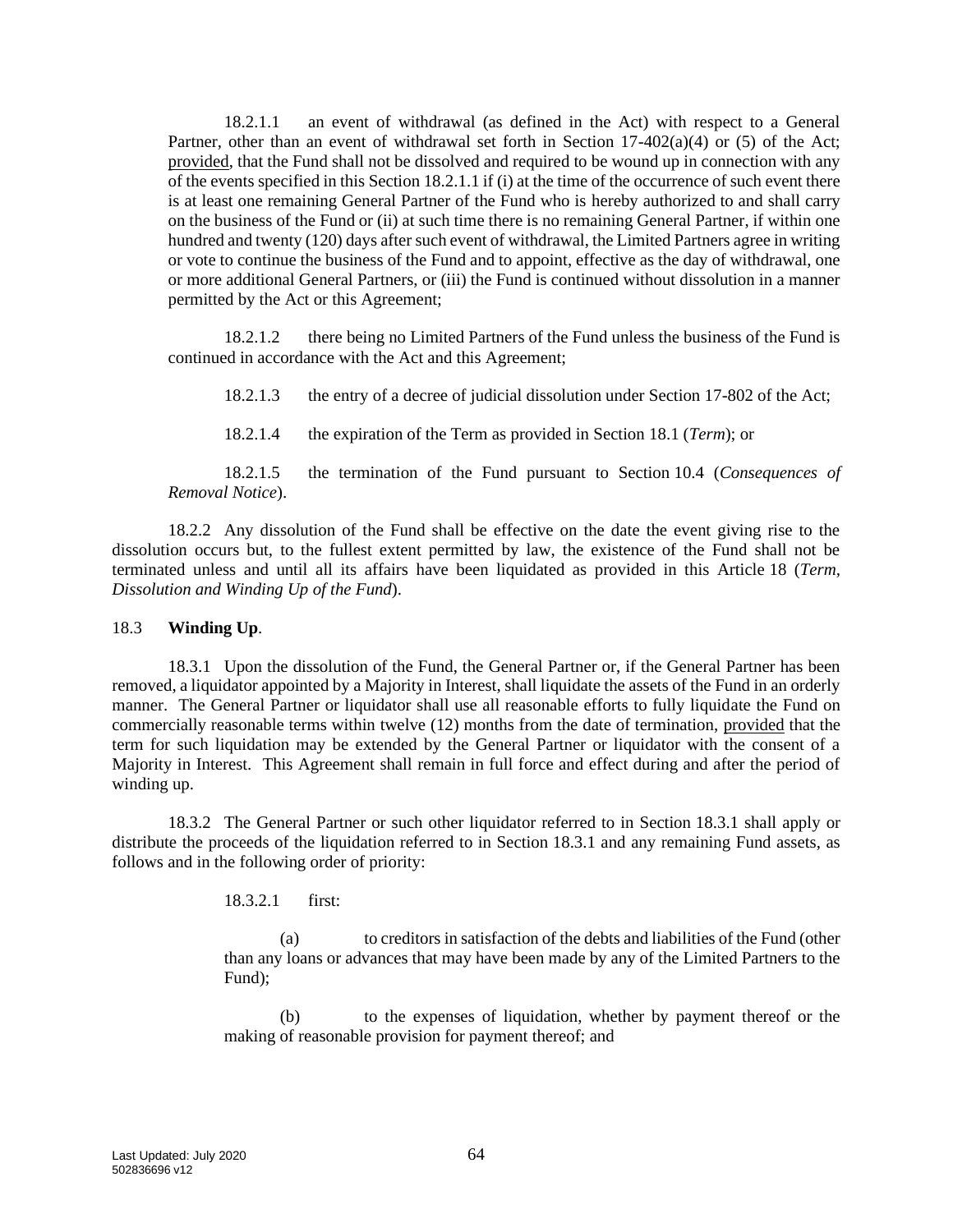18.2.1.1 an event of withdrawal (as defined in the Act) with respect to a General Partner, other than an event of withdrawal set forth in Section 17-402(a)(4) or (5) of the Act; provided, that the Fund shall not be dissolved and required to be wound up in connection with any of the events specified in this Section 18.2.1.1 if (i) at the time of the occurrence of such event there is at least one remaining General Partner of the Fund who is hereby authorized to and shall carry on the business of the Fund or (ii) at such time there is no remaining General Partner, if within one hundred and twenty (120) days after such event of withdrawal, the Limited Partners agree in writing or vote to continue the business of the Fund and to appoint, effective as the day of withdrawal, one or more additional General Partners, or (iii) the Fund is continued without dissolution in a manner permitted by the Act or this Agreement;

18.2.1.2 there being no Limited Partners of the Fund unless the business of the Fund is continued in accordance with the Act and this Agreement;

18.2.1.3 the entry of a decree of judicial dissolution under Section 17-802 of the Act;

18.2.1.4 the expiration of the Term as provided in Section 18.1 (*Term*); or

18.2.1.5 the termination of the Fund pursuant to Section 10.4 (*Consequences of Removal Notice*).

18.2.2 Any dissolution of the Fund shall be effective on the date the event giving rise to the dissolution occurs but, to the fullest extent permitted by law, the existence of the Fund shall not be terminated unless and until all its affairs have been liquidated as provided in this Article 18 (*Term, Dissolution and Winding Up of the Fund*).

18.3 **Winding Up**.

18.3.1 Upon the dissolution of the Fund, the General Partner or, if the General Partner has been removed, a liquidator appointed by a Majority in Interest, shall liquidate the assets of the Fund in an orderly manner. The General Partner or liquidator shall use all reasonable efforts to fully liquidate the Fund on commercially reasonable terms within twelve (12) months from the date of termination, provided that the term for such liquidation may be extended by the General Partner or liquidator with the consent of a Majority in Interest. This Agreement shall remain in full force and effect during and after the period of winding up.

18.3.2 The General Partner or such other liquidator referred to in Section 18.3.1 shall apply or distribute the proceeds of the liquidation referred to in Section 18.3.1 and any remaining Fund assets, as follows and in the following order of priority:

18.3.2.1 first:

(a) to creditors in satisfaction of the debts and liabilities of the Fund (other than any loans or advances that may have been made by any of the Limited Partners to the Fund);

(b) to the expenses of liquidation, whether by payment thereof or the making of reasonable provision for payment thereof; and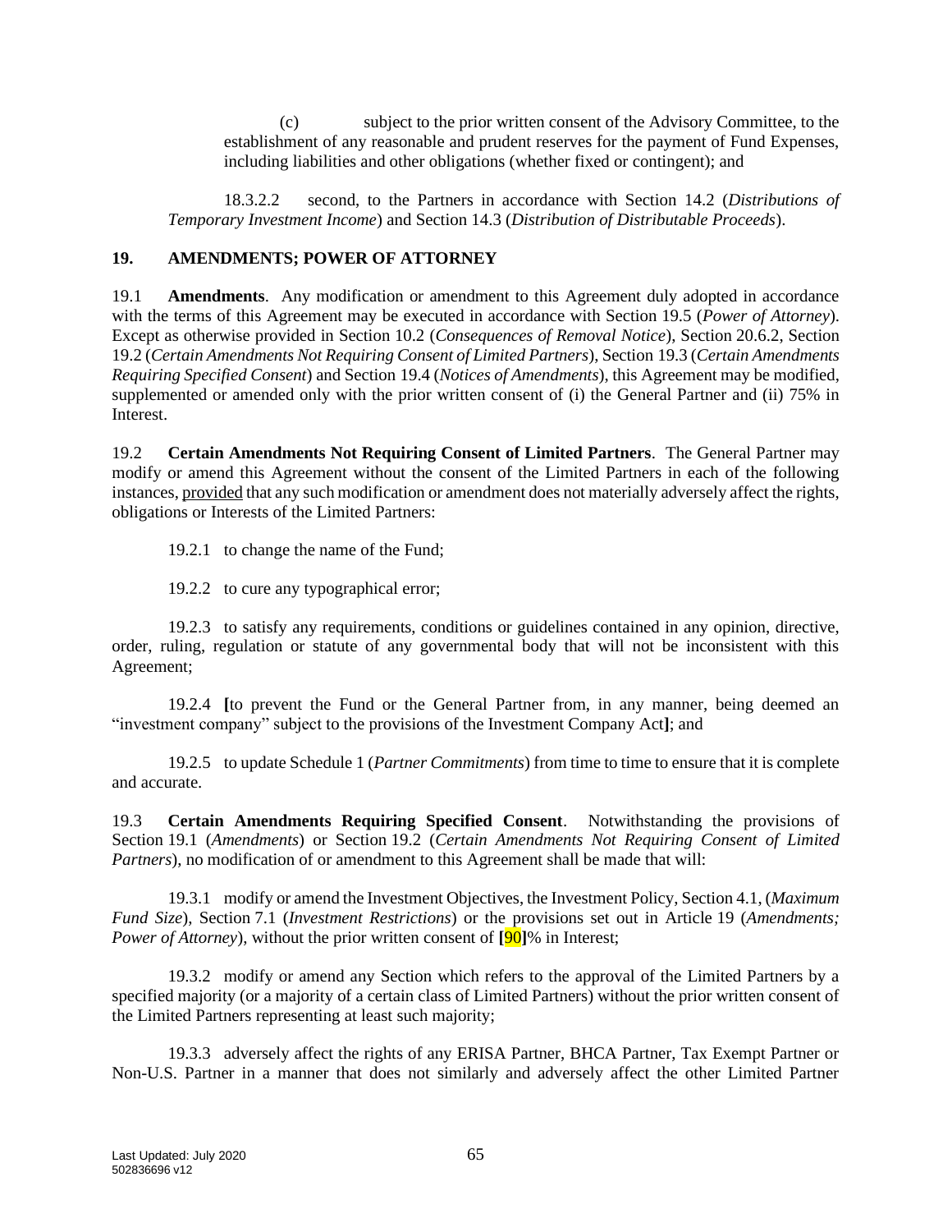(c) subject to the prior written consent of the Advisory Committee, to the establishment of any reasonable and prudent reserves for the payment of Fund Expenses, including liabilities and other obligations (whether fixed or contingent); and

18.3.2.2 second, to the Partners in accordance with Section 14.2 (*Distributions of Temporary Investment Income*) and Section 14.3 (*Distribution of Distributable Proceeds*).

## 19. AMENDMENTS; POWER OF ATTORNEY

19.1 **Amendments**. Any modification or amendment to this Agreement duly adopted in accordance with the terms of this Agreement may be executed in accordance with Section 19.5 (*Power of Attorney*). Except as otherwise provided in Section 10.2 (*Consequences of Removal Notice*), Section 20.6.2, Section 19.2 (*Certain Amendments Not Requiring Consent of Limited Partners*), Section 19.3 (*Certain Amendments Requiring Specified Consent*) and Section 19.4 (*Notices of Amendments*), this Agreement may be modified, supplemented or amended only with the prior written consent of (i) the General Partner and (ii) 75% in Interest.

19.2 **Certain Amendments Not Requiring Consent of Limited Partners**. The General Partner may modify or amend this Agreement without the consent of the Limited Partners in each of the following instances, provided that any such modification or amendment does not materially adversely affect the rights, obligations or Interests of the Limited Partners:

19.2.1 to change the name of the Fund;

19.2.2 to cure any typographical error;

19.2.3 to satisfy any requirements, conditions or guidelines contained in any opinion, directive, order, ruling, regulation or statute of any governmental body that will not be inconsistent with this Agreement;

19.2.4 **[**to prevent the Fund or the General Partner from, in any manner, being deemed an "investment company" subject to the provisions of the Investment Company Act**]**; and

19.2.5 to update Schedule 1 (*Partner Commitments*) from time to time to ensure that it is complete and accurate.

19.3 **Certain Amendments Requiring Specified Consent**. Notwithstanding the provisions of Section 19.1 (*Amendments*) or Section 19.2 (*Certain Amendments Not Requiring Consent of Limited Partners*), no modification of or amendment to this Agreement shall be made that will:

19.3.1 modify or amend the Investment Objectives, the Investment Policy, Section 4.1, (*Maximum Fund Size*), Section 7.1 (*Investment Restrictions*) or the provisions set out in Article 19 (*Amendments; Power of Attorney*), without the prior written consent of **[**90**]**% in Interest;

19.3.2 modify or amend any Section which refers to the approval of the Limited Partners by a specified majority (or a majority of a certain class of Limited Partners) without the prior written consent of the Limited Partners representing at least such majority;

19.3.3 adversely affect the rights of any ERISA Partner, BHCA Partner, Tax Exempt Partner or Non-U.S. Partner in a manner that does not similarly and adversely affect the other Limited Partner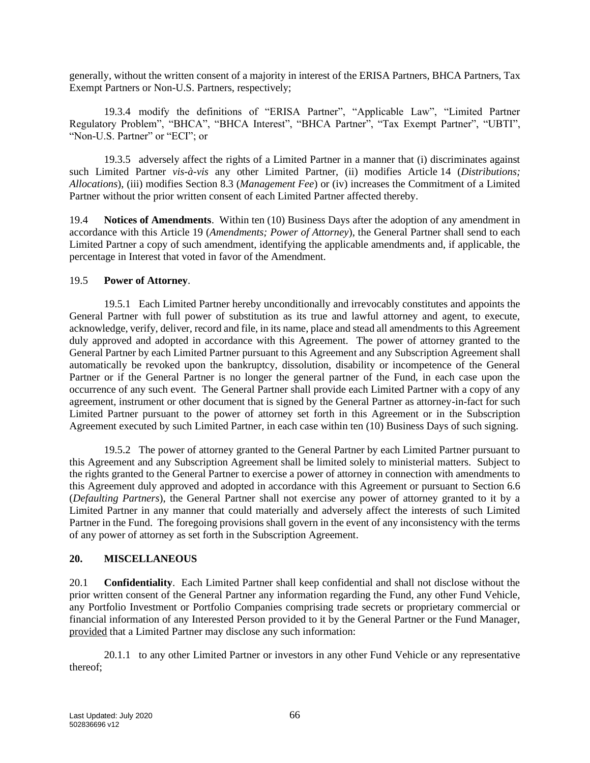generally, without the written consent of a majority in interest of the ERISA Partners, BHCA Partners, Tax Exempt Partners or Non-U.S. Partners, respectively;

19.3.4 modify the definitions of "ERISA Partner", "Applicable Law", "Limited Partner Regulatory Problem", "BHCA", "BHCA Interest", "BHCA Partner", "Tax Exempt Partner", "UBTI", "Non-U.S. Partner" or "ECI"; or

19.3.5 adversely affect the rights of a Limited Partner in a manner that (i) discriminates against such Limited Partner *vis-à-vis* any other Limited Partner, (ii) modifies Article 14 (*Distributions; Allocations*), (iii) modifies Section 8.3 (*Management Fee*) or (iv) increases the Commitment of a Limited Partner without the prior written consent of each Limited Partner affected thereby.

19.4 **Notices of Amendments**. Within ten (10) Business Days after the adoption of any amendment in accordance with this Article 19 (*Amendments; Power of Attorney*), the General Partner shall send to each Limited Partner a copy of such amendment, identifying the applicable amendments and, if applicable, the percentage in Interest that voted in favor of the Amendment.

19.5 **Power of Attorney**.

19.5.1 Each Limited Partner hereby unconditionally and irrevocably constitutes and appoints the General Partner with full power of substitution as its true and lawful attorney and agent, to execute, acknowledge, verify, deliver, record and file, in its name, place and stead all amendments to this Agreement duly approved and adopted in accordance with this Agreement. The power of attorney granted to the General Partner by each Limited Partner pursuant to this Agreement and any Subscription Agreement shall automatically be revoked upon the bankruptcy, dissolution, disability or incompetence of the General Partner or if the General Partner is no longer the general partner of the Fund, in each case upon the occurrence of any such event. The General Partner shall provide each Limited Partner with a copy of any agreement, instrument or other document that is signed by the General Partner as attorney-in-fact for such Limited Partner pursuant to the power of attorney set forth in this Agreement or in the Subscription Agreement executed by such Limited Partner, in each case within ten (10) Business Days of such signing.

19.5.2 The power of attorney granted to the General Partner by each Limited Partner pursuant to this Agreement and any Subscription Agreement shall be limited solely to ministerial matters. Subject to the rights granted to the General Partner to exercise a power of attorney in connection with amendments to this Agreement duly approved and adopted in accordance with this Agreement or pursuant to Section 6.6 (*Defaulting Partners*), the General Partner shall not exercise any power of attorney granted to it by a Limited Partner in any manner that could materially and adversely affect the interests of such Limited Partner in the Fund. The foregoing provisions shall govern in the event of any inconsistency with the terms of any power of attorney as set forth in the Subscription Agreement.

## 20. MISCELLANEOUS

20.1 **Confidentiality**. Each Limited Partner shall keep confidential and shall not disclose without the prior written consent of the General Partner any information regarding the Fund, any other Fund Vehicle, any Portfolio Investment or Portfolio Companies comprising trade secrets or proprietary commercial or financial information of any Interested Person provided to it by the General Partner or the Fund Manager, provided that a Limited Partner may disclose any such information:

20.1.1 to any other Limited Partner or investors in any other Fund Vehicle or any representative thereof;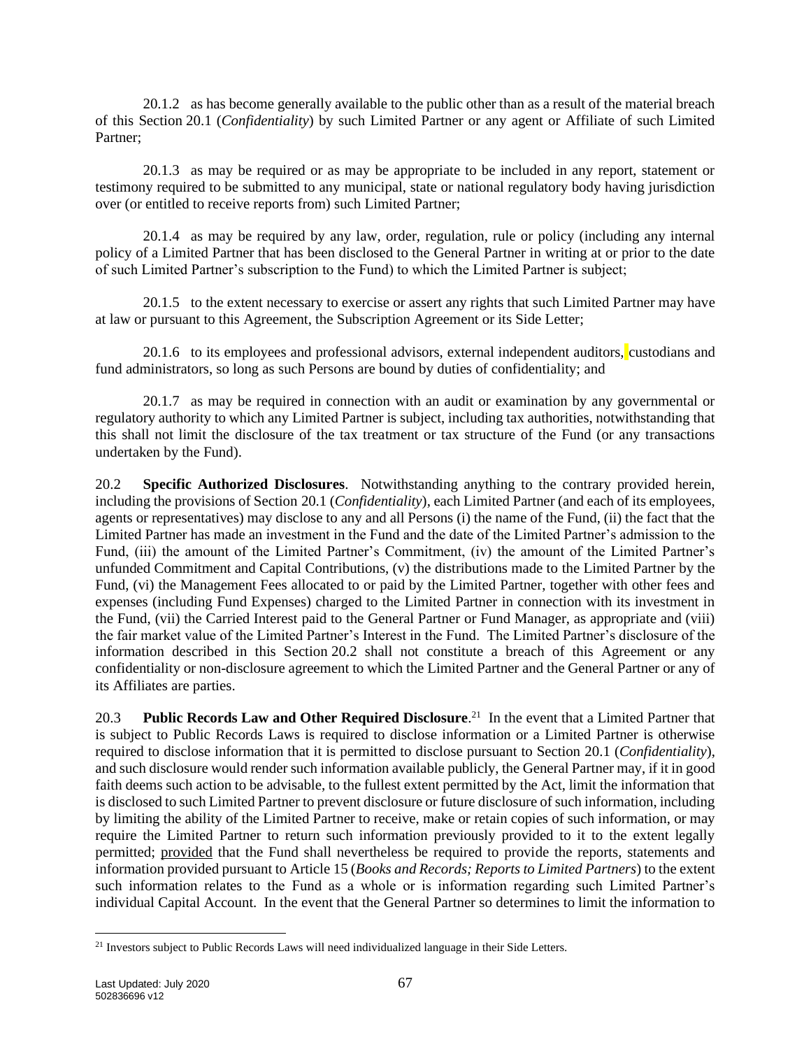20.1.2 as has become generally available to the public other than as a result of the material breach of this Section 20.1 (*Confidentiality*) by such Limited Partner or any agent or Affiliate of such Limited Partner;

20.1.3 as may be required or as may be appropriate to be included in any report, statement or testimony required to be submitted to any municipal, state or national regulatory body having jurisdiction over (or entitled to receive reports from) such Limited Partner;

20.1.4 as may be required by any law, order, regulation, rule or policy (including any internal policy of a Limited Partner that has been disclosed to the General Partner in writing at or prior to the date of such Limited Partner's subscription to the Fund) to which the Limited Partner is subject;

20.1.5 to the extent necessary to exercise or assert any rights that such Limited Partner may have at law or pursuant to this Agreement, the Subscription Agreement or its Side Letter;

20.1.6 to its employees and professional advisors, external independent auditors, custodians and fund administrators, so long as such Persons are bound by duties of confidentiality; and

20.1.7 as may be required in connection with an audit or examination by any governmental or regulatory authority to which any Limited Partner is subject, including tax authorities, notwithstanding that this shall not limit the disclosure of the tax treatment or tax structure of the Fund (or any transactions undertaken by the Fund).

20.2 **Specific Authorized Disclosures**. Notwithstanding anything to the contrary provided herein, including the provisions of Section 20.1 (*Confidentiality*), each Limited Partner (and each of its employees, agents or representatives) may disclose to any and all Persons (i) the name of the Fund, (ii) the fact that the Limited Partner has made an investment in the Fund and the date of the Limited Partner's admission to the Fund, (iii) the amount of the Limited Partner's Commitment, (iv) the amount of the Limited Partner's unfunded Commitment and Capital Contributions, (v) the distributions made to the Limited Partner by the Fund, (vi) the Management Fees allocated to or paid by the Limited Partner, together with other fees and expenses (including Fund Expenses) charged to the Limited Partner in connection with its investment in the Fund, (vii) the Carried Interest paid to the General Partner or Fund Manager, as appropriate and (viii) the fair market value of the Limited Partner's Interest in the Fund. The Limited Partner's disclosure of the information described in this Section 20.2 shall not constitute a breach of this Agreement or any confidentiality or non-disclosure agreement to which the Limited Partner and the General Partner or any of its Affiliates are parties.

20.3 **Public Records Law and Other Required Disclosure**.[21] In the event that a Limited Partner that is subject to Public Records Laws is required to disclose information or a Limited Partner is otherwise required to disclose information that it is permitted to disclose pursuant to Section 20.1 (*Confidentiality*), and such disclosure would render such information available publicly, the General Partner may, if it in good faith deems such action to be advisable, to the fullest extent permitted by the Act, limit the information that is disclosed to such Limited Partner to prevent disclosure or future disclosure of such information, including by limiting the ability of the Limited Partner to receive, make or retain copies of such information, or may require the Limited Partner to return such information previously provided to it to the extent legally permitted; provided that the Fund shall nevertheless be required to provide the reports, statements and information provided pursuant to Article 15 (*Books and Records; Reports to Limited Partners*) to the extent such information relates to the Fund as a whole or is information regarding such Limited Partner's individual Capital Account. In the event that the General Partner so determines to limit the information to

[21] Investors subject to Public Records Laws will need individualized language in their Side Letters.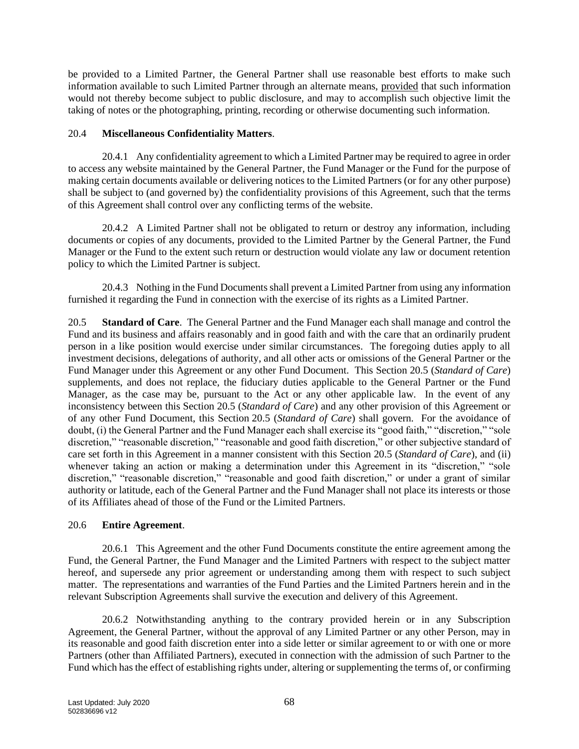be provided to a Limited Partner, the General Partner shall use reasonable best efforts to make such information available to such Limited Partner through an alternate means, provided that such information would not thereby become subject to public disclosure, and may to accomplish such objective limit the taking of notes or the photographing, printing, recording or otherwise documenting such information.

20.4 **Miscellaneous Confidentiality Matters**.

20.4.1 Any confidentiality agreement to which a Limited Partner may be required to agree in order to access any website maintained by the General Partner, the Fund Manager or the Fund for the purpose of making certain documents available or delivering notices to the Limited Partners (or for any other purpose) shall be subject to (and governed by) the confidentiality provisions of this Agreement, such that the terms of this Agreement shall control over any conflicting terms of the website.

20.4.2 A Limited Partner shall not be obligated to return or destroy any information, including documents or copies of any documents, provided to the Limited Partner by the General Partner, the Fund Manager or the Fund to the extent such return or destruction would violate any law or document retention policy to which the Limited Partner is subject.

20.4.3 Nothing in the Fund Documents shall prevent a Limited Partner from using any information furnished it regarding the Fund in connection with the exercise of its rights as a Limited Partner.

20.5 **Standard of Care**. The General Partner and the Fund Manager each shall manage and control the Fund and its business and affairs reasonably and in good faith and with the care that an ordinarily prudent person in a like position would exercise under similar circumstances. The foregoing duties apply to all investment decisions, delegations of authority, and all other acts or omissions of the General Partner or the Fund Manager under this Agreement or any other Fund Document. This Section 20.5 (*Standard of Care*) supplements, and does not replace, the fiduciary duties applicable to the General Partner or the Fund Manager, as the case may be, pursuant to the Act or any other applicable law. In the event of any inconsistency between this Section 20.5 (*Standard of Care*) and any other provision of this Agreement or of any other Fund Document, this Section 20.5 (*Standard of Care*) shall govern. For the avoidance of doubt, (i) the General Partner and the Fund Manager each shall exercise its "good faith," "discretion," "sole discretion," "reasonable discretion," "reasonable and good faith discretion," or other subjective standard of care set forth in this Agreement in a manner consistent with this Section 20.5 (*Standard of Care*), and (ii) whenever taking an action or making a determination under this Agreement in its "discretion," "sole discretion," "reasonable discretion," "reasonable and good faith discretion," or under a grant of similar authority or latitude, each of the General Partner and the Fund Manager shall not place its interests or those of its Affiliates ahead of those of the Fund or the Limited Partners.

20.6 **Entire Agreement**.

20.6.1 This Agreement and the other Fund Documents constitute the entire agreement among the Fund, the General Partner, the Fund Manager and the Limited Partners with respect to the subject matter hereof, and supersede any prior agreement or understanding among them with respect to such subject matter. The representations and warranties of the Fund Parties and the Limited Partners herein and in the relevant Subscription Agreements shall survive the execution and delivery of this Agreement.

20.6.2 Notwithstanding anything to the contrary provided herein or in any Subscription Agreement, the General Partner, without the approval of any Limited Partner or any other Person, may in its reasonable and good faith discretion enter into a side letter or similar agreement to or with one or more Partners (other than Affiliated Partners), executed in connection with the admission of such Partner to the Fund which has the effect of establishing rights under, altering or supplementing the terms of, or confirming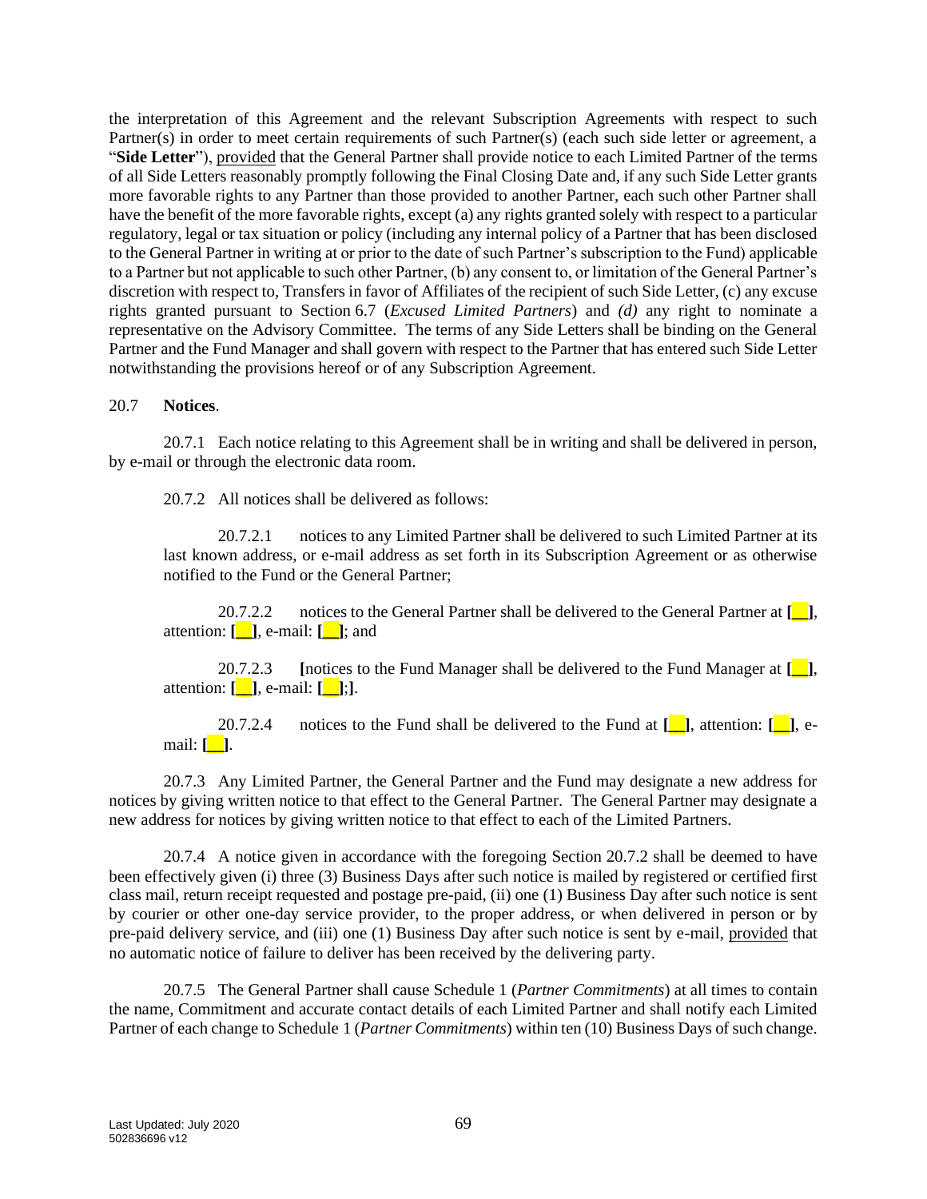the interpretation of this Agreement and the relevant Subscription Agreements with respect to such Partner(s) in order to meet certain requirements of such Partner(s) (each such side letter or agreement, a "**Side Letter**"), provided that the General Partner shall provide notice to each Limited Partner of the terms of all Side Letters reasonably promptly following the Final Closing Date and, if any such Side Letter grants more favorable rights to any Partner than those provided to another Partner, each such other Partner shall have the benefit of the more favorable rights, except (a) any rights granted solely with respect to a particular regulatory, legal or tax situation or policy (including any internal policy of a Partner that has been disclosed to the General Partner in writing at or prior to the date of such Partner's subscription to the Fund) applicable to a Partner but not applicable to such other Partner, (b) any consent to, or limitation of the General Partner's discretion with respect to, Transfers in favor of Affiliates of the recipient of such Side Letter, (c) any excuse rights granted pursuant to Section 6.7 (*Excused Limited Partners*) and *(d)* any right to nominate a representative on the Advisory Committee. The terms of any Side Letters shall be binding on the General Partner and the Fund Manager and shall govern with respect to the Partner that has entered such Side Letter notwithstanding the provisions hereof or of any Subscription Agreement.

20.7 **Notices**.

20.7.1 Each notice relating to this Agreement shall be in writing and shall be delivered in person, by e-mail or through the electronic data room.

20.7.2 All notices shall be delivered as follows:

20.7.2.1 notices to any Limited Partner shall be delivered to such Limited Partner at its last known address, or e-mail address as set forth in its Subscription Agreement or as otherwise notified to the Fund or the General Partner;

20.7.2.2 notices to the General Partner shall be delivered to the General Partner at **[__]**, attention: **[__]**, e-mail: **[__]**; and

20.7.2.3 **[**notices to the Fund Manager shall be delivered to the Fund Manager at **[__]**, attention: **[__]**, e-mail: **[__]**;**]**.

20.7.2.4 notices to the Fund shall be delivered to the Fund at **[__]**, attention: **[__]**, e-mail: **[__]**.

20.7.3 Any Limited Partner, the General Partner and the Fund may designate a new address for notices by giving written notice to that effect to the General Partner. The General Partner may designate a new address for notices by giving written notice to that effect to each of the Limited Partners.

20.7.4 A notice given in accordance with the foregoing Section 20.7.2 shall be deemed to have been effectively given (i) three (3) Business Days after such notice is mailed by registered or certified first class mail, return receipt requested and postage pre-paid, (ii) one (1) Business Day after such notice is sent by courier or other one-day service provider, to the proper address, or when delivered in person or by pre-paid delivery service, and (iii) one (1) Business Day after such notice is sent by e-mail, provided that no automatic notice of failure to deliver has been received by the delivering party.

20.7.5 The General Partner shall cause Schedule 1 (*Partner Commitments*) at all times to contain the name, Commitment and accurate contact details of each Limited Partner and shall notify each Limited Partner of each change to Schedule 1 (*Partner Commitments*) within ten (10) Business Days of such change.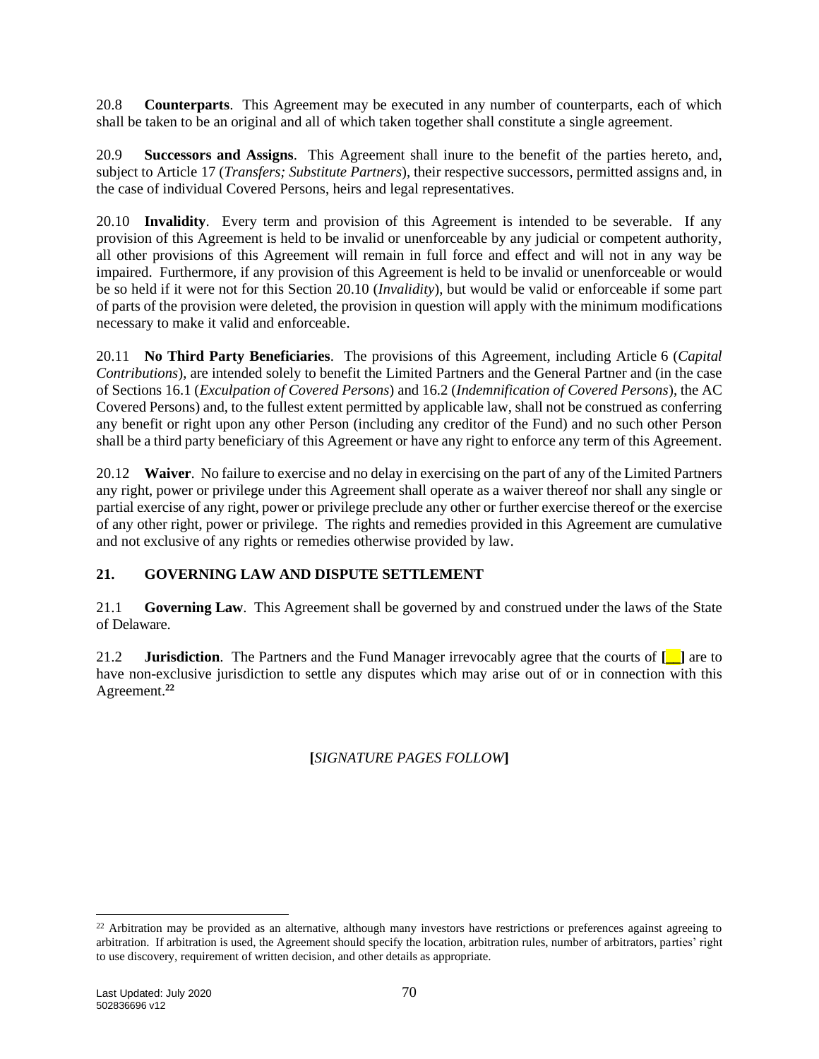20.8 **Counterparts**. This Agreement may be executed in any number of counterparts, each of which shall be taken to be an original and all of which taken together shall constitute a single agreement.

20.9 **Successors and Assigns**. This Agreement shall inure to the benefit of the parties hereto, and, subject to Article 17 (*Transfers; Substitute Partners*), their respective successors, permitted assigns and, in the case of individual Covered Persons, heirs and legal representatives.

20.10 **Invalidity**. Every term and provision of this Agreement is intended to be severable. If any provision of this Agreement is held to be invalid or unenforceable by any judicial or competent authority, all other provisions of this Agreement will remain in full force and effect and will not in any way be impaired. Furthermore, if any provision of this Agreement is held to be invalid or unenforceable or would be so held if it were not for this Section 20.10 (*Invalidity*), but would be valid or enforceable if some part of parts of the provision were deleted, the provision in question will apply with the minimum modifications necessary to make it valid and enforceable.

20.11 **No Third Party Beneficiaries**. The provisions of this Agreement, including Article 6 (*Capital Contributions*), are intended solely to benefit the Limited Partners and the General Partner and (in the case of Sections 16.1 (*Exculpation of Covered Persons*) and 16.2 (*Indemnification of Covered Persons*), the AC Covered Persons) and, to the fullest extent permitted by applicable law, shall not be construed as conferring any benefit or right upon any other Person (including any creditor of the Fund) and no such other Person shall be a third party beneficiary of this Agreement or have any right to enforce any term of this Agreement.

20.12 **Waiver**. No failure to exercise and no delay in exercising on the part of any of the Limited Partners any right, power or privilege under this Agreement shall operate as a waiver thereof nor shall any single or partial exercise of any right, power or privilege preclude any other or further exercise thereof or the exercise of any other right, power or privilege. The rights and remedies provided in this Agreement are cumulative and not exclusive of any rights or remedies otherwise provided by law.

## 21. GOVERNING LAW AND DISPUTE SETTLEMENT

21.1 **Governing Law**. This Agreement shall be governed by and construed under the laws of the State of Delaware.

21.2 **Jurisdiction**. The Partners and the Fund Manager irrevocably agree that the courts of **[__]** are to have non-exclusive jurisdiction to settle any disputes which may arise out of or in connection with this Agreement.[22]

**[***SIGNATURE PAGES FOLLOW***]**

---

[22] Arbitration may be provided as an alternative, although many investors have restrictions or preferences against agreeing to arbitration. If arbitration is used, the Agreement should specify the location, arbitration rules, number of arbitrators, parties' right to use discovery, requirement of written decision, and other details as appropriate.

Last Updated: July 2020
502836696 v12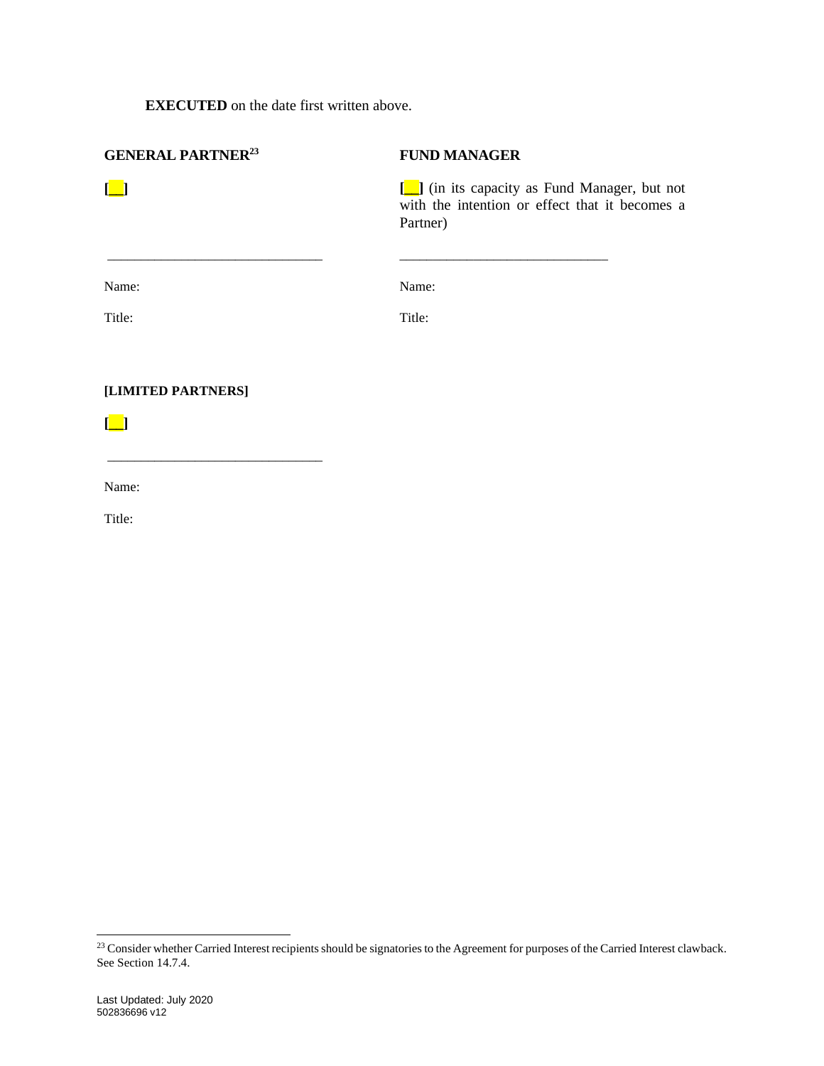**EXECUTED** on the date first written above.

**GENERAL PARTNER**[23]

**[__]**

_______________________________

Name:

Title:

**FUND MANAGER**

**[__]** (in its capacity as Fund Manager, but not with the intention or effect that it becomes a Partner)

_______________________________

Name:

Title:

**[LIMITED PARTNERS]**

**[__]**

_______________________________

Name:

Title:

---

[23] Consider whether Carried Interest recipients should be signatories to the Agreement for purposes of the Carried Interest clawback. See Section 14.7.4.

Last Updated: July 2020
502836696 v12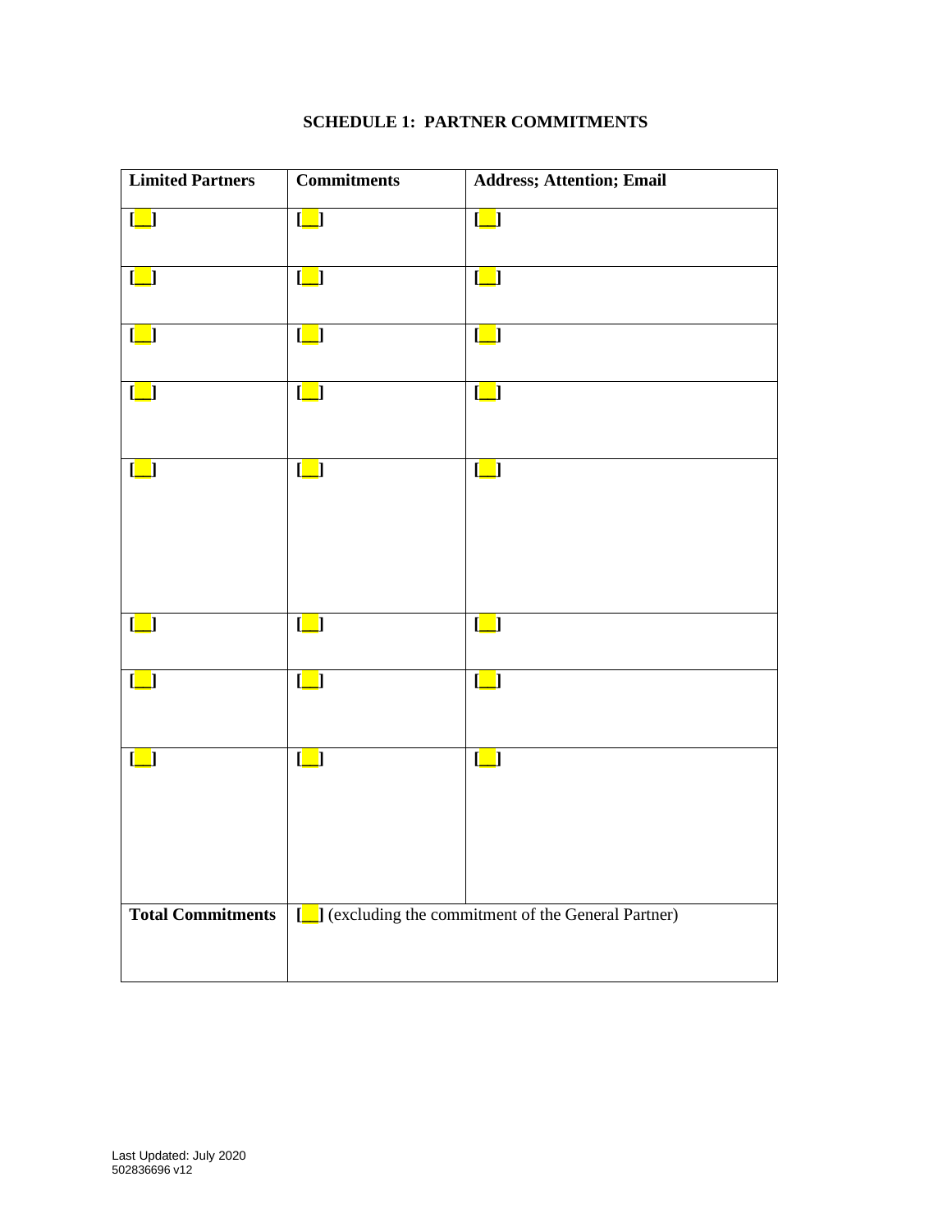**SCHEDULE 1: PARTNER COMMITMENTS**

| Limited Partners | Commitments | Address; Attention; Email |
| --- | --- | --- |
| [__] | [__] | [__] |
| [__] | [__] | [__] |
| [__] | [__] | [__] |
| [__] | [__] | [__] |
| [__] | [__] | [__] |
| [__] | [__] | [__] |
| [__] | [__] | [__] |
| [__] | [__] | [__] |
| **Total Commitments** | [__] (excluding the commitment of the General Partner) | |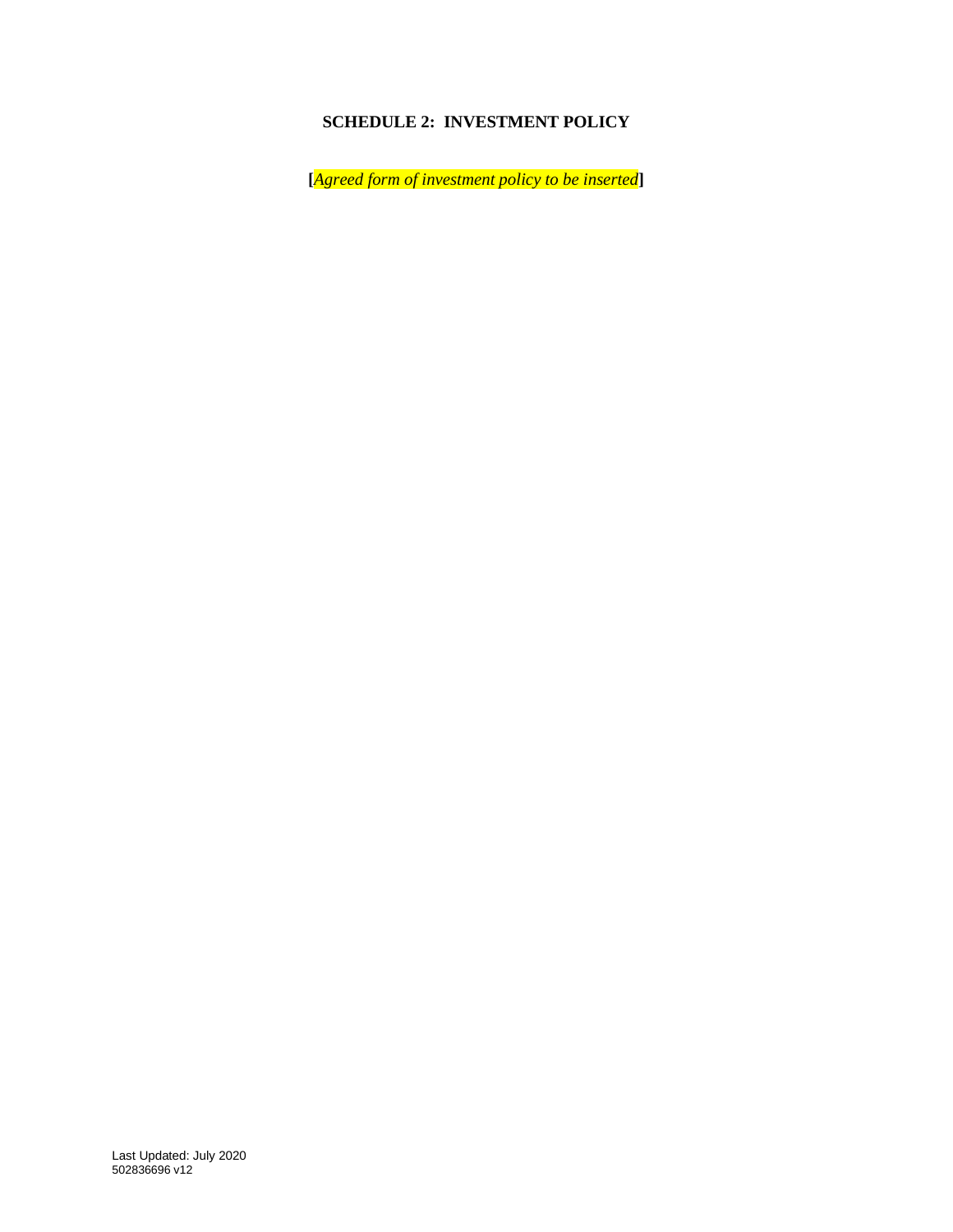**SCHEDULE 2: INVESTMENT POLICY**

[*Agreed form of investment policy to be inserted*]

Last Updated: July 2020
502836696 v12